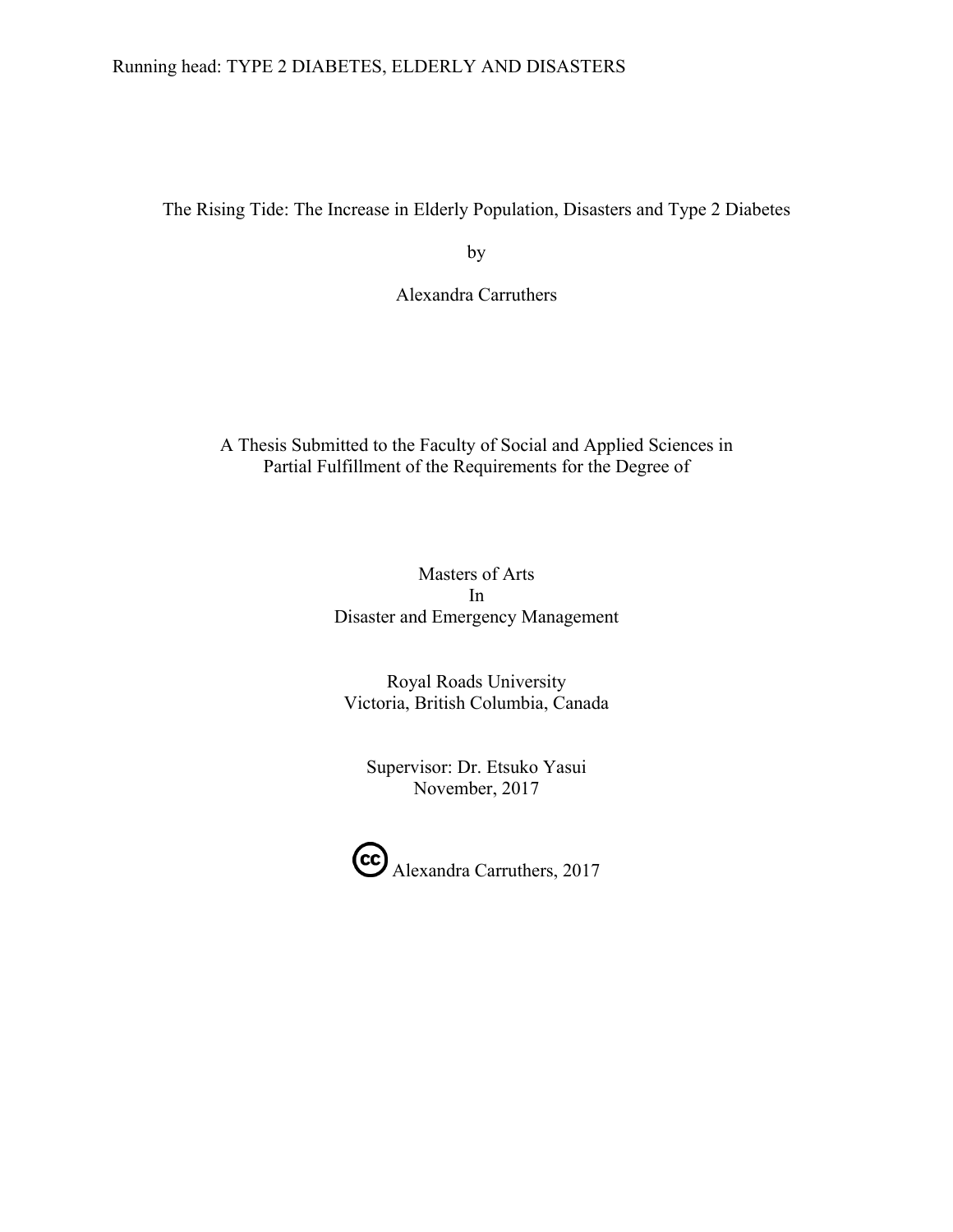# The Rising Tide: The Increase in Elderly Population, Disasters and Type 2 Diabetes

by

Alexandra Carruthers

A Thesis Submitted to the Faculty of Social and Applied Sciences in Partial Fulfillment of the Requirements for the Degree of

Masters of Arts
In
Disaster and Emergency Management

Royal Roads University
Victoria, British Columbia, Canada

Supervisor: Dr. Etsuko Yasui
November, 2017

© Alexandra Carruthers, 2017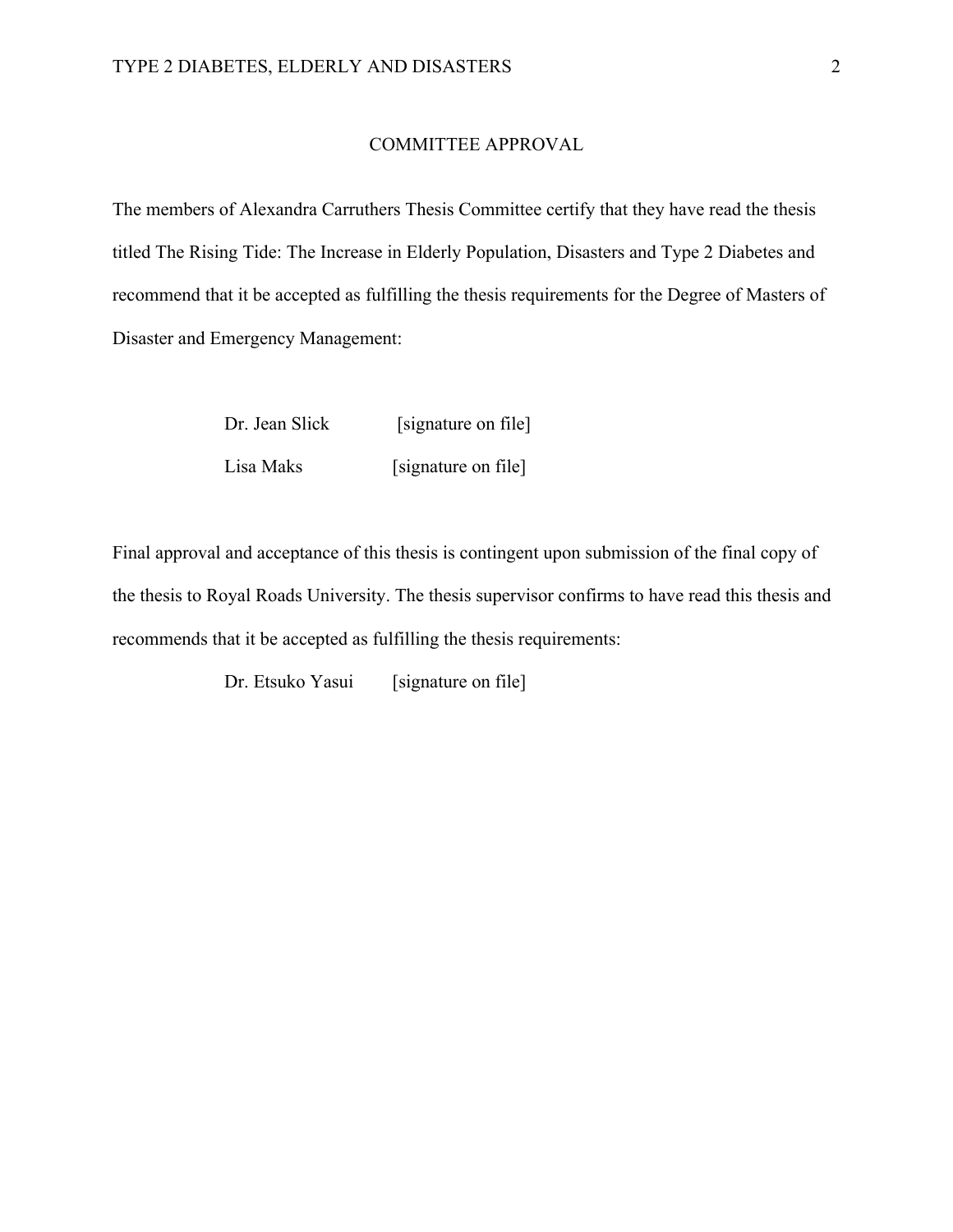# COMMITTEE APPROVAL

The members of Alexandra Carruthers Thesis Committee certify that they have read the thesis titled The Rising Tide: The Increase in Elderly Population, Disasters and Type 2 Diabetes and recommend that it be accepted as fulfilling the thesis requirements for the Degree of Masters of Disaster and Emergency Management:

Dr. Jean Slick [signature on file]

Lisa Maks [signature on file]

Final approval and acceptance of this thesis is contingent upon submission of the final copy of the thesis to Royal Roads University. The thesis supervisor confirms to have read this thesis and recommends that it be accepted as fulfilling the thesis requirements:

Dr. Etsuko Yasui [signature on file]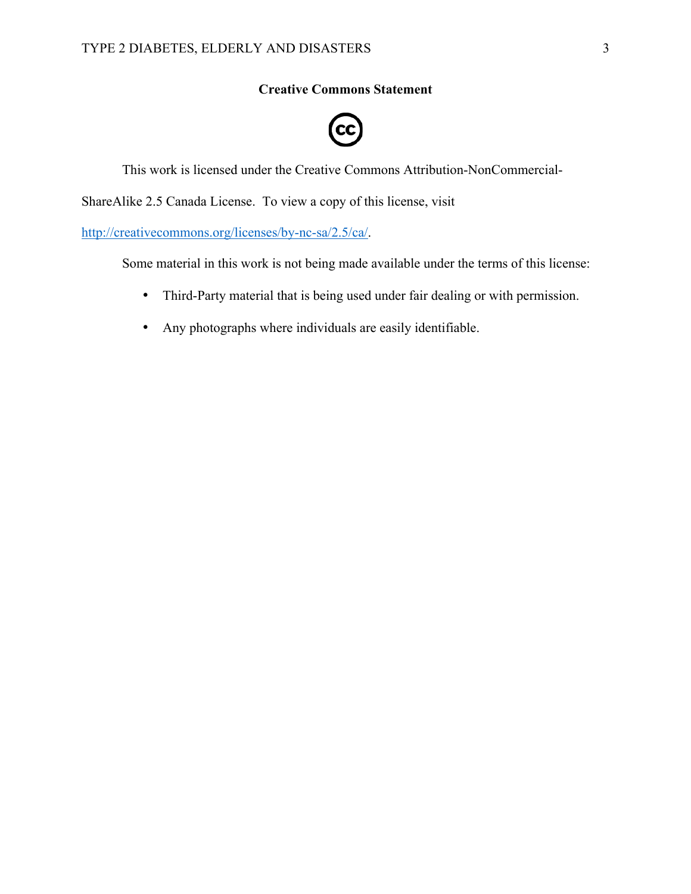**Creative Commons Statement**

This work is licensed under the Creative Commons Attribution-NonCommercial-ShareAlike 2.5 Canada License. To view a copy of this license, visit http://creativecommons.org/licenses/by-nc-sa/2.5/ca/.

Some material in this work is not being made available under the terms of this license:

- Third-Party material that is being used under fair dealing or with permission.
- Any photographs where individuals are easily identifiable.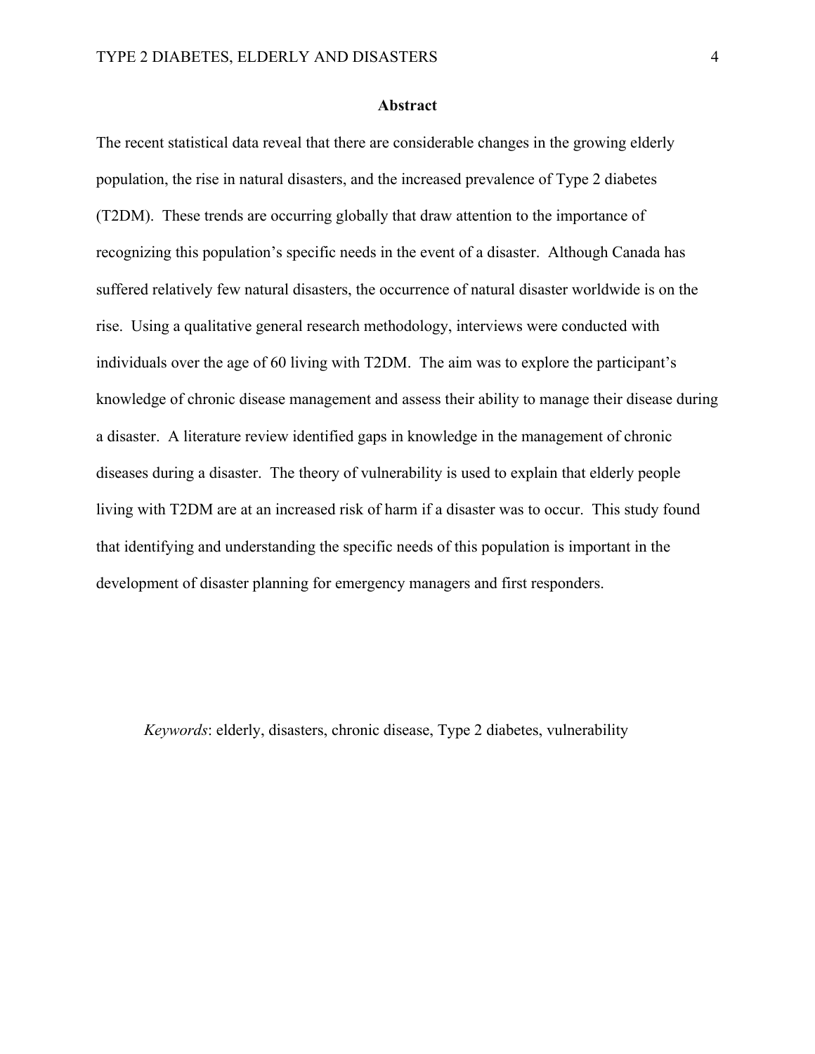## Abstract

The recent statistical data reveal that there are considerable changes in the growing elderly population, the rise in natural disasters, and the increased prevalence of Type 2 diabetes (T2DM). These trends are occurring globally that draw attention to the importance of recognizing this population's specific needs in the event of a disaster. Although Canada has suffered relatively few natural disasters, the occurrence of natural disaster worldwide is on the rise. Using a qualitative general research methodology, interviews were conducted with individuals over the age of 60 living with T2DM. The aim was to explore the participant's knowledge of chronic disease management and assess their ability to manage their disease during a disaster. A literature review identified gaps in knowledge in the management of chronic diseases during a disaster. The theory of vulnerability is used to explain that elderly people living with T2DM are at an increased risk of harm if a disaster was to occur. This study found that identifying and understanding the specific needs of this population is important in the development of disaster planning for emergency managers and first responders.

*Keywords*: elderly, disasters, chronic disease, Type 2 diabetes, vulnerability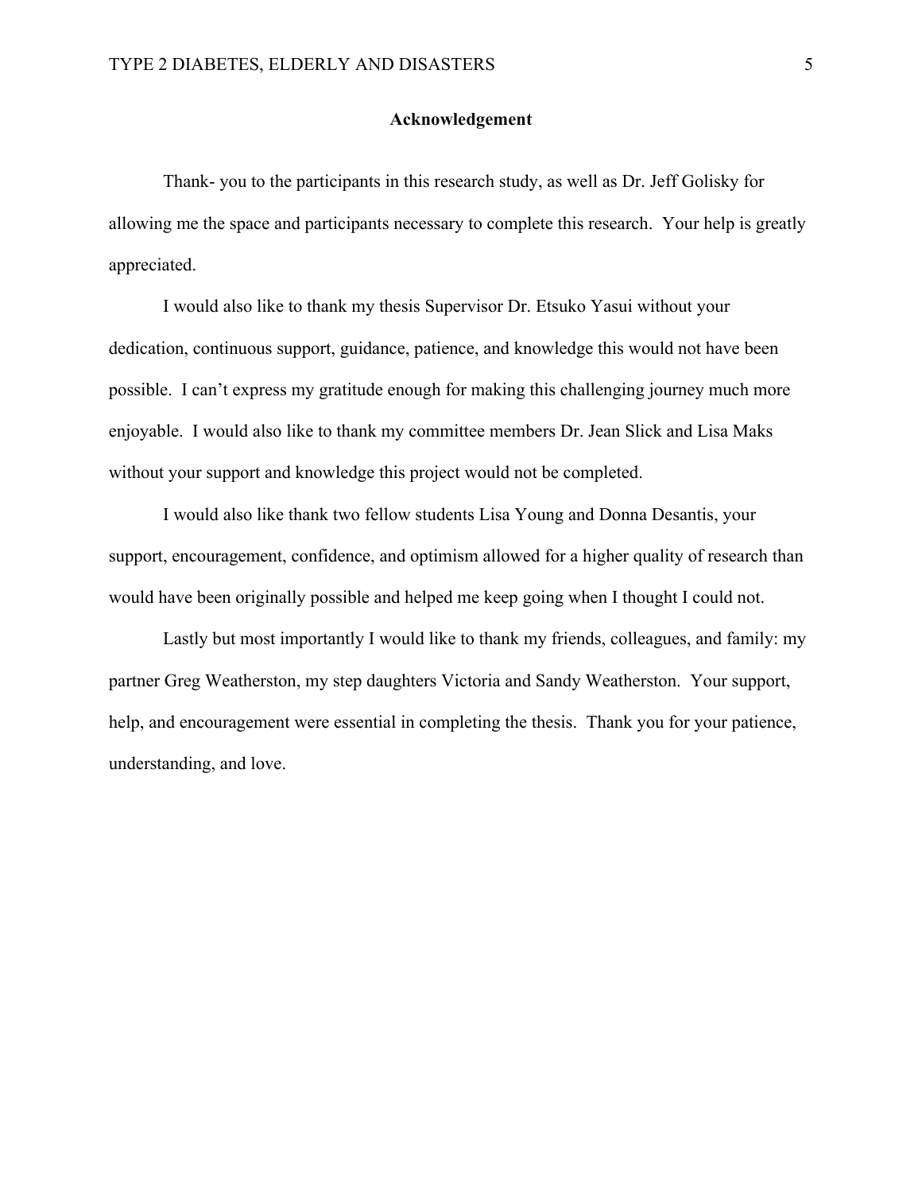## Acknowledgement

Thank- you to the participants in this research study, as well as Dr. Jeff Golisky for allowing me the space and participants necessary to complete this research. Your help is greatly appreciated.

I would also like to thank my thesis Supervisor Dr. Etsuko Yasui without your dedication, continuous support, guidance, patience, and knowledge this would not have been possible. I can't express my gratitude enough for making this challenging journey much more enjoyable. I would also like to thank my committee members Dr. Jean Slick and Lisa Maks without your support and knowledge this project would not be completed.

I would also like thank two fellow students Lisa Young and Donna Desantis, your support, encouragement, confidence, and optimism allowed for a higher quality of research than would have been originally possible and helped me keep going when I thought I could not.

Lastly but most importantly I would like to thank my friends, colleagues, and family: my partner Greg Weatherston, my step daughters Victoria and Sandy Weatherston. Your support, help, and encouragement were essential in completing the thesis. Thank you for your patience, understanding, and love.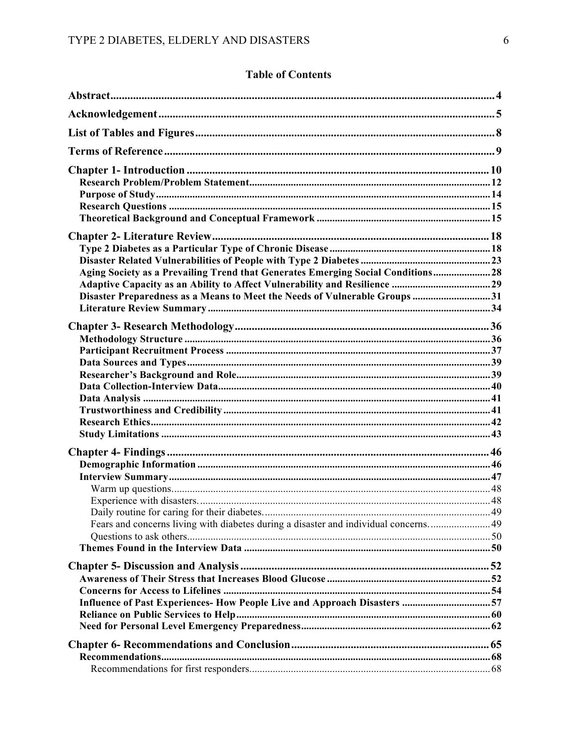## Table of Contents

**Abstract** 4

**Acknowledgement** 5

**List of Tables and Figures** 8

**Terms of Reference** 9

**Chapter 1- Introduction** 10

- **Research Problem/Problem Statement** 12
- **Purpose of Study** 14
- **Research Questions** 15
- **Theoretical Background and Conceptual Framework** 15

**Chapter 2- Literature Review** 18

- **Type 2 Diabetes as a Particular Type of Chronic Disease** 18
- **Disaster Related Vulnerabilities of People with Type 2 Diabetes** 23
- **Aging Society as a Prevailing Trend that Generates Emerging Social Conditions** 28
- **Adaptive Capacity as an Ability to Affect Vulnerability and Resilience** 29
- **Disaster Preparedness as a Means to Meet the Needs of Vulnerable Groups** 31
- **Literature Review Summary** 34

**Chapter 3- Research Methodology** 36

- **Methodology Structure** 36
- **Participant Recruitment Process** 37
- **Data Sources and Types** 39
- **Researcher's Background and Role** 39
- **Data Collection-Interview Data** 40
- **Data Analysis** 41
- **Trustworthiness and Credibility** 41
- **Research Ethics** 42
- **Study Limitations** 43

**Chapter 4- Findings** 46

- **Demographic Information** 46
- **Interview Summary** 47
  - Warm up questions. 48
  - Experience with disasters. 48
  - Daily routine for caring for their diabetes. 49
  - Fears and concerns living with diabetes during a disaster and individual concerns. 49
  - Questions to ask others. 50
- **Themes Found in the Interview Data** 50

**Chapter 5- Discussion and Analysis** 52

- **Awareness of Their Stress that Increases Blood Glucose** 52
- **Concerns for Access to Lifelines** 54
- **Influence of Past Experiences- How People Live and Approach Disasters** 57
- **Reliance on Public Services to Help** 60
- **Need for Personal Level Emergency Preparedness** 62

**Chapter 6- Recommendations and Conclusion** 65

- **Recommendations** 68
  - Recommendations for first responders 68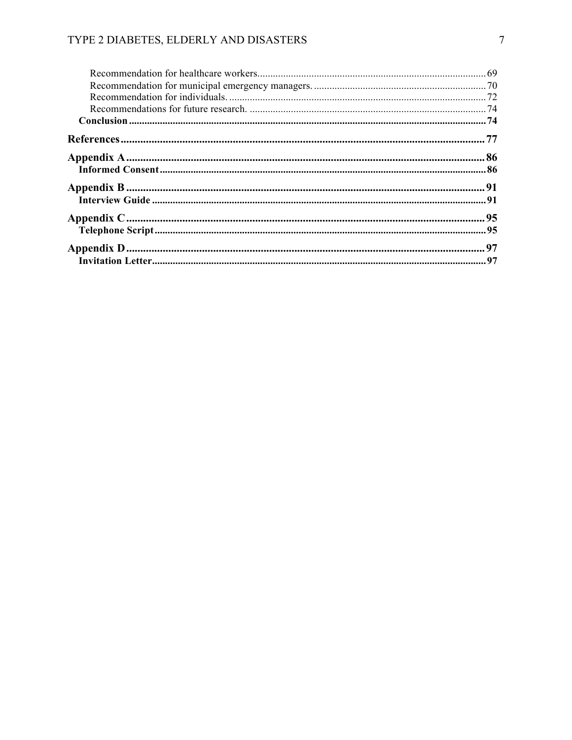Recommendation for healthcare workers........................................................................................69
Recommendation for municipal emergency managers..................................................................70
Recommendation for individuals....................................................................................................72
Recommendations for future research...........................................................................................74

**Conclusion**..........................................................................................................................................74

**References**..........................................................................................................................................77

**Appendix A**.........................................................................................................................................86

**Informed Consent**...............................................................................................................................86

**Appendix B**.........................................................................................................................................91

**Interview Guide**..................................................................................................................................91

**Appendix C**.........................................................................................................................................95

**Telephone Script**................................................................................................................................95

**Appendix D**.........................................................................................................................................97

**Invitation Letter**.................................................................................................................................97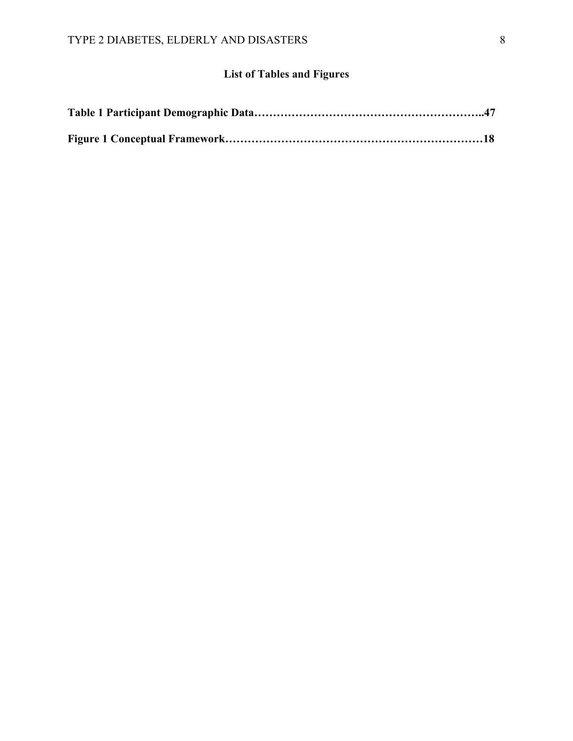## List of Tables and Figures

**Table 1 Participant Demographic Data…………………………………………………..47**

**Figure 1 Conceptual Framework……………………………………………………………18**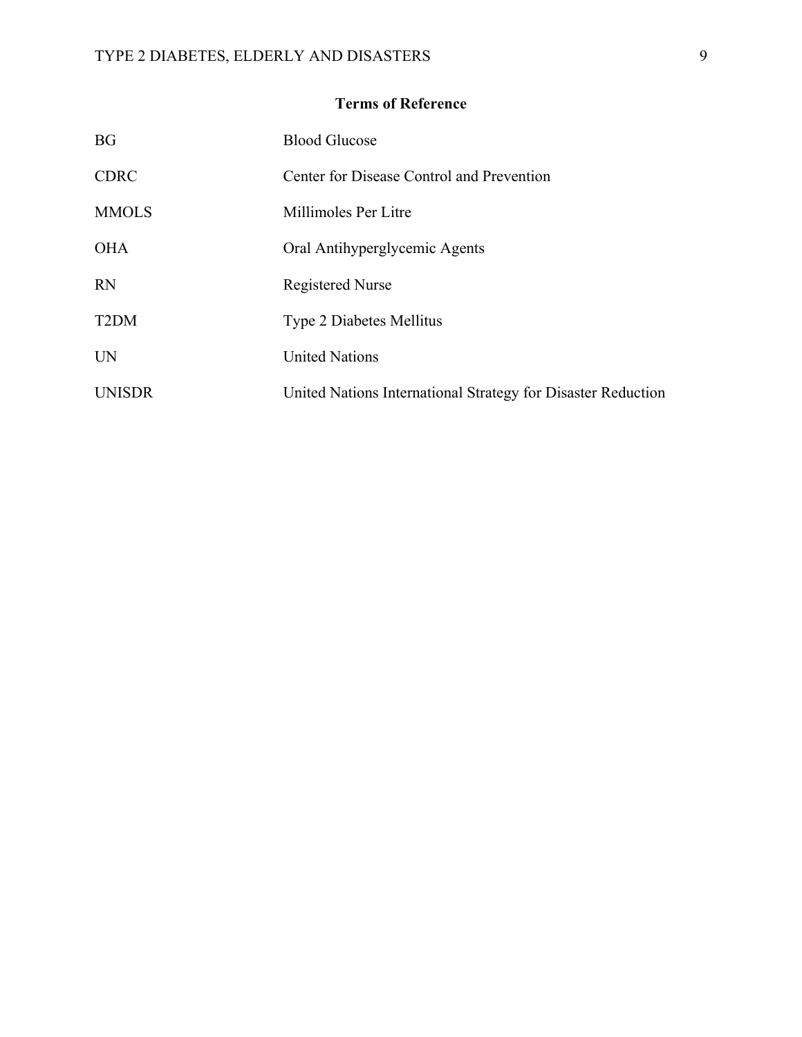## Terms of Reference

| | |
|---|---|
| BG | Blood Glucose |
| CDRC | Center for Disease Control and Prevention |
| MMOLS | Millimoles Per Litre |
| OHA | Oral Antihyperglycemic Agents |
| RN | Registered Nurse |
| T2DM | Type 2 Diabetes Mellitus |
| UN | United Nations |
| UNISDR | United Nations International Strategy for Disaster Reduction |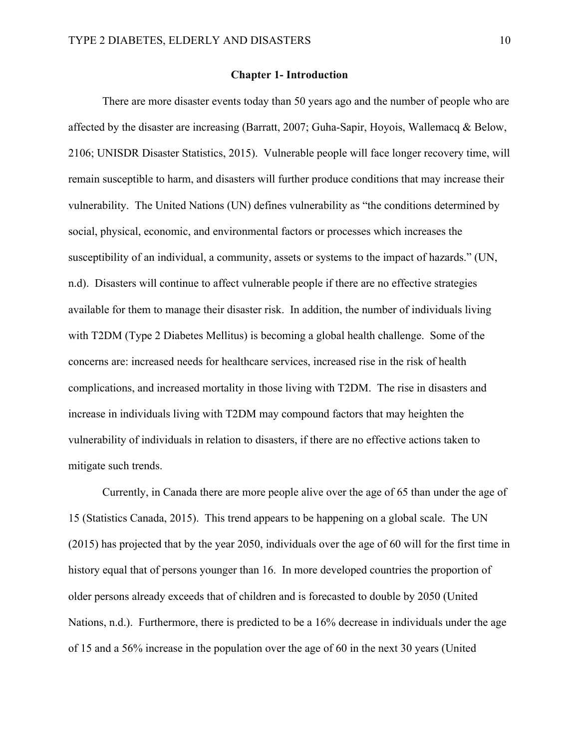## Chapter 1- Introduction

There are more disaster events today than 50 years ago and the number of people who are affected by the disaster are increasing (Barratt, 2007; Guha-Sapir, Hoyois, Wallemacq & Below, 2106; UNISDR Disaster Statistics, 2015). Vulnerable people will face longer recovery time, will remain susceptible to harm, and disasters will further produce conditions that may increase their vulnerability. The United Nations (UN) defines vulnerability as "the conditions determined by social, physical, economic, and environmental factors or processes which increases the susceptibility of an individual, a community, assets or systems to the impact of hazards." (UN, n.d). Disasters will continue to affect vulnerable people if there are no effective strategies available for them to manage their disaster risk. In addition, the number of individuals living with T2DM (Type 2 Diabetes Mellitus) is becoming a global health challenge. Some of the concerns are: increased needs for healthcare services, increased rise in the risk of health complications, and increased mortality in those living with T2DM. The rise in disasters and increase in individuals living with T2DM may compound factors that may heighten the vulnerability of individuals in relation to disasters, if there are no effective actions taken to mitigate such trends.

Currently, in Canada there are more people alive over the age of 65 than under the age of 15 (Statistics Canada, 2015). This trend appears to be happening on a global scale. The UN (2015) has projected that by the year 2050, individuals over the age of 60 will for the first time in history equal that of persons younger than 16. In more developed countries the proportion of older persons already exceeds that of children and is forecasted to double by 2050 (United Nations, n.d.). Furthermore, there is predicted to be a 16% decrease in individuals under the age of 15 and a 56% increase in the population over the age of 60 in the next 30 years (United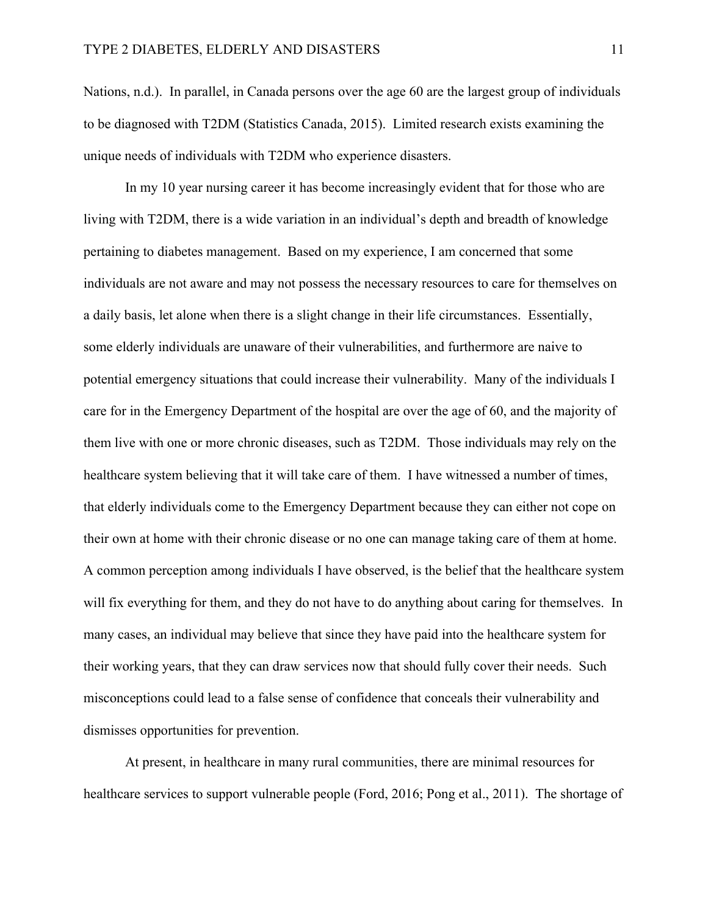Nations, n.d.). In parallel, in Canada persons over the age 60 are the largest group of individuals to be diagnosed with T2DM (Statistics Canada, 2015). Limited research exists examining the unique needs of individuals with T2DM who experience disasters.

In my 10 year nursing career it has become increasingly evident that for those who are living with T2DM, there is a wide variation in an individual's depth and breadth of knowledge pertaining to diabetes management. Based on my experience, I am concerned that some individuals are not aware and may not possess the necessary resources to care for themselves on a daily basis, let alone when there is a slight change in their life circumstances. Essentially, some elderly individuals are unaware of their vulnerabilities, and furthermore are naive to potential emergency situations that could increase their vulnerability. Many of the individuals I care for in the Emergency Department of the hospital are over the age of 60, and the majority of them live with one or more chronic diseases, such as T2DM. Those individuals may rely on the healthcare system believing that it will take care of them. I have witnessed a number of times, that elderly individuals come to the Emergency Department because they can either not cope on their own at home with their chronic disease or no one can manage taking care of them at home. A common perception among individuals I have observed, is the belief that the healthcare system will fix everything for them, and they do not have to do anything about caring for themselves. In many cases, an individual may believe that since they have paid into the healthcare system for their working years, that they can draw services now that should fully cover their needs. Such misconceptions could lead to a false sense of confidence that conceals their vulnerability and dismisses opportunities for prevention.

At present, in healthcare in many rural communities, there are minimal resources for healthcare services to support vulnerable people (Ford, 2016; Pong et al., 2011). The shortage of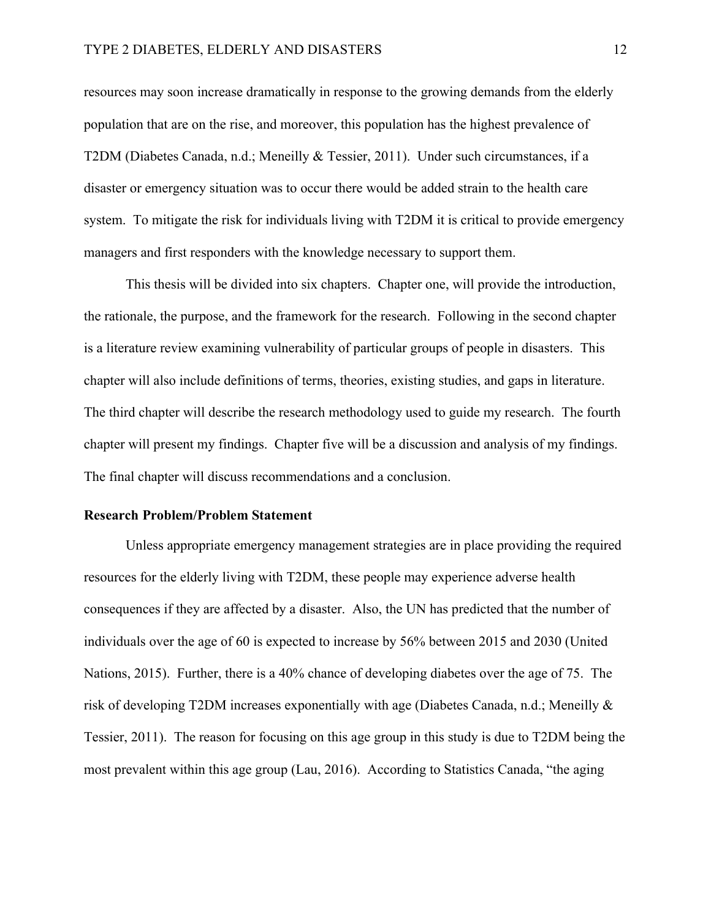resources may soon increase dramatically in response to the growing demands from the elderly population that are on the rise, and moreover, this population has the highest prevalence of T2DM (Diabetes Canada, n.d.; Meneilly & Tessier, 2011). Under such circumstances, if a disaster or emergency situation was to occur there would be added strain to the health care system. To mitigate the risk for individuals living with T2DM it is critical to provide emergency managers and first responders with the knowledge necessary to support them.

This thesis will be divided into six chapters. Chapter one, will provide the introduction, the rationale, the purpose, and the framework for the research. Following in the second chapter is a literature review examining vulnerability of particular groups of people in disasters. This chapter will also include definitions of terms, theories, existing studies, and gaps in literature. The third chapter will describe the research methodology used to guide my research. The fourth chapter will present my findings. Chapter five will be a discussion and analysis of my findings. The final chapter will discuss recommendations and a conclusion.

**Research Problem/Problem Statement**

Unless appropriate emergency management strategies are in place providing the required resources for the elderly living with T2DM, these people may experience adverse health consequences if they are affected by a disaster. Also, the UN has predicted that the number of individuals over the age of 60 is expected to increase by 56% between 2015 and 2030 (United Nations, 2015). Further, there is a 40% chance of developing diabetes over the age of 75. The risk of developing T2DM increases exponentially with age (Diabetes Canada, n.d.; Meneilly & Tessier, 2011). The reason for focusing on this age group in this study is due to T2DM being the most prevalent within this age group (Lau, 2016). According to Statistics Canada, "the aging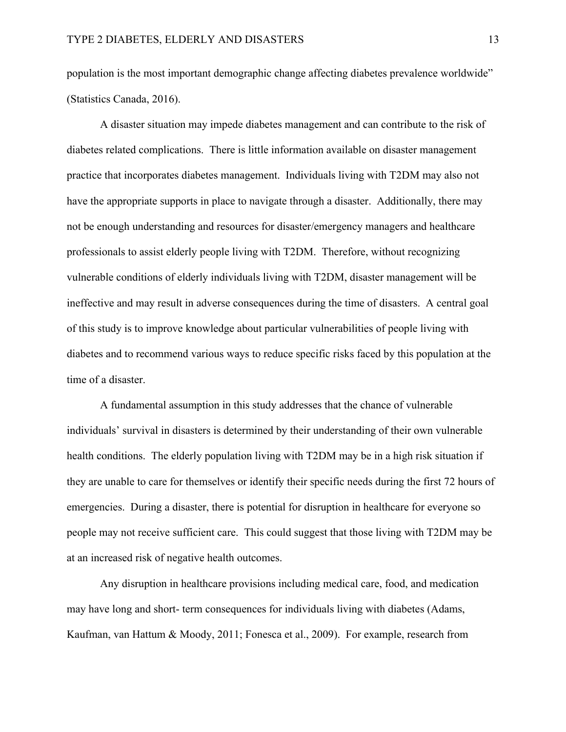population is the most important demographic change affecting diabetes prevalence worldwide" (Statistics Canada, 2016).

A disaster situation may impede diabetes management and can contribute to the risk of diabetes related complications. There is little information available on disaster management practice that incorporates diabetes management. Individuals living with T2DM may also not have the appropriate supports in place to navigate through a disaster. Additionally, there may not be enough understanding and resources for disaster/emergency managers and healthcare professionals to assist elderly people living with T2DM. Therefore, without recognizing vulnerable conditions of elderly individuals living with T2DM, disaster management will be ineffective and may result in adverse consequences during the time of disasters. A central goal of this study is to improve knowledge about particular vulnerabilities of people living with diabetes and to recommend various ways to reduce specific risks faced by this population at the time of a disaster.

A fundamental assumption in this study addresses that the chance of vulnerable individuals' survival in disasters is determined by their understanding of their own vulnerable health conditions. The elderly population living with T2DM may be in a high risk situation if they are unable to care for themselves or identify their specific needs during the first 72 hours of emergencies. During a disaster, there is potential for disruption in healthcare for everyone so people may not receive sufficient care. This could suggest that those living with T2DM may be at an increased risk of negative health outcomes.

Any disruption in healthcare provisions including medical care, food, and medication may have long and short- term consequences for individuals living with diabetes (Adams, Kaufman, van Hattum & Moody, 2011; Fonesca et al., 2009). For example, research from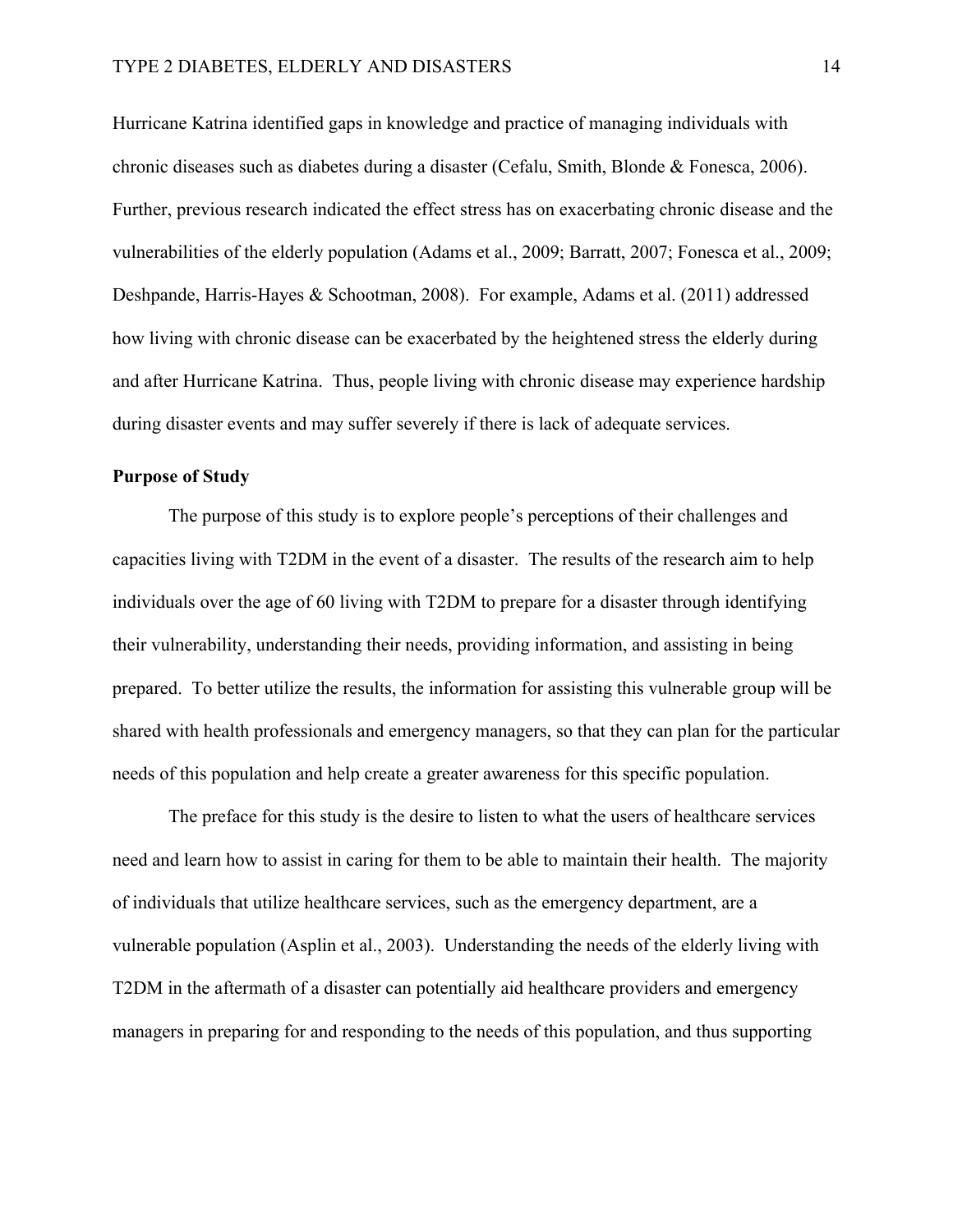Hurricane Katrina identified gaps in knowledge and practice of managing individuals with chronic diseases such as diabetes during a disaster (Cefalu, Smith, Blonde & Fonesca, 2006). Further, previous research indicated the effect stress has on exacerbating chronic disease and the vulnerabilities of the elderly population (Adams et al., 2009; Barratt, 2007; Fonesca et al., 2009; Deshpande, Harris-Hayes & Schootman, 2008). For example, Adams et al. (2011) addressed how living with chronic disease can be exacerbated by the heightened stress the elderly during and after Hurricane Katrina. Thus, people living with chronic disease may experience hardship during disaster events and may suffer severely if there is lack of adequate services.

**Purpose of Study**

The purpose of this study is to explore people's perceptions of their challenges and capacities living with T2DM in the event of a disaster. The results of the research aim to help individuals over the age of 60 living with T2DM to prepare for a disaster through identifying their vulnerability, understanding their needs, providing information, and assisting in being prepared. To better utilize the results, the information for assisting this vulnerable group will be shared with health professionals and emergency managers, so that they can plan for the particular needs of this population and help create a greater awareness for this specific population.

The preface for this study is the desire to listen to what the users of healthcare services need and learn how to assist in caring for them to be able to maintain their health. The majority of individuals that utilize healthcare services, such as the emergency department, are a vulnerable population (Asplin et al., 2003). Understanding the needs of the elderly living with T2DM in the aftermath of a disaster can potentially aid healthcare providers and emergency managers in preparing for and responding to the needs of this population, and thus supporting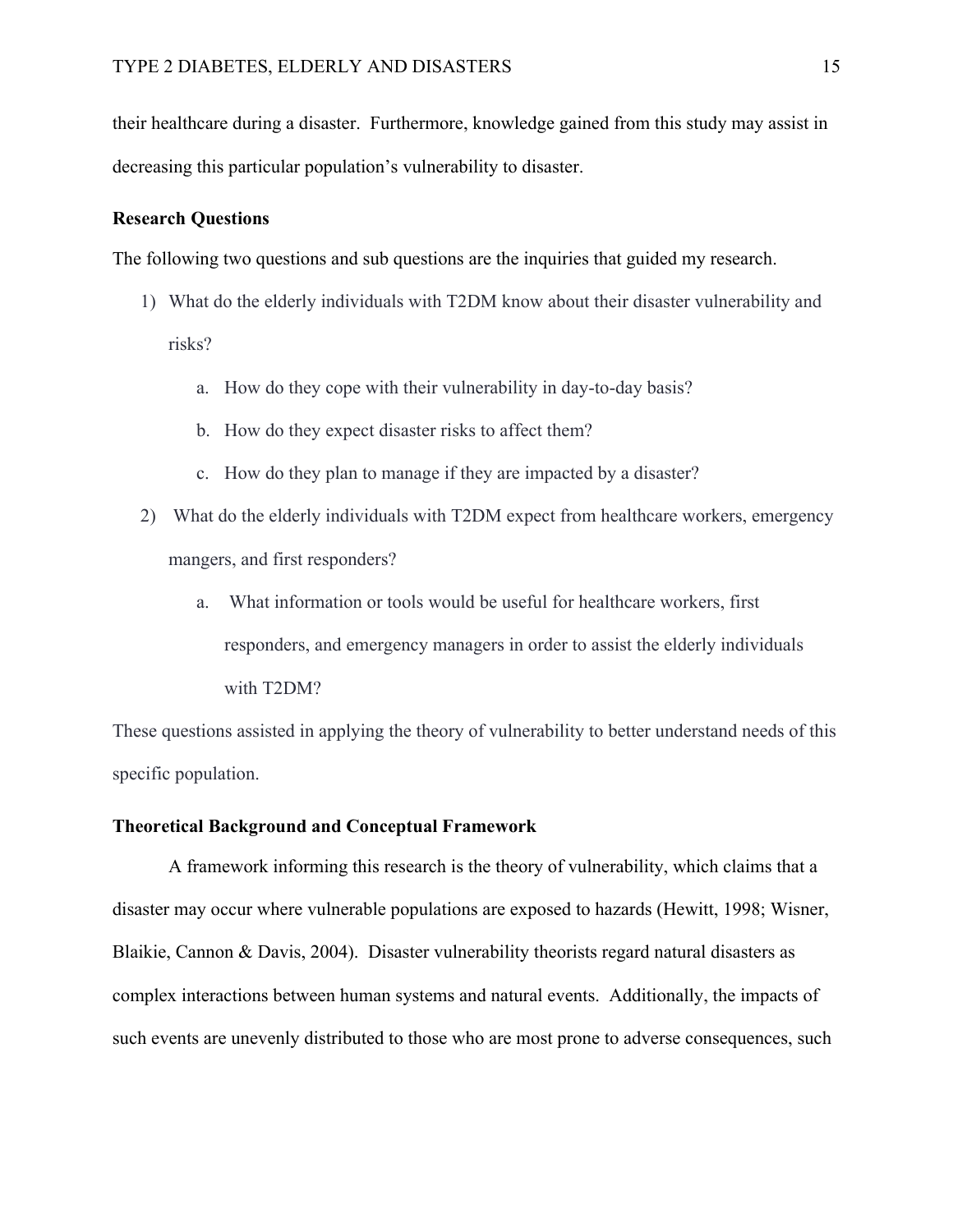their healthcare during a disaster. Furthermore, knowledge gained from this study may assist in decreasing this particular population's vulnerability to disaster.

**Research Questions**

The following two questions and sub questions are the inquiries that guided my research.

1) What do the elderly individuals with T2DM know about their disaster vulnerability and risks?
   a. How do they cope with their vulnerability in day-to-day basis?
   b. How do they expect disaster risks to affect them?
   c. How do they plan to manage if they are impacted by a disaster?
2) What do the elderly individuals with T2DM expect from healthcare workers, emergency mangers, and first responders?
   a. What information or tools would be useful for healthcare workers, first responders, and emergency managers in order to assist the elderly individuals with T2DM?

These questions assisted in applying the theory of vulnerability to better understand needs of this specific population.

**Theoretical Background and Conceptual Framework**

A framework informing this research is the theory of vulnerability, which claims that a disaster may occur where vulnerable populations are exposed to hazards (Hewitt, 1998; Wisner, Blaikie, Cannon & Davis, 2004). Disaster vulnerability theorists regard natural disasters as complex interactions between human systems and natural events. Additionally, the impacts of such events are unevenly distributed to those who are most prone to adverse consequences, such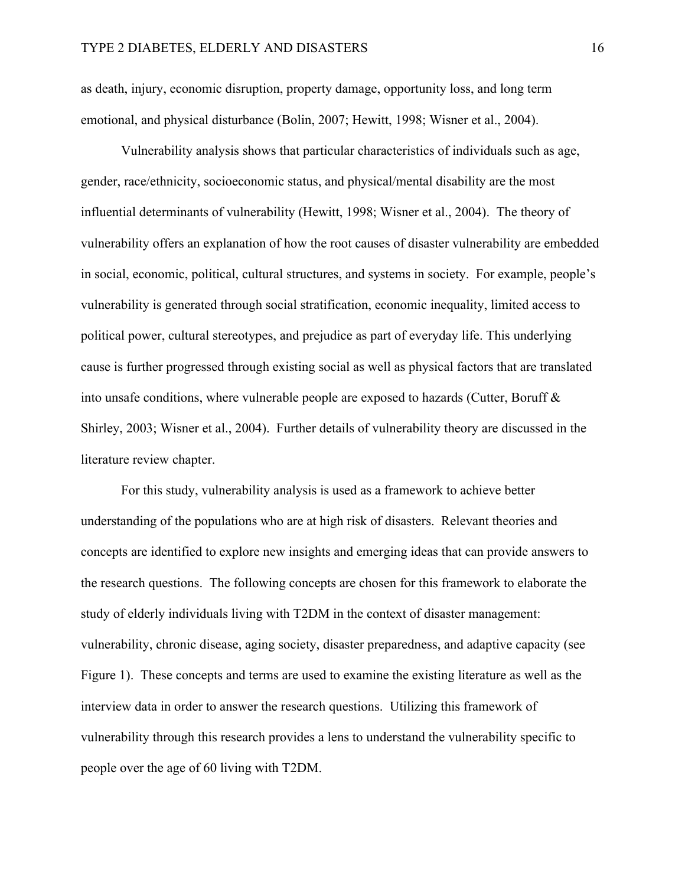as death, injury, economic disruption, property damage, opportunity loss, and long term emotional, and physical disturbance (Bolin, 2007; Hewitt, 1998; Wisner et al., 2004).

Vulnerability analysis shows that particular characteristics of individuals such as age, gender, race/ethnicity, socioeconomic status, and physical/mental disability are the most influential determinants of vulnerability (Hewitt, 1998; Wisner et al., 2004). The theory of vulnerability offers an explanation of how the root causes of disaster vulnerability are embedded in social, economic, political, cultural structures, and systems in society. For example, people's vulnerability is generated through social stratification, economic inequality, limited access to political power, cultural stereotypes, and prejudice as part of everyday life. This underlying cause is further progressed through existing social as well as physical factors that are translated into unsafe conditions, where vulnerable people are exposed to hazards (Cutter, Boruff & Shirley, 2003; Wisner et al., 2004). Further details of vulnerability theory are discussed in the literature review chapter.

For this study, vulnerability analysis is used as a framework to achieve better understanding of the populations who are at high risk of disasters. Relevant theories and concepts are identified to explore new insights and emerging ideas that can provide answers to the research questions. The following concepts are chosen for this framework to elaborate the study of elderly individuals living with T2DM in the context of disaster management: vulnerability, chronic disease, aging society, disaster preparedness, and adaptive capacity (see Figure 1). These concepts and terms are used to examine the existing literature as well as the interview data in order to answer the research questions. Utilizing this framework of vulnerability through this research provides a lens to understand the vulnerability specific to people over the age of 60 living with T2DM.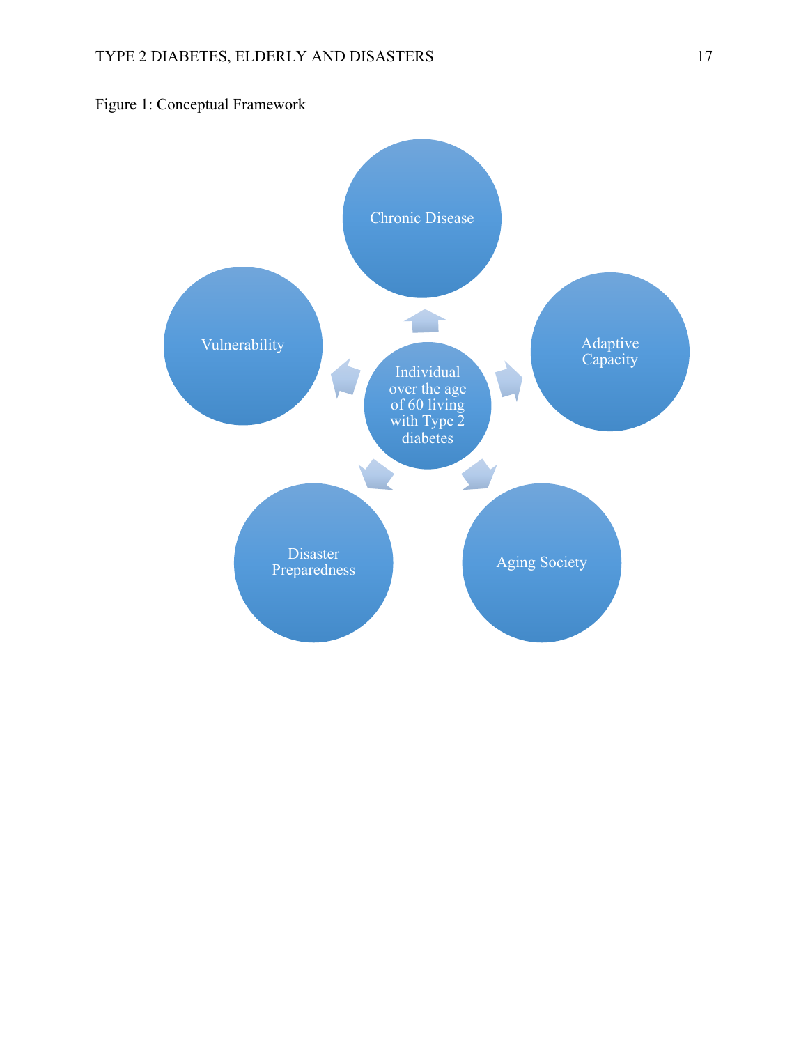Figure 1: Conceptual Framework

Individual over the age of 60 living with Type 2 diabetes

Chronic Disease

Adaptive Capacity

Aging Society

Disaster Preparedness

Vulnerability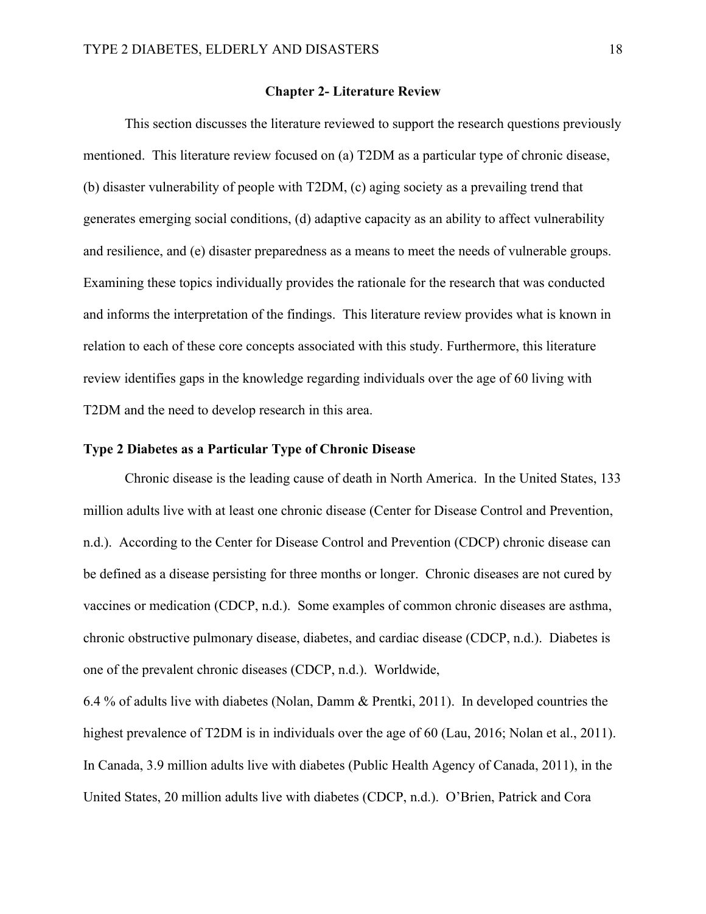## Chapter 2- Literature Review

This section discusses the literature reviewed to support the research questions previously mentioned. This literature review focused on (a) T2DM as a particular type of chronic disease, (b) disaster vulnerability of people with T2DM, (c) aging society as a prevailing trend that generates emerging social conditions, (d) adaptive capacity as an ability to affect vulnerability and resilience, and (e) disaster preparedness as a means to meet the needs of vulnerable groups. Examining these topics individually provides the rationale for the research that was conducted and informs the interpretation of the findings. This literature review provides what is known in relation to each of these core concepts associated with this study. Furthermore, this literature review identifies gaps in the knowledge regarding individuals over the age of 60 living with T2DM and the need to develop research in this area.

### Type 2 Diabetes as a Particular Type of Chronic Disease

Chronic disease is the leading cause of death in North America. In the United States, 133 million adults live with at least one chronic disease (Center for Disease Control and Prevention, n.d.). According to the Center for Disease Control and Prevention (CDCP) chronic disease can be defined as a disease persisting for three months or longer. Chronic diseases are not cured by vaccines or medication (CDCP, n.d.). Some examples of common chronic diseases are asthma, chronic obstructive pulmonary disease, diabetes, and cardiac disease (CDCP, n.d.). Diabetes is one of the prevalent chronic diseases (CDCP, n.d.). Worldwide, 6.4 % of adults live with diabetes (Nolan, Damm & Prentki, 2011). In developed countries the highest prevalence of T2DM is in individuals over the age of 60 (Lau, 2016; Nolan et al., 2011). In Canada, 3.9 million adults live with diabetes (Public Health Agency of Canada, 2011), in the United States, 20 million adults live with diabetes (CDCP, n.d.). O'Brien, Patrick and Cora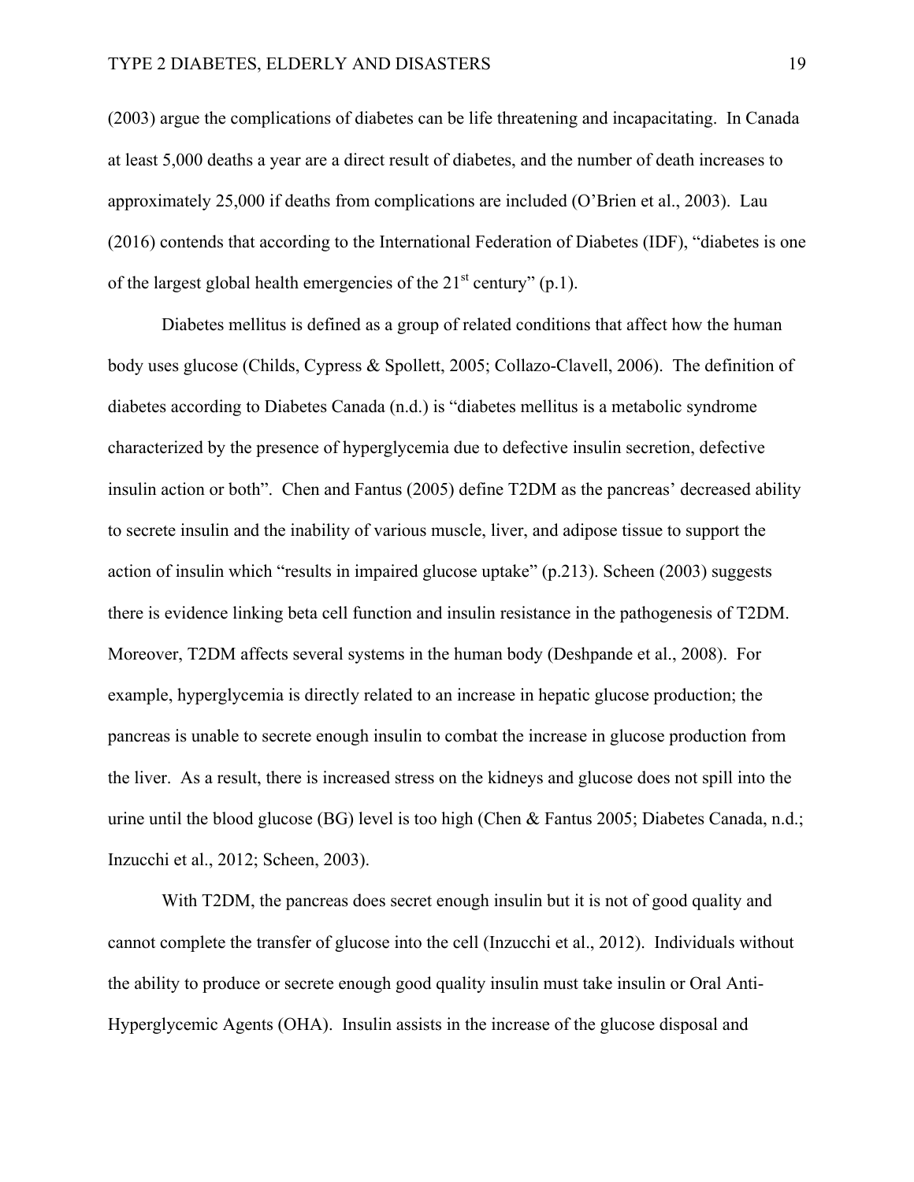(2003) argue the complications of diabetes can be life threatening and incapacitating. In Canada at least 5,000 deaths a year are a direct result of diabetes, and the number of death increases to approximately 25,000 if deaths from complications are included (O'Brien et al., 2003). Lau (2016) contends that according to the International Federation of Diabetes (IDF), "diabetes is one of the largest global health emergencies of the 21st century" (p.1).

Diabetes mellitus is defined as a group of related conditions that affect how the human body uses glucose (Childs, Cypress & Spollett, 2005; Collazo-Clavell, 2006). The definition of diabetes according to Diabetes Canada (n.d.) is "diabetes mellitus is a metabolic syndrome characterized by the presence of hyperglycemia due to defective insulin secretion, defective insulin action or both". Chen and Fantus (2005) define T2DM as the pancreas' decreased ability to secrete insulin and the inability of various muscle, liver, and adipose tissue to support the action of insulin which "results in impaired glucose uptake" (p.213). Scheen (2003) suggests there is evidence linking beta cell function and insulin resistance in the pathogenesis of T2DM. Moreover, T2DM affects several systems in the human body (Deshpande et al., 2008). For example, hyperglycemia is directly related to an increase in hepatic glucose production; the pancreas is unable to secrete enough insulin to combat the increase in glucose production from the liver. As a result, there is increased stress on the kidneys and glucose does not spill into the urine until the blood glucose (BG) level is too high (Chen & Fantus 2005; Diabetes Canada, n.d.; Inzucchi et al., 2012; Scheen, 2003).

With T2DM, the pancreas does secret enough insulin but it is not of good quality and cannot complete the transfer of glucose into the cell (Inzucchi et al., 2012). Individuals without the ability to produce or secrete enough good quality insulin must take insulin or Oral Anti-Hyperglycemic Agents (OHA). Insulin assists in the increase of the glucose disposal and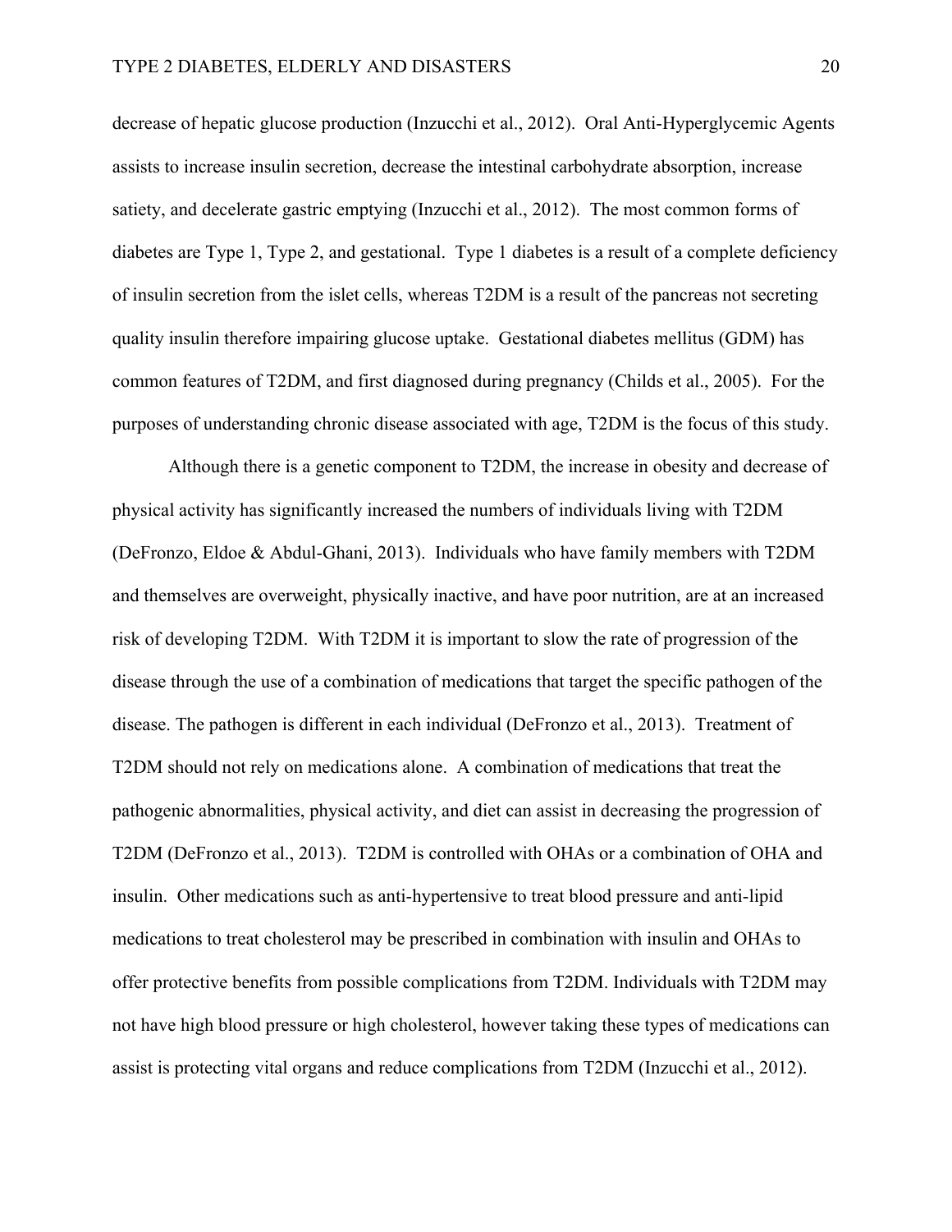decrease of hepatic glucose production (Inzucchi et al., 2012). Oral Anti-Hyperglycemic Agents assists to increase insulin secretion, decrease the intestinal carbohydrate absorption, increase satiety, and decelerate gastric emptying (Inzucchi et al., 2012). The most common forms of diabetes are Type 1, Type 2, and gestational. Type 1 diabetes is a result of a complete deficiency of insulin secretion from the islet cells, whereas T2DM is a result of the pancreas not secreting quality insulin therefore impairing glucose uptake. Gestational diabetes mellitus (GDM) has common features of T2DM, and first diagnosed during pregnancy (Childs et al., 2005). For the purposes of understanding chronic disease associated with age, T2DM is the focus of this study.

Although there is a genetic component to T2DM, the increase in obesity and decrease of physical activity has significantly increased the numbers of individuals living with T2DM (DeFronzo, Eldoe & Abdul-Ghani, 2013). Individuals who have family members with T2DM and themselves are overweight, physically inactive, and have poor nutrition, are at an increased risk of developing T2DM. With T2DM it is important to slow the rate of progression of the disease through the use of a combination of medications that target the specific pathogen of the disease. The pathogen is different in each individual (DeFronzo et al., 2013). Treatment of T2DM should not rely on medications alone. A combination of medications that treat the pathogenic abnormalities, physical activity, and diet can assist in decreasing the progression of T2DM (DeFronzo et al., 2013). T2DM is controlled with OHAs or a combination of OHA and insulin. Other medications such as anti-hypertensive to treat blood pressure and anti-lipid medications to treat cholesterol may be prescribed in combination with insulin and OHAs to offer protective benefits from possible complications from T2DM. Individuals with T2DM may not have high blood pressure or high cholesterol, however taking these types of medications can assist is protecting vital organs and reduce complications from T2DM (Inzucchi et al., 2012).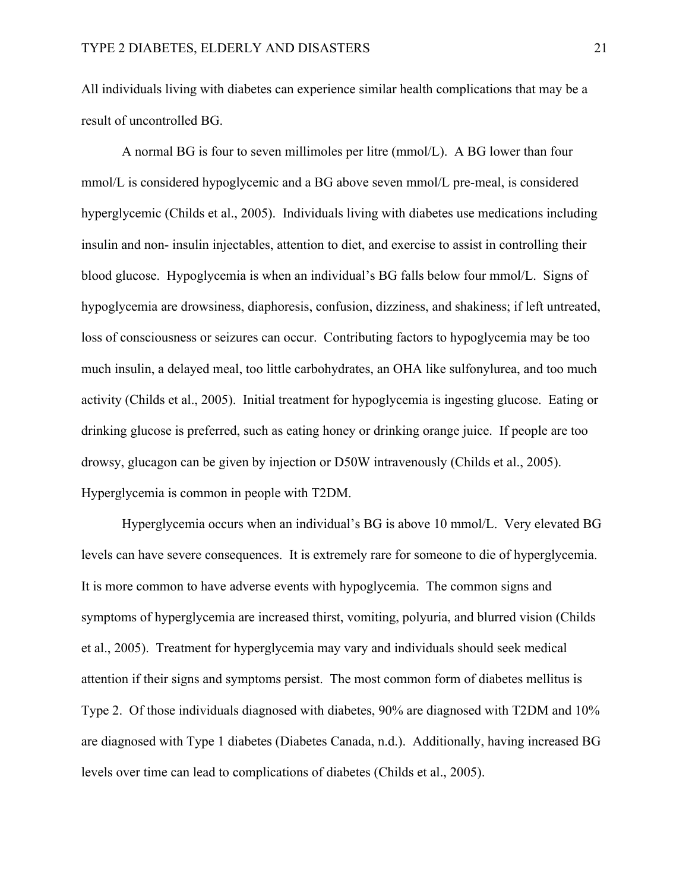All individuals living with diabetes can experience similar health complications that may be a result of uncontrolled BG.

A normal BG is four to seven millimoles per litre (mmol/L). A BG lower than four mmol/L is considered hypoglycemic and a BG above seven mmol/L pre-meal, is considered hyperglycemic (Childs et al., 2005). Individuals living with diabetes use medications including insulin and non- insulin injectables, attention to diet, and exercise to assist in controlling their blood glucose. Hypoglycemia is when an individual's BG falls below four mmol/L. Signs of hypoglycemia are drowsiness, diaphoresis, confusion, dizziness, and shakiness; if left untreated, loss of consciousness or seizures can occur. Contributing factors to hypoglycemia may be too much insulin, a delayed meal, too little carbohydrates, an OHA like sulfonylurea, and too much activity (Childs et al., 2005). Initial treatment for hypoglycemia is ingesting glucose. Eating or drinking glucose is preferred, such as eating honey or drinking orange juice. If people are too drowsy, glucagon can be given by injection or D50W intravenously (Childs et al., 2005). Hyperglycemia is common in people with T2DM.

Hyperglycemia occurs when an individual's BG is above 10 mmol/L. Very elevated BG levels can have severe consequences. It is extremely rare for someone to die of hyperglycemia. It is more common to have adverse events with hypoglycemia. The common signs and symptoms of hyperglycemia are increased thirst, vomiting, polyuria, and blurred vision (Childs et al., 2005). Treatment for hyperglycemia may vary and individuals should seek medical attention if their signs and symptoms persist. The most common form of diabetes mellitus is Type 2. Of those individuals diagnosed with diabetes, 90% are diagnosed with T2DM and 10% are diagnosed with Type 1 diabetes (Diabetes Canada, n.d.). Additionally, having increased BG levels over time can lead to complications of diabetes (Childs et al., 2005).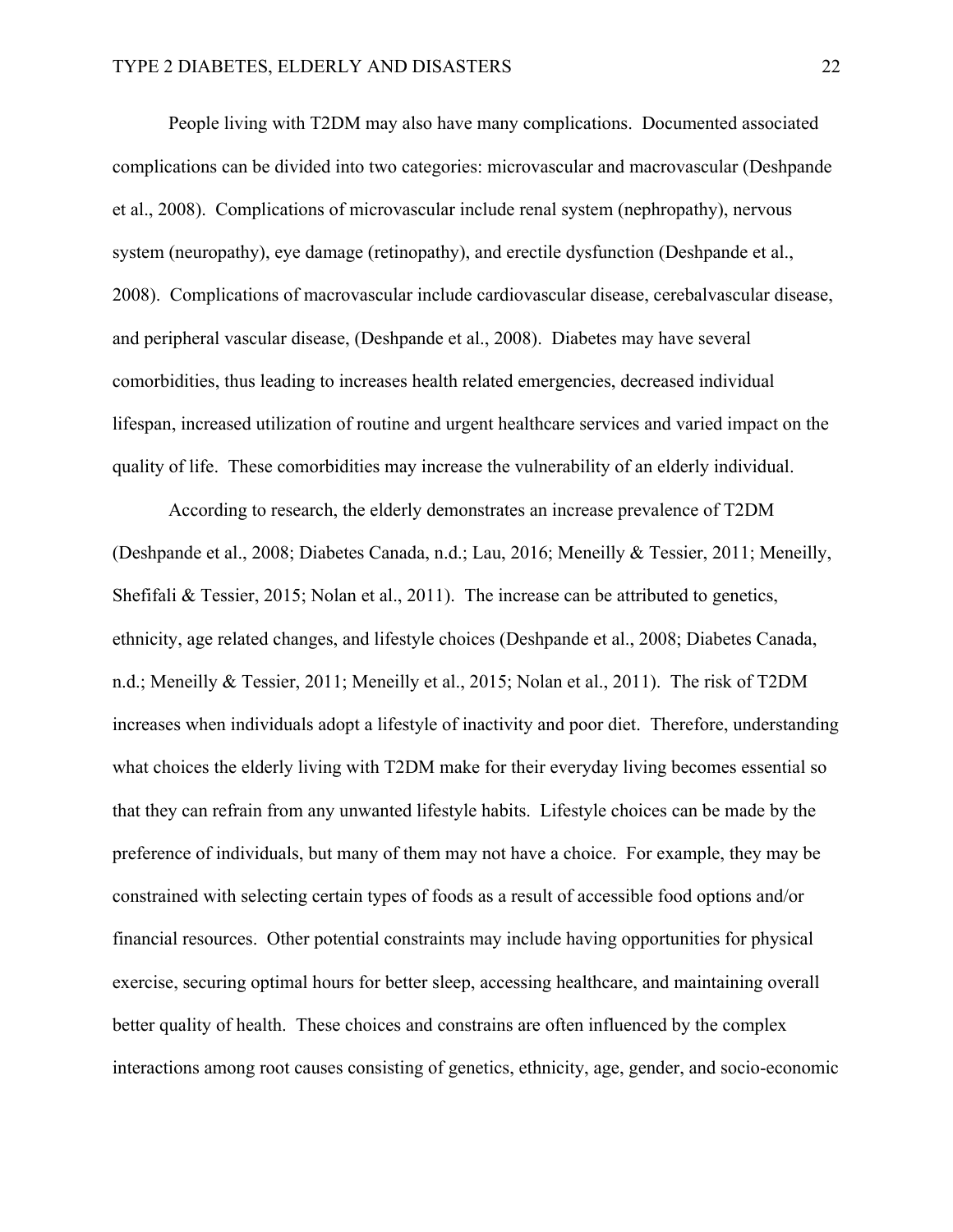People living with T2DM may also have many complications. Documented associated complications can be divided into two categories: microvascular and macrovascular (Deshpande et al., 2008). Complications of microvascular include renal system (nephropathy), nervous system (neuropathy), eye damage (retinopathy), and erectile dysfunction (Deshpande et al., 2008). Complications of macrovascular include cardiovascular disease, cerebalvascular disease, and peripheral vascular disease, (Deshpande et al., 2008). Diabetes may have several comorbidities, thus leading to increases health related emergencies, decreased individual lifespan, increased utilization of routine and urgent healthcare services and varied impact on the quality of life. These comorbidities may increase the vulnerability of an elderly individual.

According to research, the elderly demonstrates an increase prevalence of T2DM (Deshpande et al., 2008; Diabetes Canada, n.d.; Lau, 2016; Meneilly & Tessier, 2011; Meneilly, Shefifali & Tessier, 2015; Nolan et al., 2011). The increase can be attributed to genetics, ethnicity, age related changes, and lifestyle choices (Deshpande et al., 2008; Diabetes Canada, n.d.; Meneilly & Tessier, 2011; Meneilly et al., 2015; Nolan et al., 2011). The risk of T2DM increases when individuals adopt a lifestyle of inactivity and poor diet. Therefore, understanding what choices the elderly living with T2DM make for their everyday living becomes essential so that they can refrain from any unwanted lifestyle habits. Lifestyle choices can be made by the preference of individuals, but many of them may not have a choice. For example, they may be constrained with selecting certain types of foods as a result of accessible food options and/or financial resources. Other potential constraints may include having opportunities for physical exercise, securing optimal hours for better sleep, accessing healthcare, and maintaining overall better quality of health. These choices and constrains are often influenced by the complex interactions among root causes consisting of genetics, ethnicity, age, gender, and socio-economic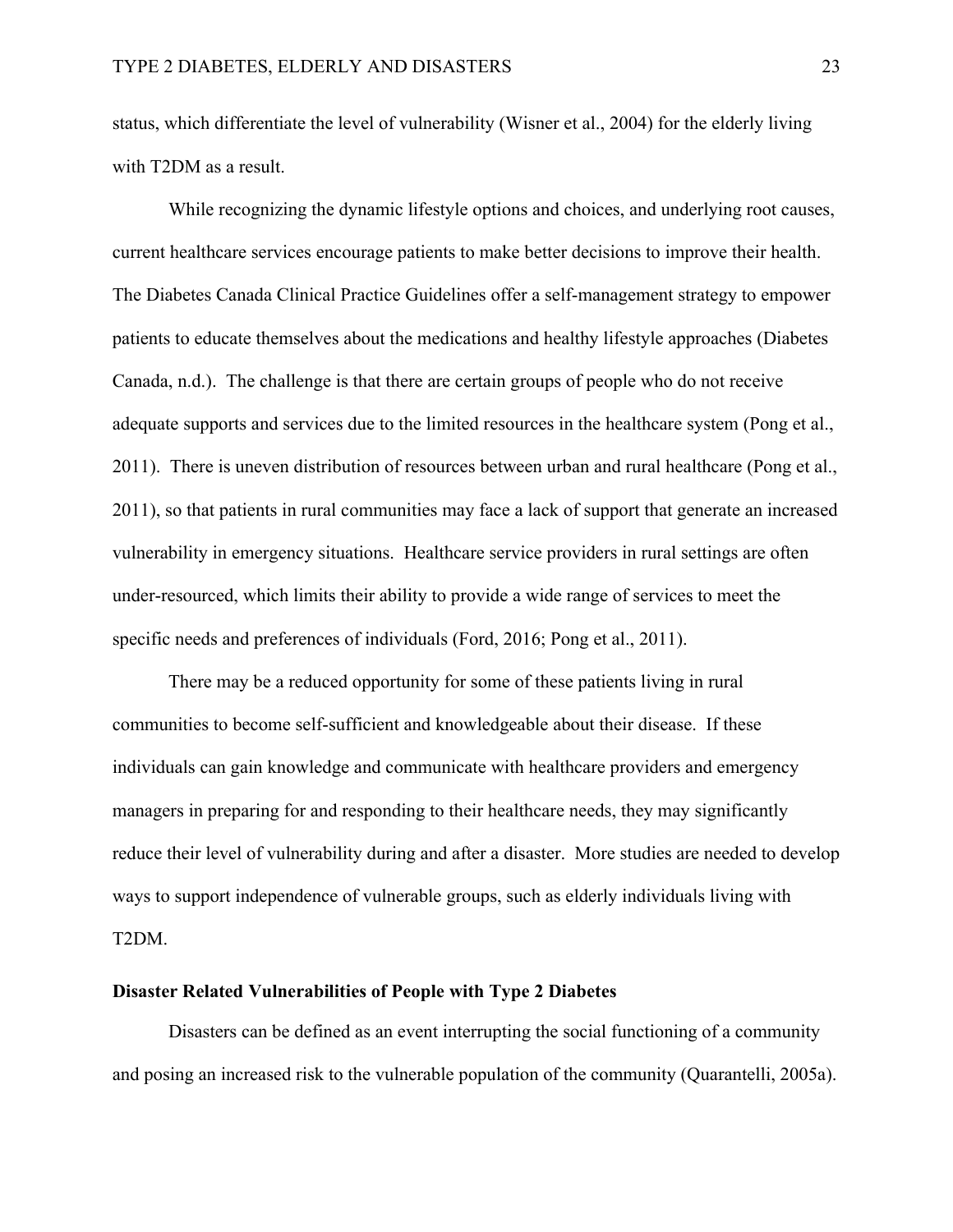status, which differentiate the level of vulnerability (Wisner et al., 2004) for the elderly living with T2DM as a result.

While recognizing the dynamic lifestyle options and choices, and underlying root causes, current healthcare services encourage patients to make better decisions to improve their health. The Diabetes Canada Clinical Practice Guidelines offer a self-management strategy to empower patients to educate themselves about the medications and healthy lifestyle approaches (Diabetes Canada, n.d.). The challenge is that there are certain groups of people who do not receive adequate supports and services due to the limited resources in the healthcare system (Pong et al., 2011). There is uneven distribution of resources between urban and rural healthcare (Pong et al., 2011), so that patients in rural communities may face a lack of support that generate an increased vulnerability in emergency situations. Healthcare service providers in rural settings are often under-resourced, which limits their ability to provide a wide range of services to meet the specific needs and preferences of individuals (Ford, 2016; Pong et al., 2011).

There may be a reduced opportunity for some of these patients living in rural communities to become self-sufficient and knowledgeable about their disease. If these individuals can gain knowledge and communicate with healthcare providers and emergency managers in preparing for and responding to their healthcare needs, they may significantly reduce their level of vulnerability during and after a disaster. More studies are needed to develop ways to support independence of vulnerable groups, such as elderly individuals living with T2DM.

**Disaster Related Vulnerabilities of People with Type 2 Diabetes**

Disasters can be defined as an event interrupting the social functioning of a community and posing an increased risk to the vulnerable population of the community (Quarantelli, 2005a).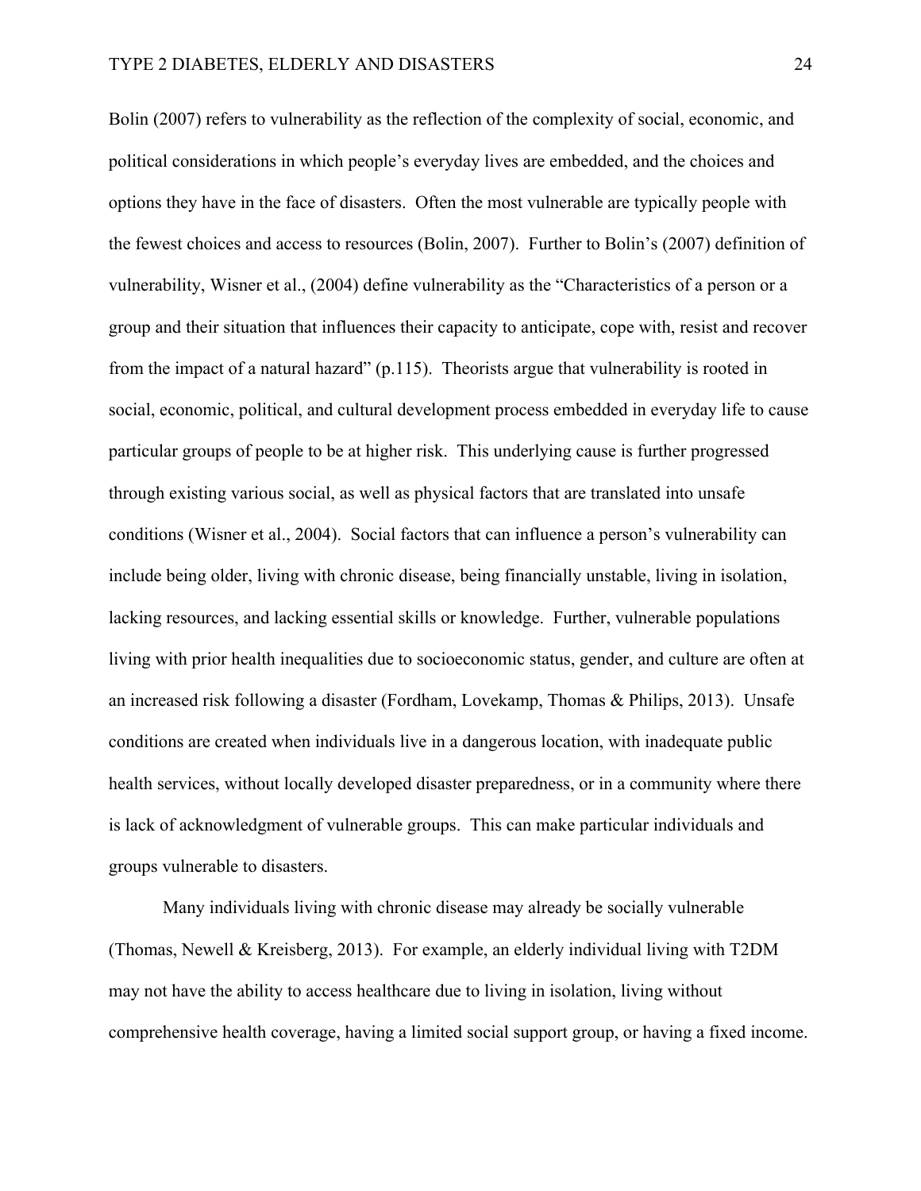Bolin (2007) refers to vulnerability as the reflection of the complexity of social, economic, and political considerations in which people's everyday lives are embedded, and the choices and options they have in the face of disasters. Often the most vulnerable are typically people with the fewest choices and access to resources (Bolin, 2007). Further to Bolin's (2007) definition of vulnerability, Wisner et al., (2004) define vulnerability as the "Characteristics of a person or a group and their situation that influences their capacity to anticipate, cope with, resist and recover from the impact of a natural hazard" (p.115). Theorists argue that vulnerability is rooted in social, economic, political, and cultural development process embedded in everyday life to cause particular groups of people to be at higher risk. This underlying cause is further progressed through existing various social, as well as physical factors that are translated into unsafe conditions (Wisner et al., 2004). Social factors that can influence a person's vulnerability can include being older, living with chronic disease, being financially unstable, living in isolation, lacking resources, and lacking essential skills or knowledge. Further, vulnerable populations living with prior health inequalities due to socioeconomic status, gender, and culture are often at an increased risk following a disaster (Fordham, Lovekamp, Thomas & Philips, 2013). Unsafe conditions are created when individuals live in a dangerous location, with inadequate public health services, without locally developed disaster preparedness, or in a community where there is lack of acknowledgment of vulnerable groups. This can make particular individuals and groups vulnerable to disasters.

Many individuals living with chronic disease may already be socially vulnerable (Thomas, Newell & Kreisberg, 2013). For example, an elderly individual living with T2DM may not have the ability to access healthcare due to living in isolation, living without comprehensive health coverage, having a limited social support group, or having a fixed income.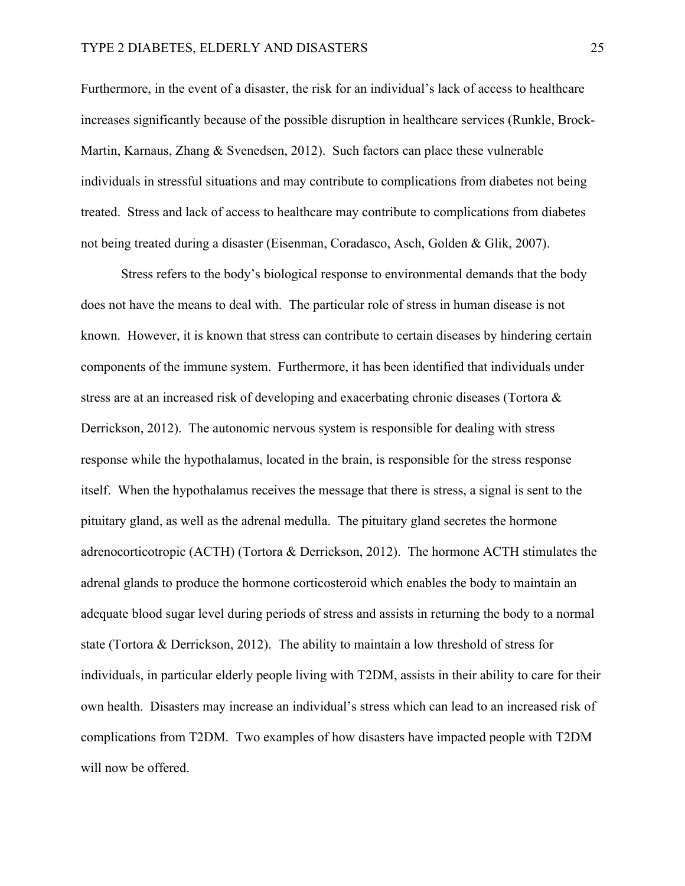Furthermore, in the event of a disaster, the risk for an individual's lack of access to healthcare increases significantly because of the possible disruption in healthcare services (Runkle, Brock-Martin, Karnaus, Zhang & Svenedsen, 2012). Such factors can place these vulnerable individuals in stressful situations and may contribute to complications from diabetes not being treated. Stress and lack of access to healthcare may contribute to complications from diabetes not being treated during a disaster (Eisenman, Coradasco, Asch, Golden & Glik, 2007).

Stress refers to the body's biological response to environmental demands that the body does not have the means to deal with. The particular role of stress in human disease is not known. However, it is known that stress can contribute to certain diseases by hindering certain components of the immune system. Furthermore, it has been identified that individuals under stress are at an increased risk of developing and exacerbating chronic diseases (Tortora & Derrickson, 2012). The autonomic nervous system is responsible for dealing with stress response while the hypothalamus, located in the brain, is responsible for the stress response itself. When the hypothalamus receives the message that there is stress, a signal is sent to the pituitary gland, as well as the adrenal medulla. The pituitary gland secretes the hormone adrenocorticotropic (ACTH) (Tortora & Derrickson, 2012). The hormone ACTH stimulates the adrenal glands to produce the hormone corticosteroid which enables the body to maintain an adequate blood sugar level during periods of stress and assists in returning the body to a normal state (Tortora & Derrickson, 2012). The ability to maintain a low threshold of stress for individuals, in particular elderly people living with T2DM, assists in their ability to care for their own health. Disasters may increase an individual's stress which can lead to an increased risk of complications from T2DM. Two examples of how disasters have impacted people with T2DM will now be offered.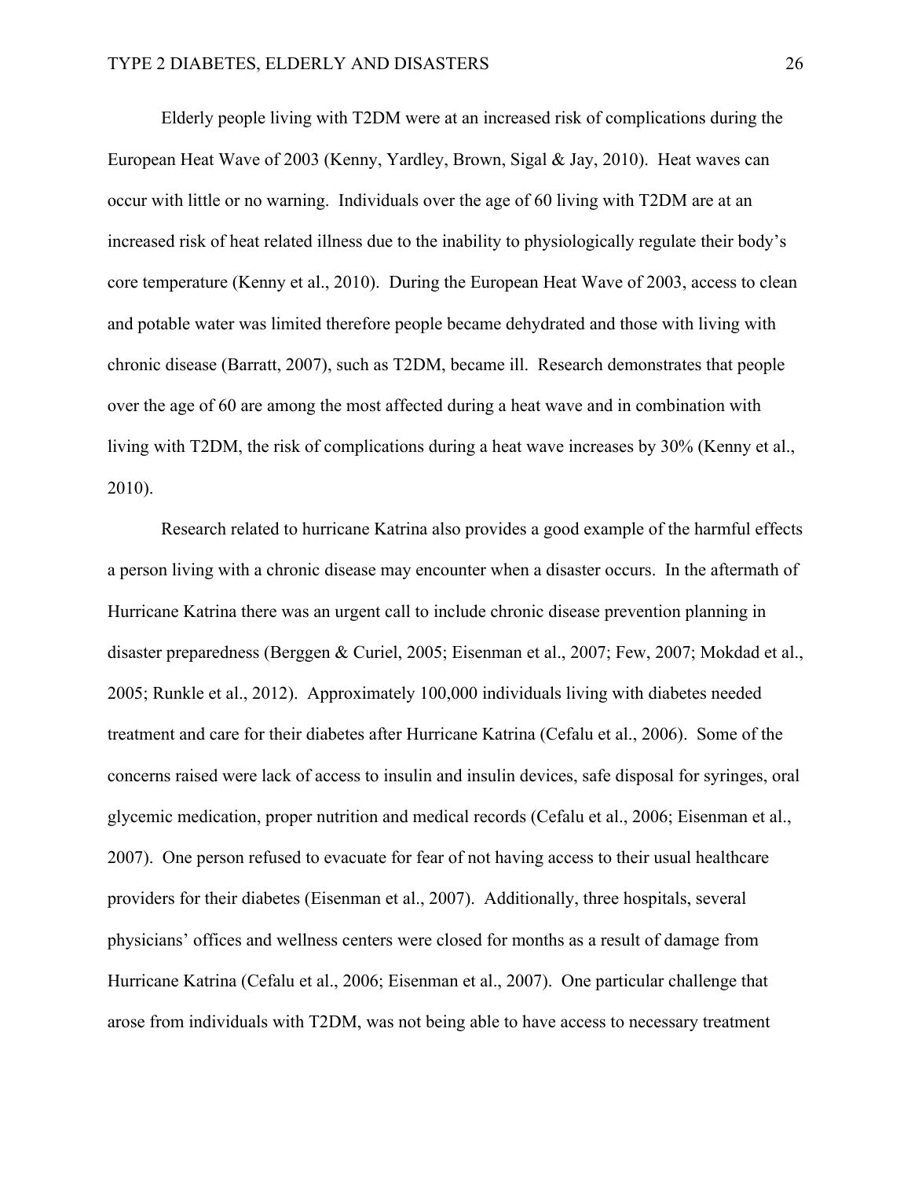Elderly people living with T2DM were at an increased risk of complications during the European Heat Wave of 2003 (Kenny, Yardley, Brown, Sigal & Jay, 2010). Heat waves can occur with little or no warning. Individuals over the age of 60 living with T2DM are at an increased risk of heat related illness due to the inability to physiologically regulate their body's core temperature (Kenny et al., 2010). During the European Heat Wave of 2003, access to clean and potable water was limited therefore people became dehydrated and those with living with chronic disease (Barratt, 2007), such as T2DM, became ill. Research demonstrates that people over the age of 60 are among the most affected during a heat wave and in combination with living with T2DM, the risk of complications during a heat wave increases by 30% (Kenny et al., 2010).

Research related to hurricane Katrina also provides a good example of the harmful effects a person living with a chronic disease may encounter when a disaster occurs. In the aftermath of Hurricane Katrina there was an urgent call to include chronic disease prevention planning in disaster preparedness (Berggen & Curiel, 2005; Eisenman et al., 2007; Few, 2007; Mokdad et al., 2005; Runkle et al., 2012). Approximately 100,000 individuals living with diabetes needed treatment and care for their diabetes after Hurricane Katrina (Cefalu et al., 2006). Some of the concerns raised were lack of access to insulin and insulin devices, safe disposal for syringes, oral glycemic medication, proper nutrition and medical records (Cefalu et al., 2006; Eisenman et al., 2007). One person refused to evacuate for fear of not having access to their usual healthcare providers for their diabetes (Eisenman et al., 2007). Additionally, three hospitals, several physicians' offices and wellness centers were closed for months as a result of damage from Hurricane Katrina (Cefalu et al., 2006; Eisenman et al., 2007). One particular challenge that arose from individuals with T2DM, was not being able to have access to necessary treatment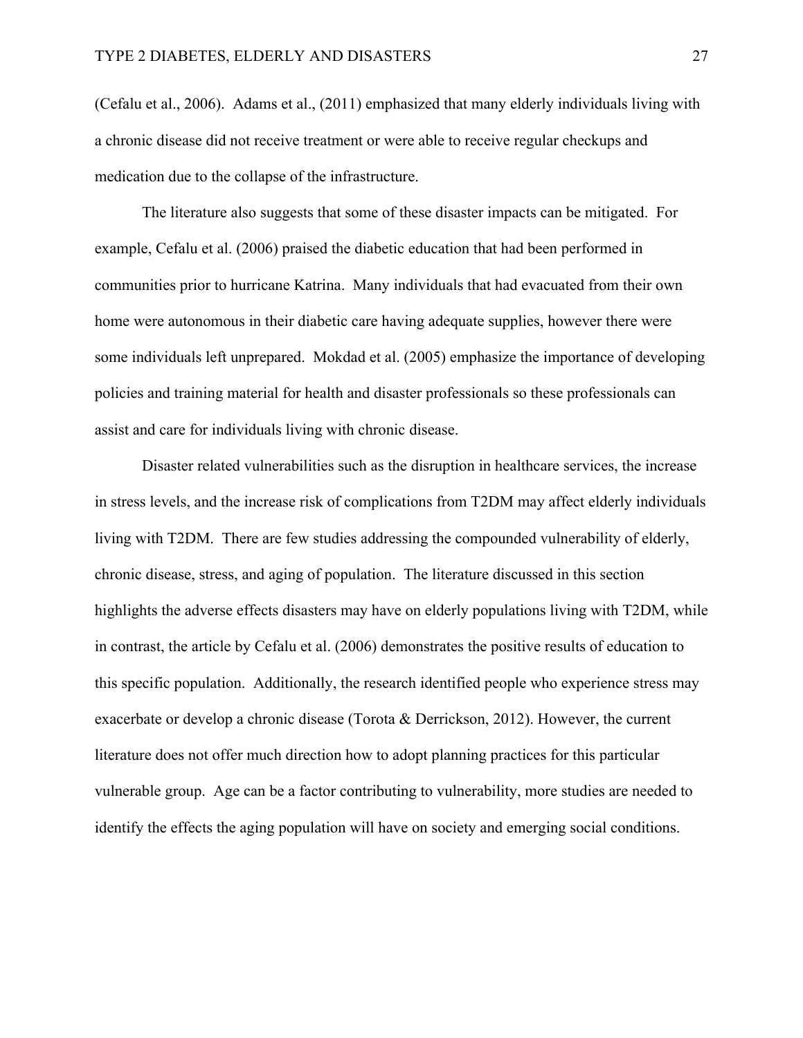(Cefalu et al., 2006). Adams et al., (2011) emphasized that many elderly individuals living with a chronic disease did not receive treatment or were able to receive regular checkups and medication due to the collapse of the infrastructure.

The literature also suggests that some of these disaster impacts can be mitigated. For example, Cefalu et al. (2006) praised the diabetic education that had been performed in communities prior to hurricane Katrina. Many individuals that had evacuated from their own home were autonomous in their diabetic care having adequate supplies, however there were some individuals left unprepared. Mokdad et al. (2005) emphasize the importance of developing policies and training material for health and disaster professionals so these professionals can assist and care for individuals living with chronic disease.

Disaster related vulnerabilities such as the disruption in healthcare services, the increase in stress levels, and the increase risk of complications from T2DM may affect elderly individuals living with T2DM. There are few studies addressing the compounded vulnerability of elderly, chronic disease, stress, and aging of population. The literature discussed in this section highlights the adverse effects disasters may have on elderly populations living with T2DM, while in contrast, the article by Cefalu et al. (2006) demonstrates the positive results of education to this specific population. Additionally, the research identified people who experience stress may exacerbate or develop a chronic disease (Torota & Derrickson, 2012). However, the current literature does not offer much direction how to adopt planning practices for this particular vulnerable group. Age can be a factor contributing to vulnerability, more studies are needed to identify the effects the aging population will have on society and emerging social conditions.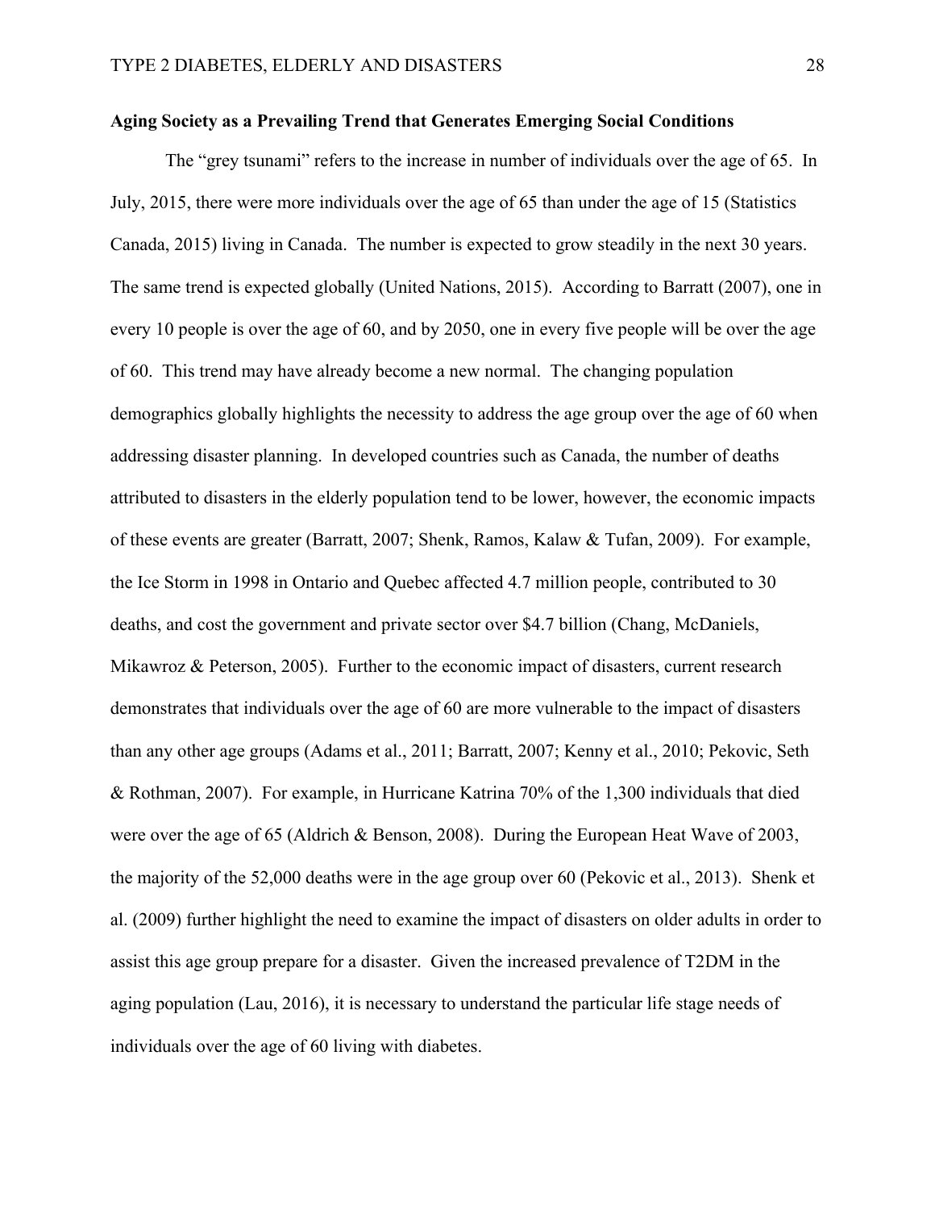**Aging Society as a Prevailing Trend that Generates Emerging Social Conditions**

The "grey tsunami" refers to the increase in number of individuals over the age of 65. In July, 2015, there were more individuals over the age of 65 than under the age of 15 (Statistics Canada, 2015) living in Canada. The number is expected to grow steadily in the next 30 years. The same trend is expected globally (United Nations, 2015). According to Barratt (2007), one in every 10 people is over the age of 60, and by 2050, one in every five people will be over the age of 60. This trend may have already become a new normal. The changing population demographics globally highlights the necessity to address the age group over the age of 60 when addressing disaster planning. In developed countries such as Canada, the number of deaths attributed to disasters in the elderly population tend to be lower, however, the economic impacts of these events are greater (Barratt, 2007; Shenk, Ramos, Kalaw & Tufan, 2009). For example, the Ice Storm in 1998 in Ontario and Quebec affected 4.7 million people, contributed to 30 deaths, and cost the government and private sector over $4.7 billion (Chang, McDaniels, Mikawroz & Peterson, 2005). Further to the economic impact of disasters, current research demonstrates that individuals over the age of 60 are more vulnerable to the impact of disasters than any other age groups (Adams et al., 2011; Barratt, 2007; Kenny et al., 2010; Pekovic, Seth & Rothman, 2007). For example, in Hurricane Katrina 70% of the 1,300 individuals that died were over the age of 65 (Aldrich & Benson, 2008). During the European Heat Wave of 2003, the majority of the 52,000 deaths were in the age group over 60 (Pekovic et al., 2013). Shenk et al. (2009) further highlight the need to examine the impact of disasters on older adults in order to assist this age group prepare for a disaster. Given the increased prevalence of T2DM in the aging population (Lau, 2016), it is necessary to understand the particular life stage needs of individuals over the age of 60 living with diabetes.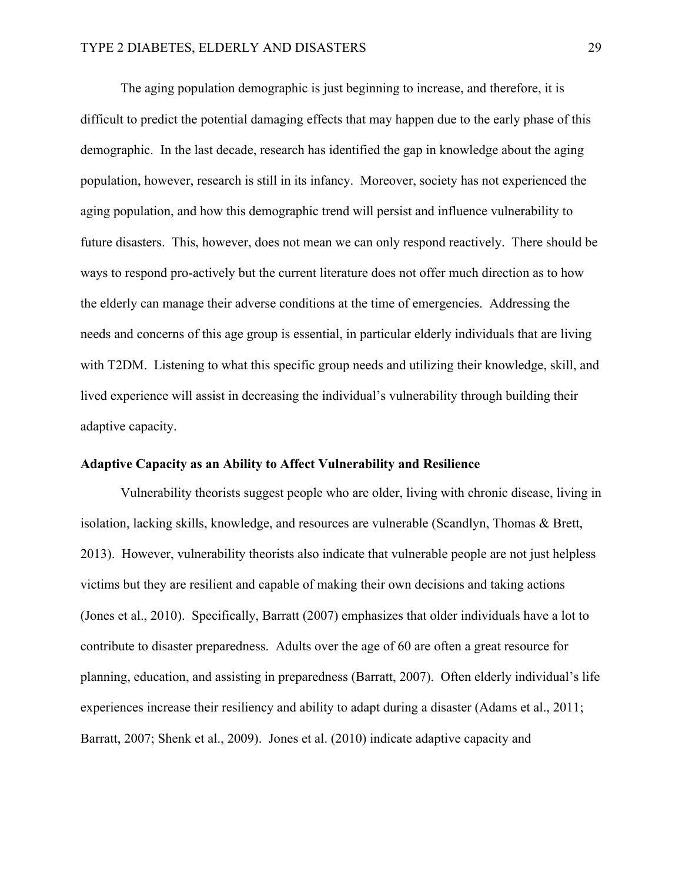The aging population demographic is just beginning to increase, and therefore, it is difficult to predict the potential damaging effects that may happen due to the early phase of this demographic. In the last decade, research has identified the gap in knowledge about the aging population, however, research is still in its infancy. Moreover, society has not experienced the aging population, and how this demographic trend will persist and influence vulnerability to future disasters. This, however, does not mean we can only respond reactively. There should be ways to respond pro-actively but the current literature does not offer much direction as to how the elderly can manage their adverse conditions at the time of emergencies. Addressing the needs and concerns of this age group is essential, in particular elderly individuals that are living with T2DM. Listening to what this specific group needs and utilizing their knowledge, skill, and lived experience will assist in decreasing the individual's vulnerability through building their adaptive capacity.

**Adaptive Capacity as an Ability to Affect Vulnerability and Resilience**

Vulnerability theorists suggest people who are older, living with chronic disease, living in isolation, lacking skills, knowledge, and resources are vulnerable (Scandlyn, Thomas & Brett, 2013). However, vulnerability theorists also indicate that vulnerable people are not just helpless victims but they are resilient and capable of making their own decisions and taking actions (Jones et al., 2010). Specifically, Barratt (2007) emphasizes that older individuals have a lot to contribute to disaster preparedness. Adults over the age of 60 are often a great resource for planning, education, and assisting in preparedness (Barratt, 2007). Often elderly individual's life experiences increase their resiliency and ability to adapt during a disaster (Adams et al., 2011; Barratt, 2007; Shenk et al., 2009). Jones et al. (2010) indicate adaptive capacity and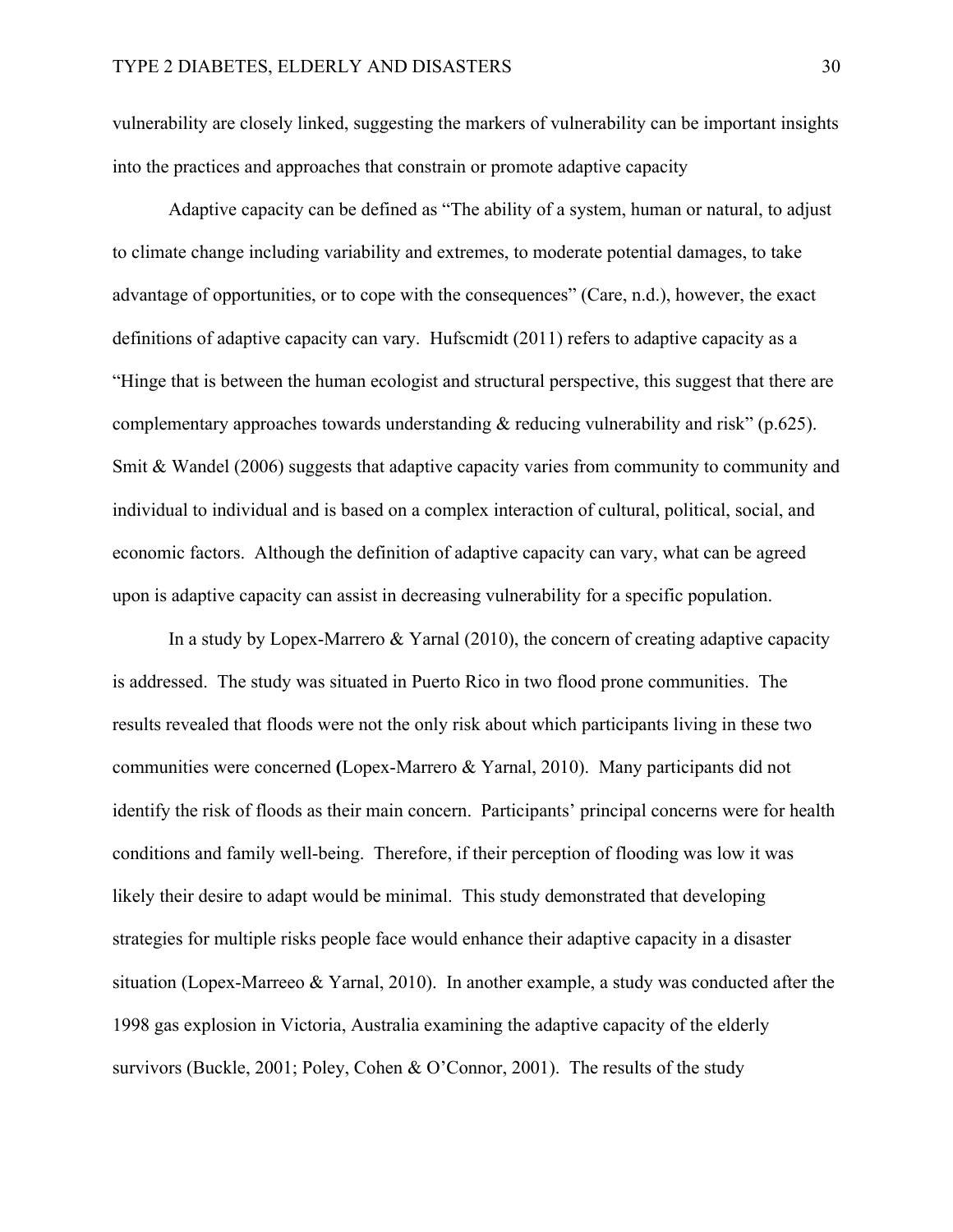vulnerability are closely linked, suggesting the markers of vulnerability can be important insights into the practices and approaches that constrain or promote adaptive capacity

Adaptive capacity can be defined as "The ability of a system, human or natural, to adjust to climate change including variability and extremes, to moderate potential damages, to take advantage of opportunities, or to cope with the consequences" (Care, n.d.), however, the exact definitions of adaptive capacity can vary. Hufscmidt (2011) refers to adaptive capacity as a "Hinge that is between the human ecologist and structural perspective, this suggest that there are complementary approaches towards understanding & reducing vulnerability and risk" (p.625). Smit & Wandel (2006) suggests that adaptive capacity varies from community to community and individual to individual and is based on a complex interaction of cultural, political, social, and economic factors. Although the definition of adaptive capacity can vary, what can be agreed upon is adaptive capacity can assist in decreasing vulnerability for a specific population.

In a study by Lopex-Marrero & Yarnal (2010), the concern of creating adaptive capacity is addressed. The study was situated in Puerto Rico in two flood prone communities. The results revealed that floods were not the only risk about which participants living in these two communities were concerned **(**Lopex-Marrero & Yarnal, 2010). Many participants did not identify the risk of floods as their main concern. Participants' principal concerns were for health conditions and family well-being. Therefore, if their perception of flooding was low it was likely their desire to adapt would be minimal. This study demonstrated that developing strategies for multiple risks people face would enhance their adaptive capacity in a disaster situation (Lopex-Marreeo & Yarnal, 2010). In another example, a study was conducted after the 1998 gas explosion in Victoria, Australia examining the adaptive capacity of the elderly survivors (Buckle, 2001; Poley, Cohen & O'Connor, 2001). The results of the study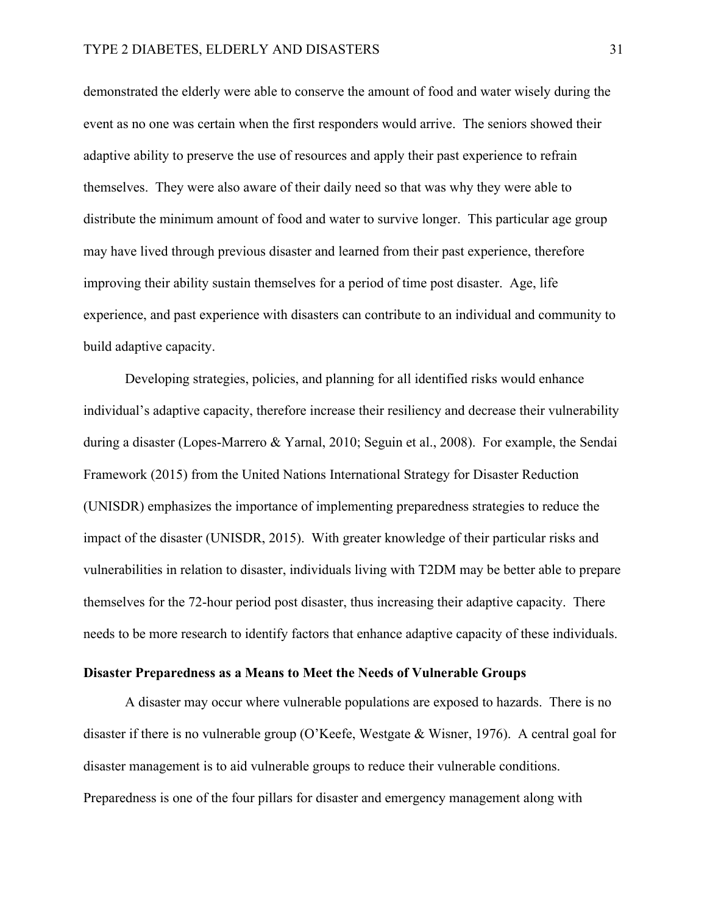demonstrated the elderly were able to conserve the amount of food and water wisely during the event as no one was certain when the first responders would arrive. The seniors showed their adaptive ability to preserve the use of resources and apply their past experience to refrain themselves. They were also aware of their daily need so that was why they were able to distribute the minimum amount of food and water to survive longer. This particular age group may have lived through previous disaster and learned from their past experience, therefore improving their ability sustain themselves for a period of time post disaster. Age, life experience, and past experience with disasters can contribute to an individual and community to build adaptive capacity.

Developing strategies, policies, and planning for all identified risks would enhance individual's adaptive capacity, therefore increase their resiliency and decrease their vulnerability during a disaster (Lopes-Marrero & Yarnal, 2010; Seguin et al., 2008). For example, the Sendai Framework (2015) from the United Nations International Strategy for Disaster Reduction (UNISDR) emphasizes the importance of implementing preparedness strategies to reduce the impact of the disaster (UNISDR, 2015). With greater knowledge of their particular risks and vulnerabilities in relation to disaster, individuals living with T2DM may be better able to prepare themselves for the 72-hour period post disaster, thus increasing their adaptive capacity. There needs to be more research to identify factors that enhance adaptive capacity of these individuals.

## Disaster Preparedness as a Means to Meet the Needs of Vulnerable Groups

A disaster may occur where vulnerable populations are exposed to hazards. There is no disaster if there is no vulnerable group (O'Keefe, Westgate & Wisner, 1976). A central goal for disaster management is to aid vulnerable groups to reduce their vulnerable conditions. Preparedness is one of the four pillars for disaster and emergency management along with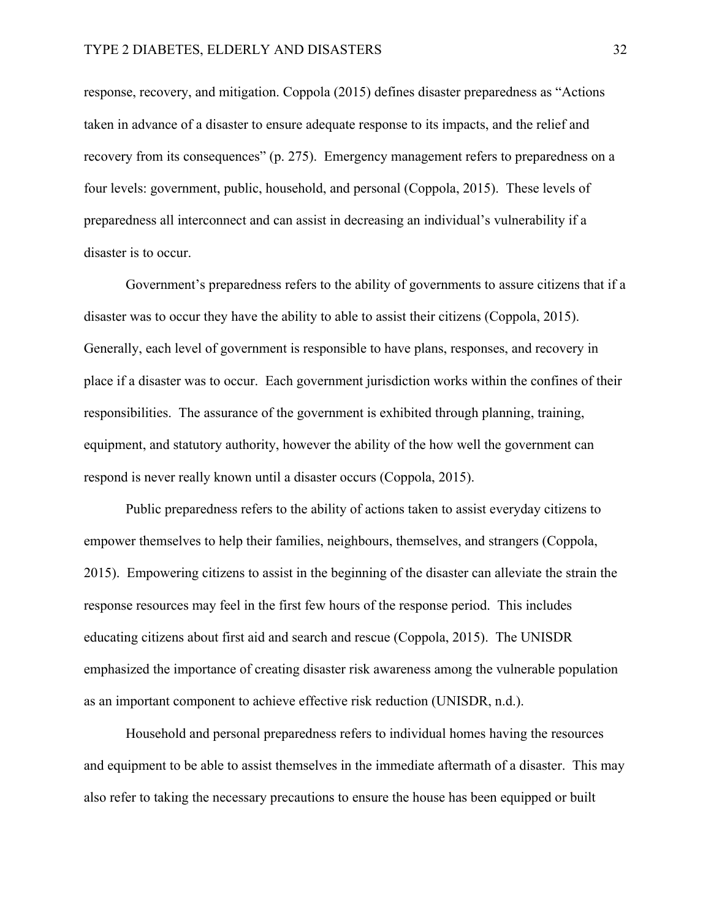response, recovery, and mitigation. Coppola (2015) defines disaster preparedness as "Actions taken in advance of a disaster to ensure adequate response to its impacts, and the relief and recovery from its consequences" (p. 275). Emergency management refers to preparedness on a four levels: government, public, household, and personal (Coppola, 2015). These levels of preparedness all interconnect and can assist in decreasing an individual's vulnerability if a disaster is to occur.

Government's preparedness refers to the ability of governments to assure citizens that if a disaster was to occur they have the ability to able to assist their citizens (Coppola, 2015). Generally, each level of government is responsible to have plans, responses, and recovery in place if a disaster was to occur. Each government jurisdiction works within the confines of their responsibilities. The assurance of the government is exhibited through planning, training, equipment, and statutory authority, however the ability of the how well the government can respond is never really known until a disaster occurs (Coppola, 2015).

Public preparedness refers to the ability of actions taken to assist everyday citizens to empower themselves to help their families, neighbours, themselves, and strangers (Coppola, 2015). Empowering citizens to assist in the beginning of the disaster can alleviate the strain the response resources may feel in the first few hours of the response period. This includes educating citizens about first aid and search and rescue (Coppola, 2015). The UNISDR emphasized the importance of creating disaster risk awareness among the vulnerable population as an important component to achieve effective risk reduction (UNISDR, n.d.).

Household and personal preparedness refers to individual homes having the resources and equipment to be able to assist themselves in the immediate aftermath of a disaster. This may also refer to taking the necessary precautions to ensure the house has been equipped or built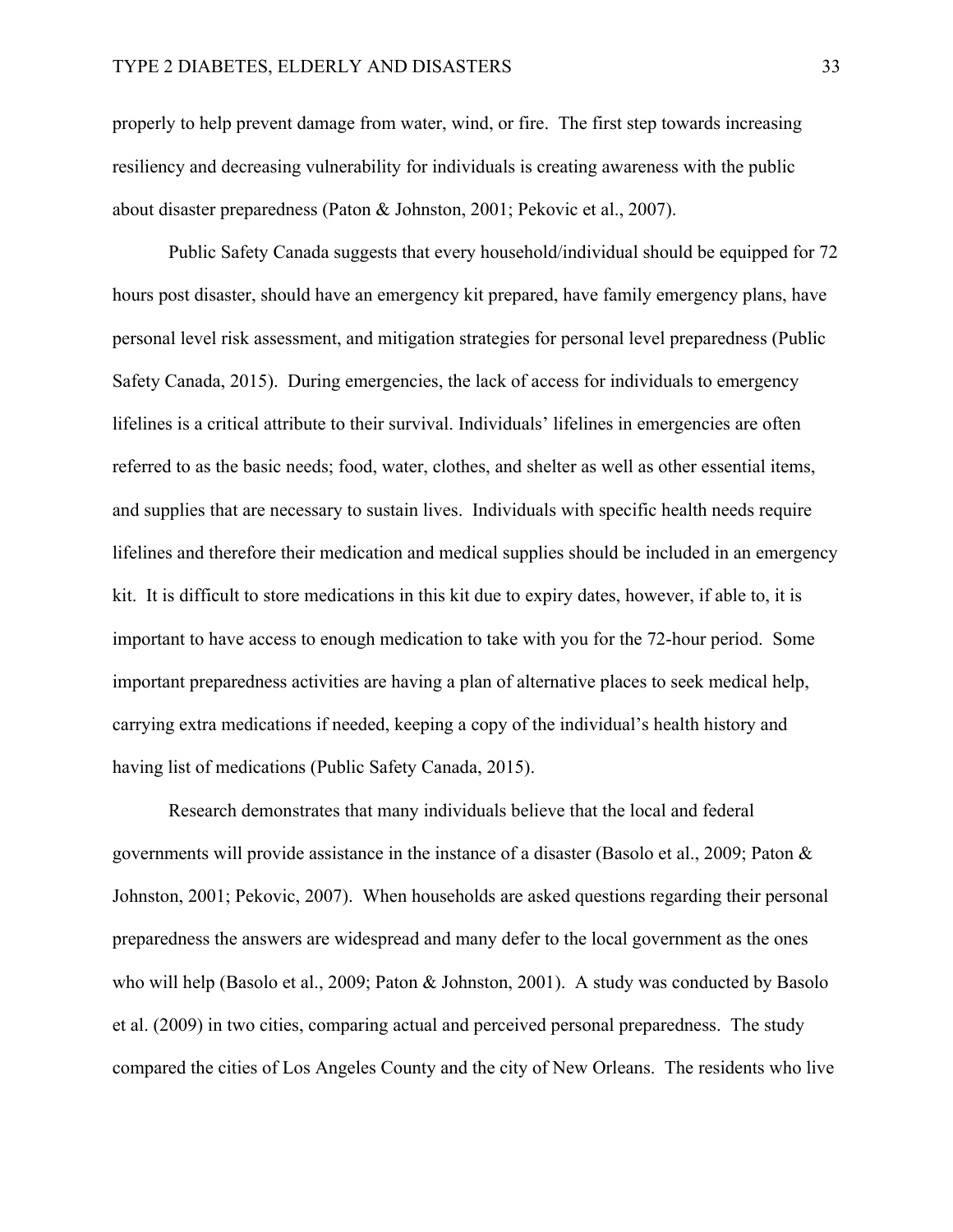properly to help prevent damage from water, wind, or fire. The first step towards increasing resiliency and decreasing vulnerability for individuals is creating awareness with the public about disaster preparedness (Paton & Johnston, 2001; Pekovic et al., 2007).

Public Safety Canada suggests that every household/individual should be equipped for 72 hours post disaster, should have an emergency kit prepared, have family emergency plans, have personal level risk assessment, and mitigation strategies for personal level preparedness (Public Safety Canada, 2015). During emergencies, the lack of access for individuals to emergency lifelines is a critical attribute to their survival. Individuals' lifelines in emergencies are often referred to as the basic needs; food, water, clothes, and shelter as well as other essential items, and supplies that are necessary to sustain lives. Individuals with specific health needs require lifelines and therefore their medication and medical supplies should be included in an emergency kit. It is difficult to store medications in this kit due to expiry dates, however, if able to, it is important to have access to enough medication to take with you for the 72-hour period. Some important preparedness activities are having a plan of alternative places to seek medical help, carrying extra medications if needed, keeping a copy of the individual's health history and having list of medications (Public Safety Canada, 2015).

Research demonstrates that many individuals believe that the local and federal governments will provide assistance in the instance of a disaster (Basolo et al., 2009; Paton & Johnston, 2001; Pekovic, 2007). When households are asked questions regarding their personal preparedness the answers are widespread and many defer to the local government as the ones who will help (Basolo et al., 2009; Paton & Johnston, 2001). A study was conducted by Basolo et al. (2009) in two cities, comparing actual and perceived personal preparedness. The study compared the cities of Los Angeles County and the city of New Orleans. The residents who live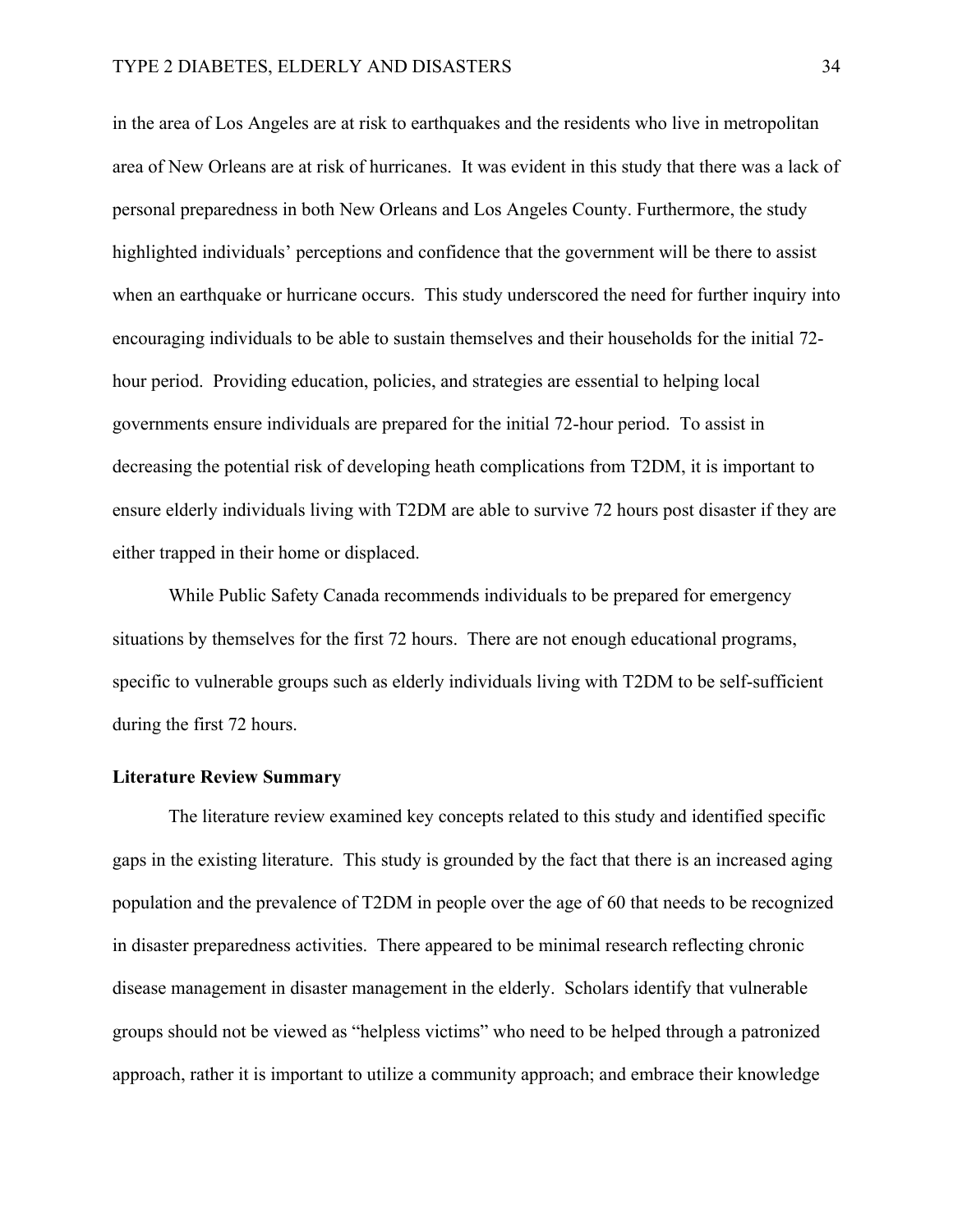in the area of Los Angeles are at risk to earthquakes and the residents who live in metropolitan area of New Orleans are at risk of hurricanes. It was evident in this study that there was a lack of personal preparedness in both New Orleans and Los Angeles County. Furthermore, the study highlighted individuals' perceptions and confidence that the government will be there to assist when an earthquake or hurricane occurs. This study underscored the need for further inquiry into encouraging individuals to be able to sustain themselves and their households for the initial 72-hour period. Providing education, policies, and strategies are essential to helping local governments ensure individuals are prepared for the initial 72-hour period. To assist in decreasing the potential risk of developing heath complications from T2DM, it is important to ensure elderly individuals living with T2DM are able to survive 72 hours post disaster if they are either trapped in their home or displaced.

While Public Safety Canada recommends individuals to be prepared for emergency situations by themselves for the first 72 hours. There are not enough educational programs, specific to vulnerable groups such as elderly individuals living with T2DM to be self-sufficient during the first 72 hours.

**Literature Review Summary**

The literature review examined key concepts related to this study and identified specific gaps in the existing literature. This study is grounded by the fact that there is an increased aging population and the prevalence of T2DM in people over the age of 60 that needs to be recognized in disaster preparedness activities. There appeared to be minimal research reflecting chronic disease management in disaster management in the elderly. Scholars identify that vulnerable groups should not be viewed as "helpless victims" who need to be helped through a patronized approach, rather it is important to utilize a community approach; and embrace their knowledge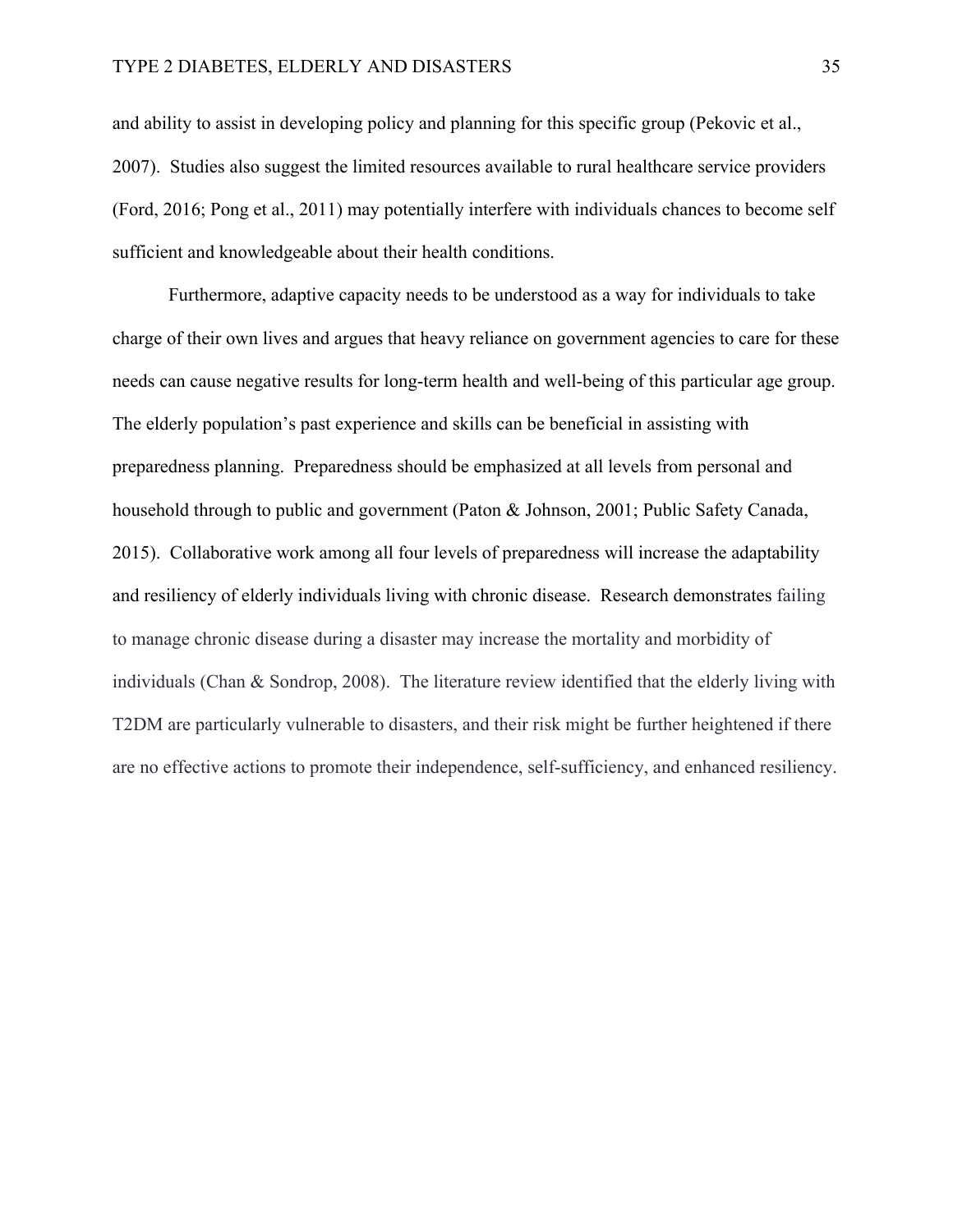and ability to assist in developing policy and planning for this specific group (Pekovic et al., 2007). Studies also suggest the limited resources available to rural healthcare service providers (Ford, 2016; Pong et al., 2011) may potentially interfere with individuals chances to become self sufficient and knowledgeable about their health conditions.

Furthermore, adaptive capacity needs to be understood as a way for individuals to take charge of their own lives and argues that heavy reliance on government agencies to care for these needs can cause negative results for long-term health and well-being of this particular age group. The elderly population's past experience and skills can be beneficial in assisting with preparedness planning. Preparedness should be emphasized at all levels from personal and household through to public and government (Paton & Johnson, 2001; Public Safety Canada, 2015). Collaborative work among all four levels of preparedness will increase the adaptability and resiliency of elderly individuals living with chronic disease. Research demonstrates failing to manage chronic disease during a disaster may increase the mortality and morbidity of individuals (Chan & Sondrop, 2008). The literature review identified that the elderly living with T2DM are particularly vulnerable to disasters, and their risk might be further heightened if there are no effective actions to promote their independence, self-sufficiency, and enhanced resiliency.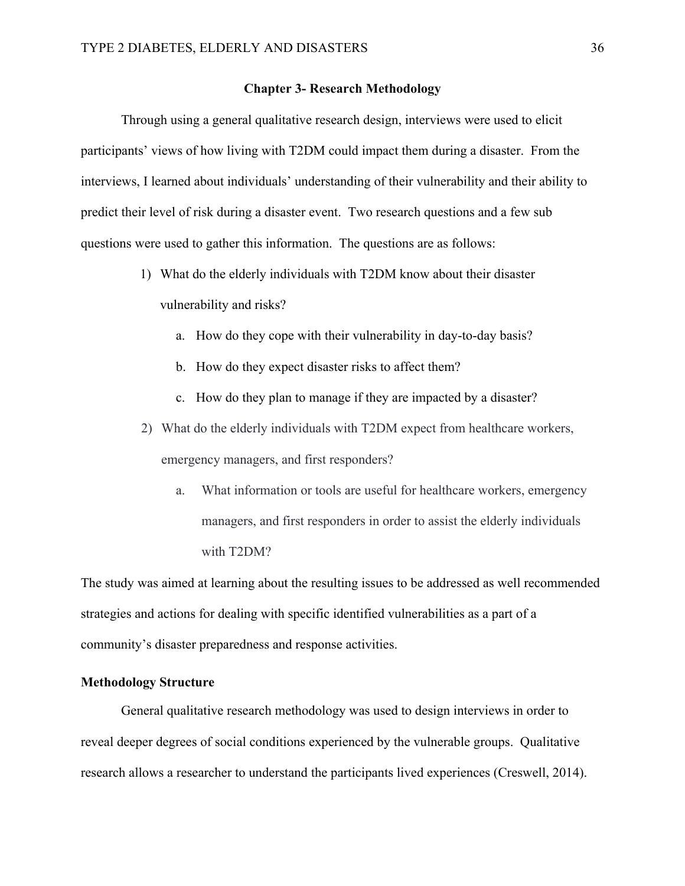## Chapter 3- Research Methodology

Through using a general qualitative research design, interviews were used to elicit participants' views of how living with T2DM could impact them during a disaster. From the interviews, I learned about individuals' understanding of their vulnerability and their ability to predict their level of risk during a disaster event. Two research questions and a few sub questions were used to gather this information. The questions are as follows:

1) What do the elderly individuals with T2DM know about their disaster vulnerability and risks?
    a. How do they cope with their vulnerability in day-to-day basis?
    b. How do they expect disaster risks to affect them?
    c. How do they plan to manage if they are impacted by a disaster?
2) What do the elderly individuals with T2DM expect from healthcare workers, emergency managers, and first responders?
    a. What information or tools are useful for healthcare workers, emergency managers, and first responders in order to assist the elderly individuals with T2DM?

The study was aimed at learning about the resulting issues to be addressed as well recommended strategies and actions for dealing with specific identified vulnerabilities as a part of a community's disaster preparedness and response activities.

### Methodology Structure

General qualitative research methodology was used to design interviews in order to reveal deeper degrees of social conditions experienced by the vulnerable groups. Qualitative research allows a researcher to understand the participants lived experiences (Creswell, 2014).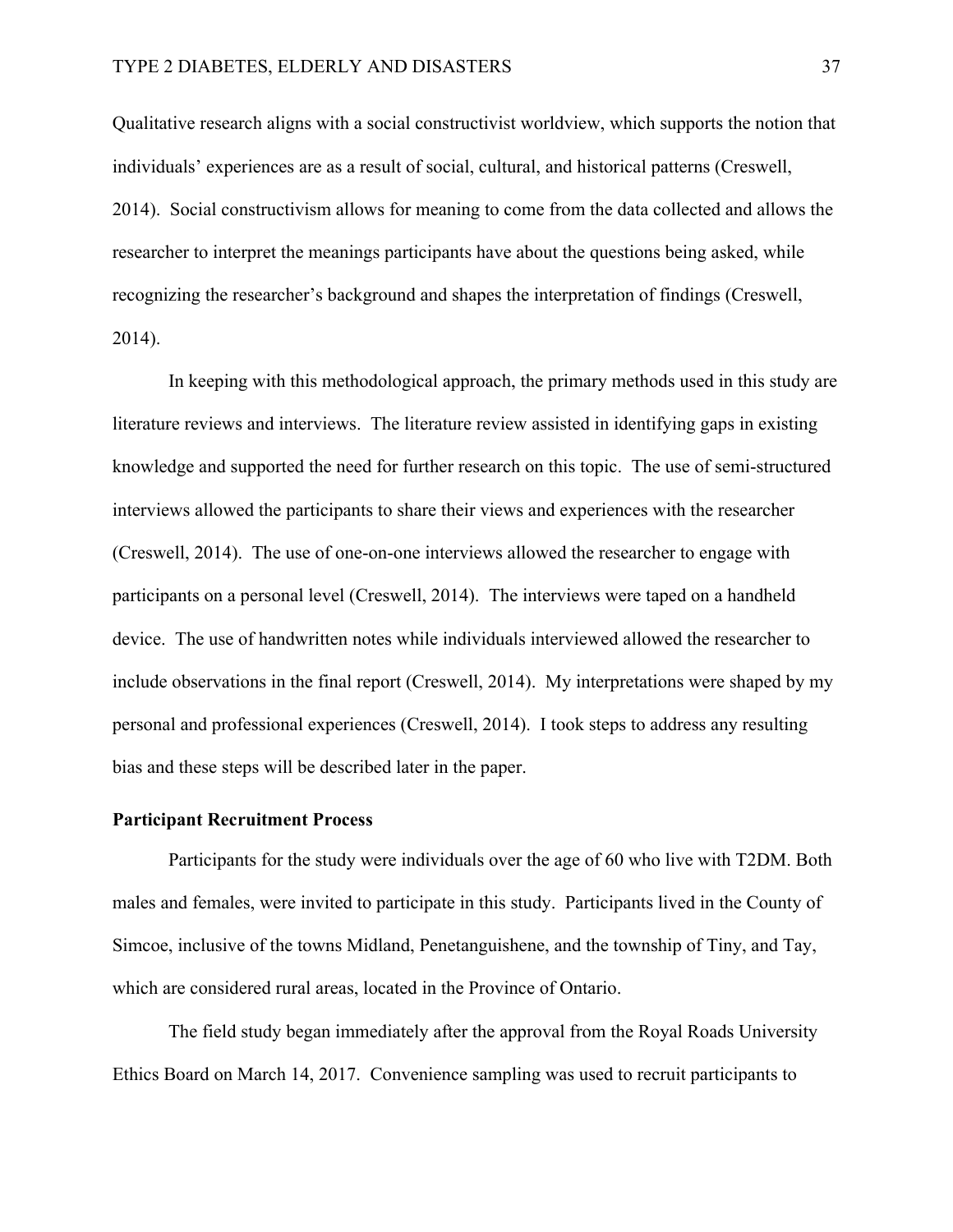Qualitative research aligns with a social constructivist worldview, which supports the notion that individuals' experiences are as a result of social, cultural, and historical patterns (Creswell, 2014). Social constructivism allows for meaning to come from the data collected and allows the researcher to interpret the meanings participants have about the questions being asked, while recognizing the researcher's background and shapes the interpretation of findings (Creswell, 2014).

In keeping with this methodological approach, the primary methods used in this study are literature reviews and interviews. The literature review assisted in identifying gaps in existing knowledge and supported the need for further research on this topic. The use of semi-structured interviews allowed the participants to share their views and experiences with the researcher (Creswell, 2014). The use of one-on-one interviews allowed the researcher to engage with participants on a personal level (Creswell, 2014). The interviews were taped on a handheld device. The use of handwritten notes while individuals interviewed allowed the researcher to include observations in the final report (Creswell, 2014). My interpretations were shaped by my personal and professional experiences (Creswell, 2014). I took steps to address any resulting bias and these steps will be described later in the paper.

**Participant Recruitment Process**

Participants for the study were individuals over the age of 60 who live with T2DM. Both males and females, were invited to participate in this study. Participants lived in the County of Simcoe, inclusive of the towns Midland, Penetanguishene, and the township of Tiny, and Tay, which are considered rural areas, located in the Province of Ontario.

The field study began immediately after the approval from the Royal Roads University Ethics Board on March 14, 2017. Convenience sampling was used to recruit participants to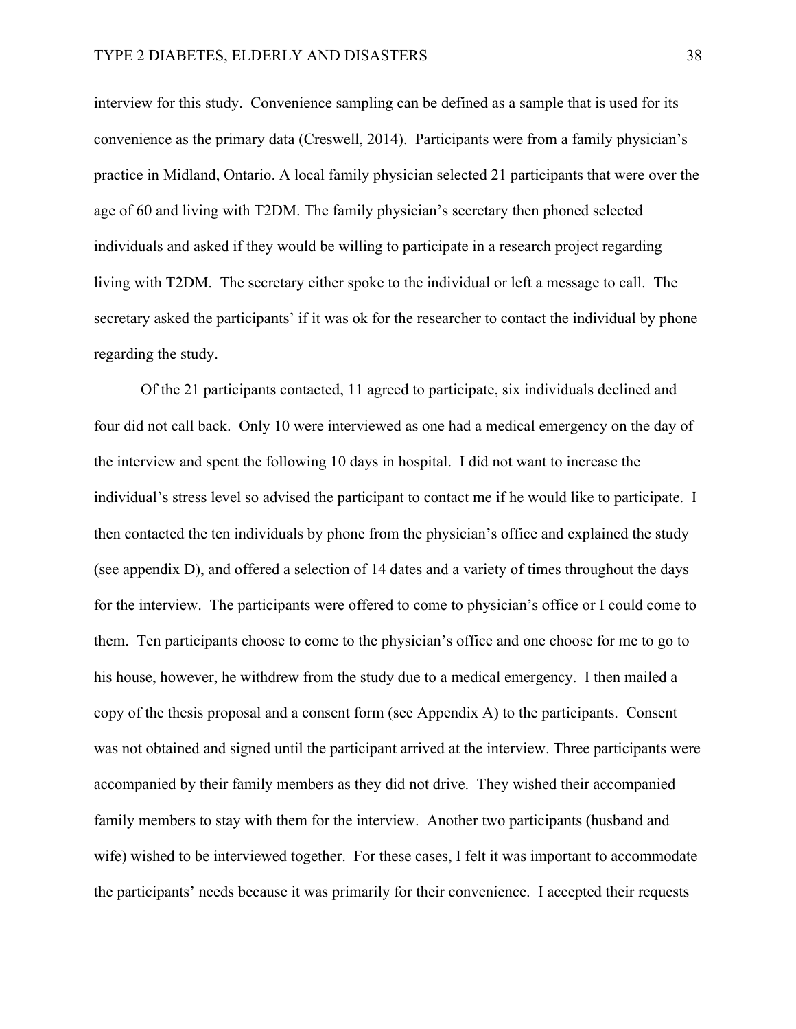interview for this study. Convenience sampling can be defined as a sample that is used for its convenience as the primary data (Creswell, 2014). Participants were from a family physician's practice in Midland, Ontario. A local family physician selected 21 participants that were over the age of 60 and living with T2DM. The family physician's secretary then phoned selected individuals and asked if they would be willing to participate in a research project regarding living with T2DM. The secretary either spoke to the individual or left a message to call. The secretary asked the participants' if it was ok for the researcher to contact the individual by phone regarding the study.

Of the 21 participants contacted, 11 agreed to participate, six individuals declined and four did not call back. Only 10 were interviewed as one had a medical emergency on the day of the interview and spent the following 10 days in hospital. I did not want to increase the individual's stress level so advised the participant to contact me if he would like to participate. I then contacted the ten individuals by phone from the physician's office and explained the study (see appendix D), and offered a selection of 14 dates and a variety of times throughout the days for the interview. The participants were offered to come to physician's office or I could come to them. Ten participants choose to come to the physician's office and one choose for me to go to his house, however, he withdrew from the study due to a medical emergency. I then mailed a copy of the thesis proposal and a consent form (see Appendix A) to the participants. Consent was not obtained and signed until the participant arrived at the interview. Three participants were accompanied by their family members as they did not drive. They wished their accompanied family members to stay with them for the interview. Another two participants (husband and wife) wished to be interviewed together. For these cases, I felt it was important to accommodate the participants' needs because it was primarily for their convenience. I accepted their requests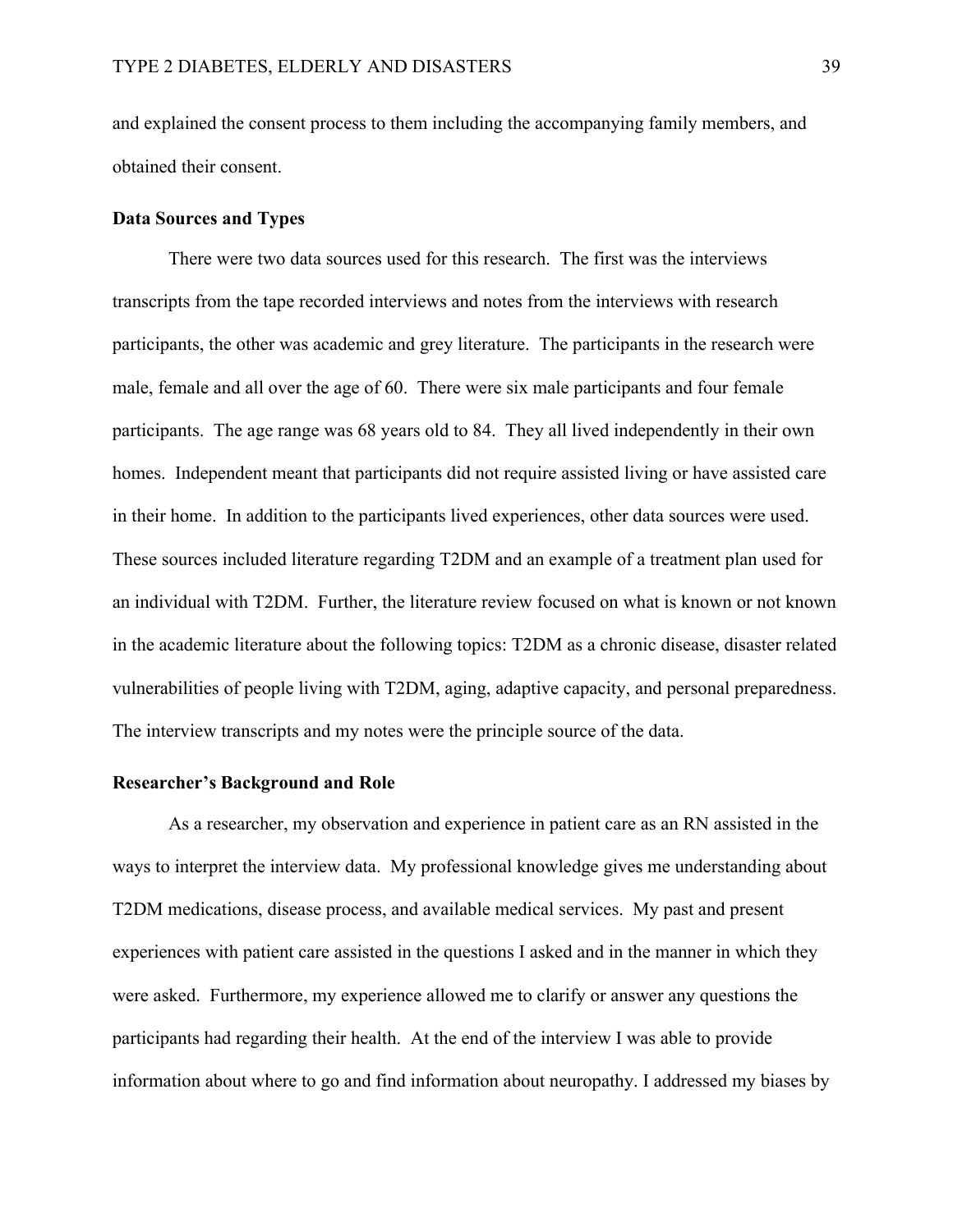and explained the consent process to them including the accompanying family members, and obtained their consent.

**Data Sources and Types**

There were two data sources used for this research. The first was the interviews transcripts from the tape recorded interviews and notes from the interviews with research participants, the other was academic and grey literature. The participants in the research were male, female and all over the age of 60. There were six male participants and four female participants. The age range was 68 years old to 84. They all lived independently in their own homes. Independent meant that participants did not require assisted living or have assisted care in their home. In addition to the participants lived experiences, other data sources were used. These sources included literature regarding T2DM and an example of a treatment plan used for an individual with T2DM. Further, the literature review focused on what is known or not known in the academic literature about the following topics: T2DM as a chronic disease, disaster related vulnerabilities of people living with T2DM, aging, adaptive capacity, and personal preparedness. The interview transcripts and my notes were the principle source of the data.

**Researcher's Background and Role**

As a researcher, my observation and experience in patient care as an RN assisted in the ways to interpret the interview data. My professional knowledge gives me understanding about T2DM medications, disease process, and available medical services. My past and present experiences with patient care assisted in the questions I asked and in the manner in which they were asked. Furthermore, my experience allowed me to clarify or answer any questions the participants had regarding their health. At the end of the interview I was able to provide information about where to go and find information about neuropathy. I addressed my biases by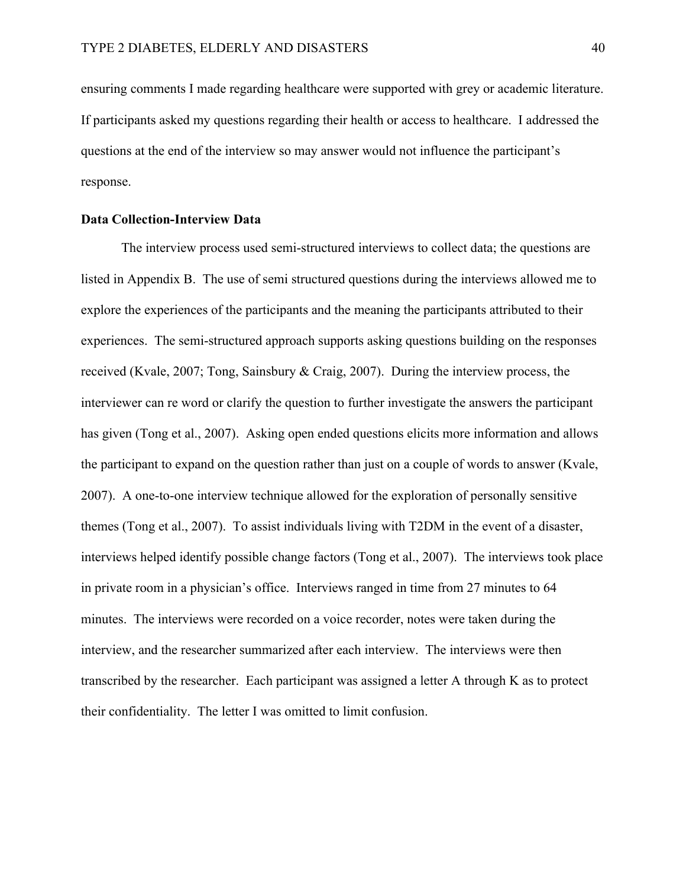ensuring comments I made regarding healthcare were supported with grey or academic literature. If participants asked my questions regarding their health or access to healthcare. I addressed the questions at the end of the interview so may answer would not influence the participant's response.

**Data Collection-Interview Data**

The interview process used semi-structured interviews to collect data; the questions are listed in Appendix B. The use of semi structured questions during the interviews allowed me to explore the experiences of the participants and the meaning the participants attributed to their experiences. The semi-structured approach supports asking questions building on the responses received (Kvale, 2007; Tong, Sainsbury & Craig, 2007). During the interview process, the interviewer can re word or clarify the question to further investigate the answers the participant has given (Tong et al., 2007). Asking open ended questions elicits more information and allows the participant to expand on the question rather than just on a couple of words to answer (Kvale, 2007). A one-to-one interview technique allowed for the exploration of personally sensitive themes (Tong et al., 2007). To assist individuals living with T2DM in the event of a disaster, interviews helped identify possible change factors (Tong et al., 2007). The interviews took place in private room in a physician's office. Interviews ranged in time from 27 minutes to 64 minutes. The interviews were recorded on a voice recorder, notes were taken during the interview, and the researcher summarized after each interview. The interviews were then transcribed by the researcher. Each participant was assigned a letter A through K as to protect their confidentiality. The letter I was omitted to limit confusion.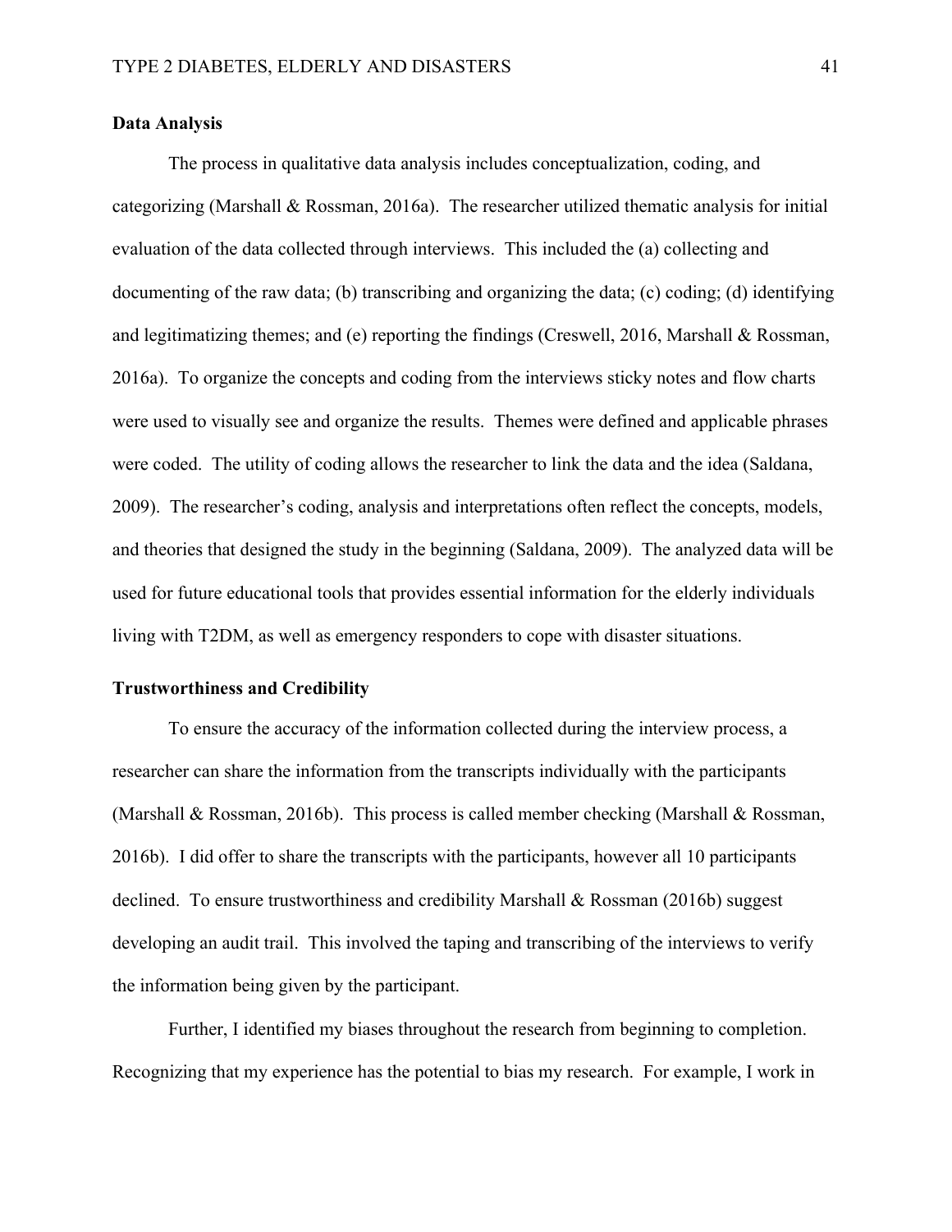## Data Analysis

The process in qualitative data analysis includes conceptualization, coding, and categorizing (Marshall & Rossman, 2016a). The researcher utilized thematic analysis for initial evaluation of the data collected through interviews. This included the (a) collecting and documenting of the raw data; (b) transcribing and organizing the data; (c) coding; (d) identifying and legitimatizing themes; and (e) reporting the findings (Creswell, 2016, Marshall & Rossman, 2016a). To organize the concepts and coding from the interviews sticky notes and flow charts were used to visually see and organize the results. Themes were defined and applicable phrases were coded. The utility of coding allows the researcher to link the data and the idea (Saldana, 2009). The researcher's coding, analysis and interpretations often reflect the concepts, models, and theories that designed the study in the beginning (Saldana, 2009). The analyzed data will be used for future educational tools that provides essential information for the elderly individuals living with T2DM, as well as emergency responders to cope with disaster situations.

## Trustworthiness and Credibility

To ensure the accuracy of the information collected during the interview process, a researcher can share the information from the transcripts individually with the participants (Marshall & Rossman, 2016b). This process is called member checking (Marshall & Rossman, 2016b). I did offer to share the transcripts with the participants, however all 10 participants declined. To ensure trustworthiness and credibility Marshall & Rossman (2016b) suggest developing an audit trail. This involved the taping and transcribing of the interviews to verify the information being given by the participant.

Further, I identified my biases throughout the research from beginning to completion. Recognizing that my experience has the potential to bias my research. For example, I work in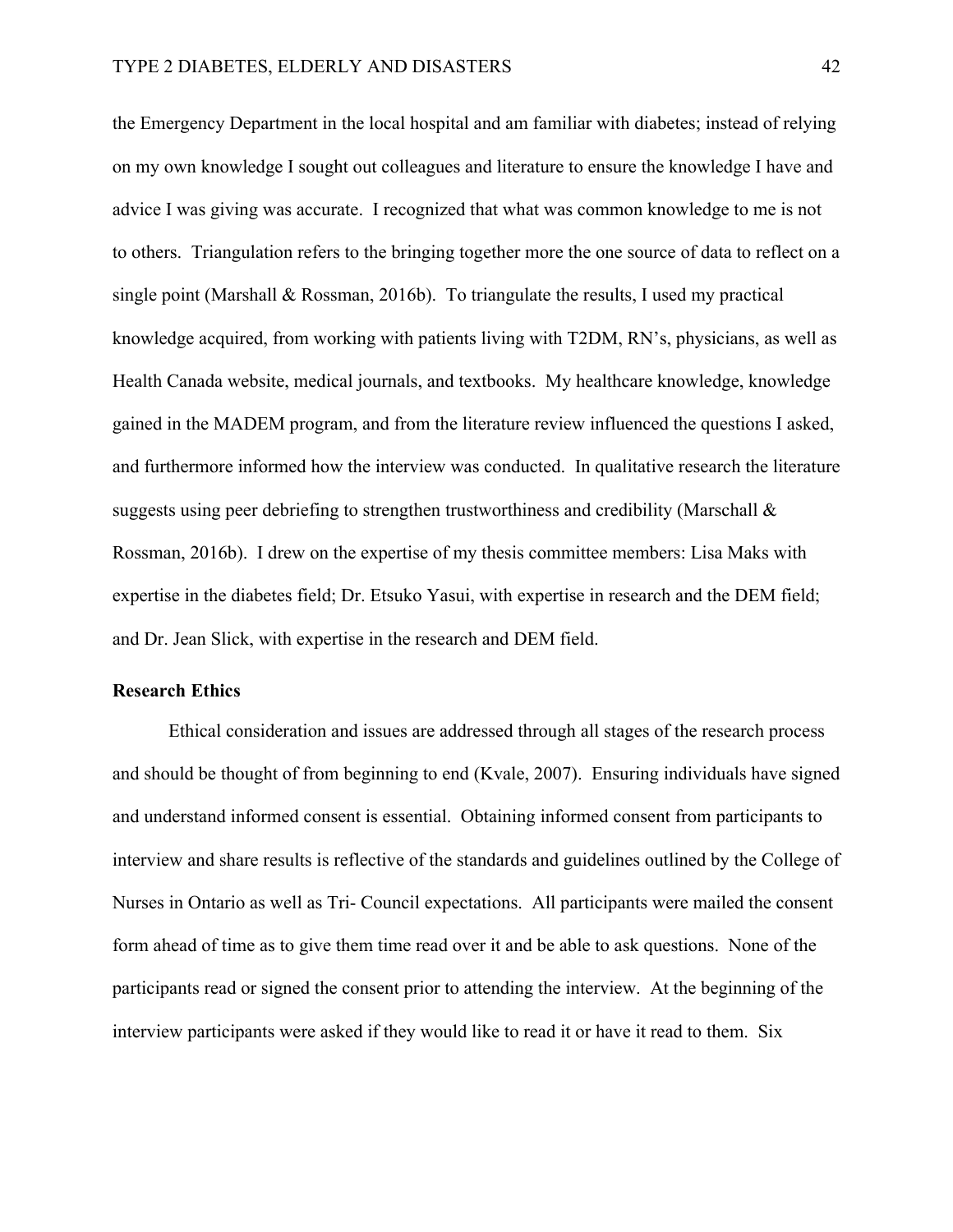the Emergency Department in the local hospital and am familiar with diabetes; instead of relying on my own knowledge I sought out colleagues and literature to ensure the knowledge I have and advice I was giving was accurate. I recognized that what was common knowledge to me is not to others. Triangulation refers to the bringing together more the one source of data to reflect on a single point (Marshall & Rossman, 2016b). To triangulate the results, I used my practical knowledge acquired, from working with patients living with T2DM, RN's, physicians, as well as Health Canada website, medical journals, and textbooks. My healthcare knowledge, knowledge gained in the MADEM program, and from the literature review influenced the questions I asked, and furthermore informed how the interview was conducted. In qualitative research the literature suggests using peer debriefing to strengthen trustworthiness and credibility (Marschall & Rossman, 2016b). I drew on the expertise of my thesis committee members: Lisa Maks with expertise in the diabetes field; Dr. Etsuko Yasui, with expertise in research and the DEM field; and Dr. Jean Slick, with expertise in the research and DEM field.

**Research Ethics**

Ethical consideration and issues are addressed through all stages of the research process and should be thought of from beginning to end (Kvale, 2007). Ensuring individuals have signed and understand informed consent is essential. Obtaining informed consent from participants to interview and share results is reflective of the standards and guidelines outlined by the College of Nurses in Ontario as well as Tri- Council expectations. All participants were mailed the consent form ahead of time as to give them time read over it and be able to ask questions. None of the participants read or signed the consent prior to attending the interview. At the beginning of the interview participants were asked if they would like to read it or have it read to them. Six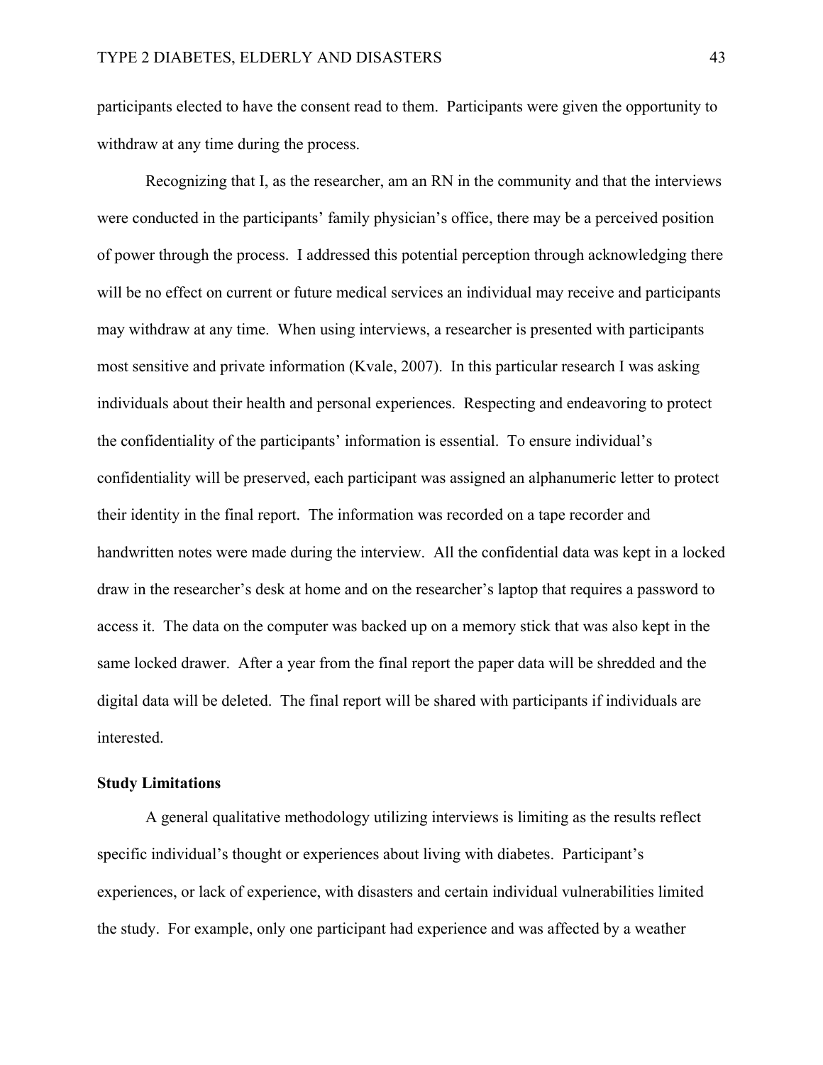participants elected to have the consent read to them. Participants were given the opportunity to withdraw at any time during the process.

Recognizing that I, as the researcher, am an RN in the community and that the interviews were conducted in the participants' family physician's office, there may be a perceived position of power through the process. I addressed this potential perception through acknowledging there will be no effect on current or future medical services an individual may receive and participants may withdraw at any time. When using interviews, a researcher is presented with participants most sensitive and private information (Kvale, 2007). In this particular research I was asking individuals about their health and personal experiences. Respecting and endeavoring to protect the confidentiality of the participants' information is essential. To ensure individual's confidentiality will be preserved, each participant was assigned an alphanumeric letter to protect their identity in the final report. The information was recorded on a tape recorder and handwritten notes were made during the interview. All the confidential data was kept in a locked draw in the researcher's desk at home and on the researcher's laptop that requires a password to access it. The data on the computer was backed up on a memory stick that was also kept in the same locked drawer. After a year from the final report the paper data will be shredded and the digital data will be deleted. The final report will be shared with participants if individuals are interested.

**Study Limitations**

A general qualitative methodology utilizing interviews is limiting as the results reflect specific individual's thought or experiences about living with diabetes. Participant's experiences, or lack of experience, with disasters and certain individual vulnerabilities limited the study. For example, only one participant had experience and was affected by a weather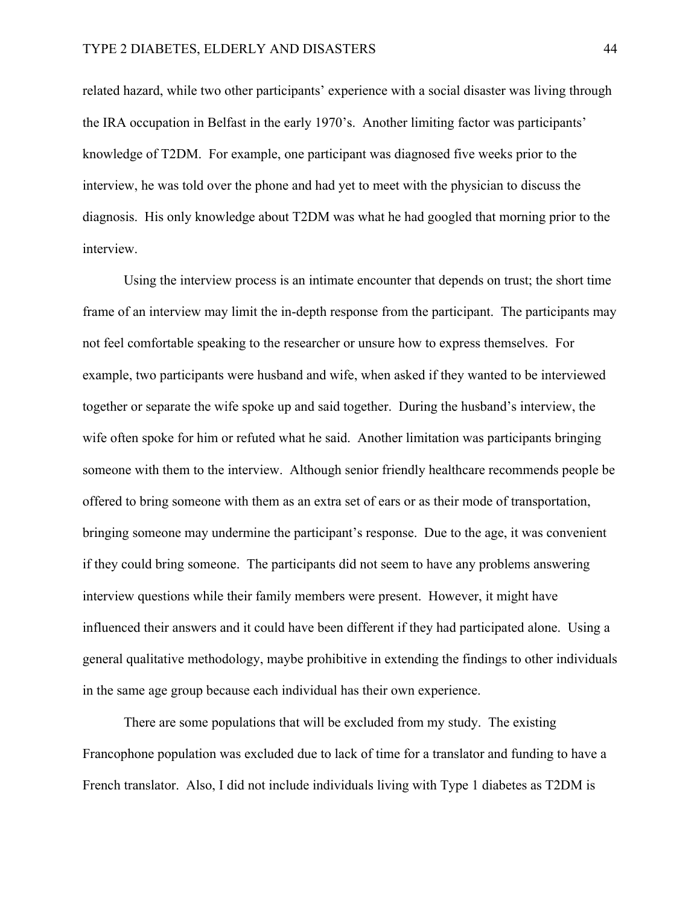related hazard, while two other participants' experience with a social disaster was living through the IRA occupation in Belfast in the early 1970's. Another limiting factor was participants' knowledge of T2DM. For example, one participant was diagnosed five weeks prior to the interview, he was told over the phone and had yet to meet with the physician to discuss the diagnosis. His only knowledge about T2DM was what he had googled that morning prior to the interview.

Using the interview process is an intimate encounter that depends on trust; the short time frame of an interview may limit the in-depth response from the participant. The participants may not feel comfortable speaking to the researcher or unsure how to express themselves. For example, two participants were husband and wife, when asked if they wanted to be interviewed together or separate the wife spoke up and said together. During the husband's interview, the wife often spoke for him or refuted what he said. Another limitation was participants bringing someone with them to the interview. Although senior friendly healthcare recommends people be offered to bring someone with them as an extra set of ears or as their mode of transportation, bringing someone may undermine the participant's response. Due to the age, it was convenient if they could bring someone. The participants did not seem to have any problems answering interview questions while their family members were present. However, it might have influenced their answers and it could have been different if they had participated alone. Using a general qualitative methodology, maybe prohibitive in extending the findings to other individuals in the same age group because each individual has their own experience.

There are some populations that will be excluded from my study. The existing Francophone population was excluded due to lack of time for a translator and funding to have a French translator. Also, I did not include individuals living with Type 1 diabetes as T2DM is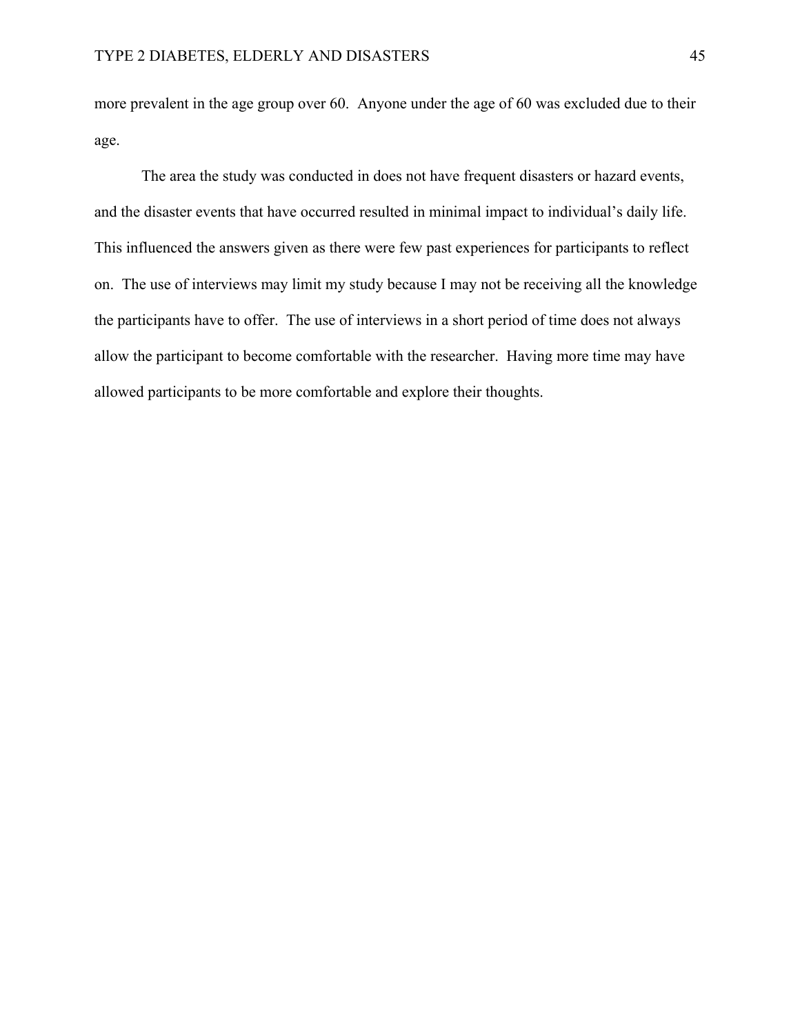more prevalent in the age group over 60. Anyone under the age of 60 was excluded due to their age.

The area the study was conducted in does not have frequent disasters or hazard events, and the disaster events that have occurred resulted in minimal impact to individual's daily life. This influenced the answers given as there were few past experiences for participants to reflect on. The use of interviews may limit my study because I may not be receiving all the knowledge the participants have to offer. The use of interviews in a short period of time does not always allow the participant to become comfortable with the researcher. Having more time may have allowed participants to be more comfortable and explore their thoughts.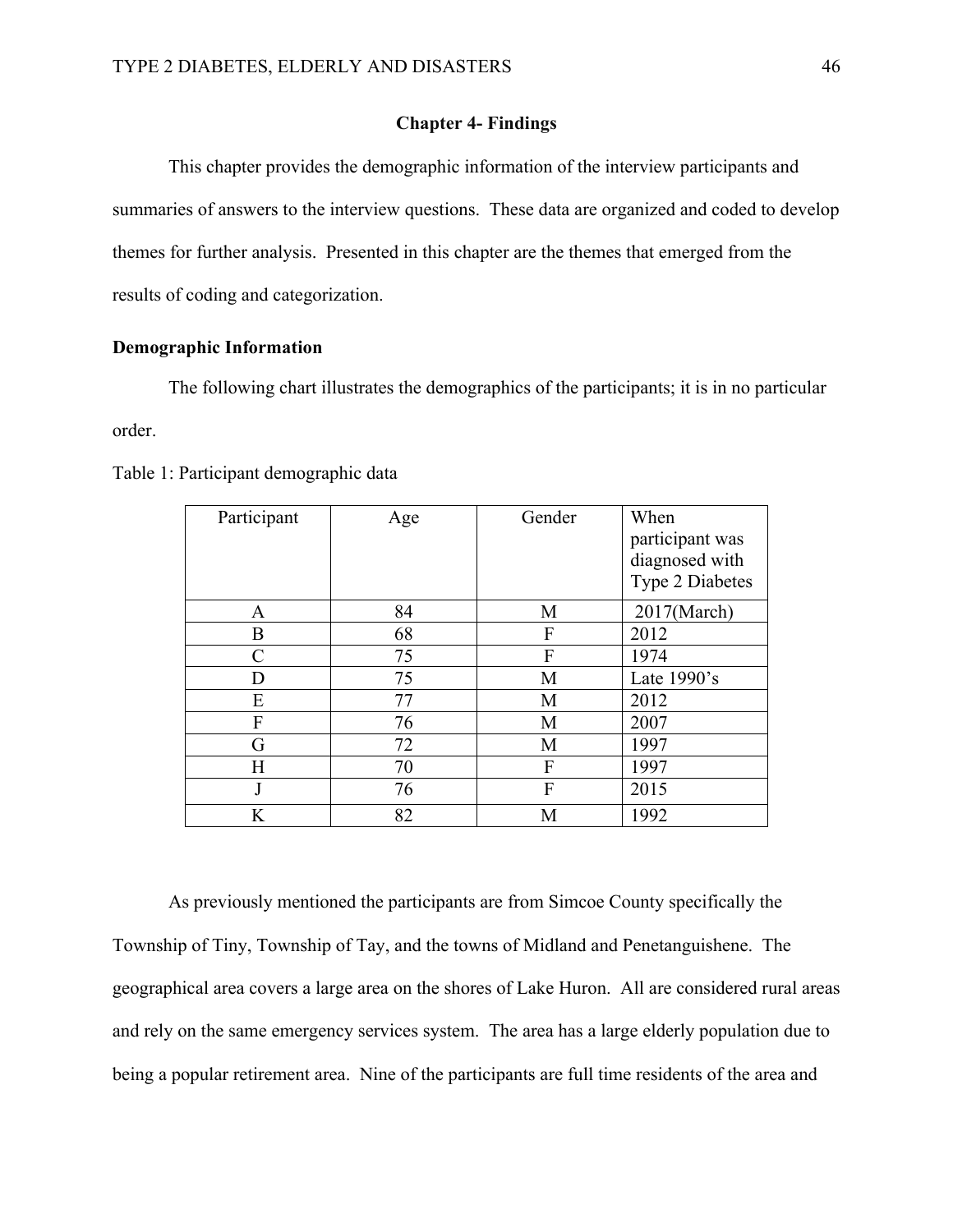## Chapter 4- Findings

This chapter provides the demographic information of the interview participants and summaries of answers to the interview questions. These data are organized and coded to develop themes for further analysis. Presented in this chapter are the themes that emerged from the results of coding and categorization.

### Demographic Information

The following chart illustrates the demographics of the participants; it is in no particular order.

Table 1: Participant demographic data

| Participant | Age | Gender | When participant was diagnosed with Type 2 Diabetes |
|---|---|---|---|
| A | 84 | M | 2017(March) |
| B | 68 | F | 2012 |
| C | 75 | F | 1974 |
| D | 75 | M | Late 1990's |
| E | 77 | M | 2012 |
| F | 76 | M | 2007 |
| G | 72 | M | 1997 |
| H | 70 | F | 1997 |
| J | 76 | F | 2015 |
| K | 82 | M | 1992 |

As previously mentioned the participants are from Simcoe County specifically the Township of Tiny, Township of Tay, and the towns of Midland and Penetanguishene. The geographical area covers a large area on the shores of Lake Huron. All are considered rural areas and rely on the same emergency services system. The area has a large elderly population due to being a popular retirement area. Nine of the participants are full time residents of the area and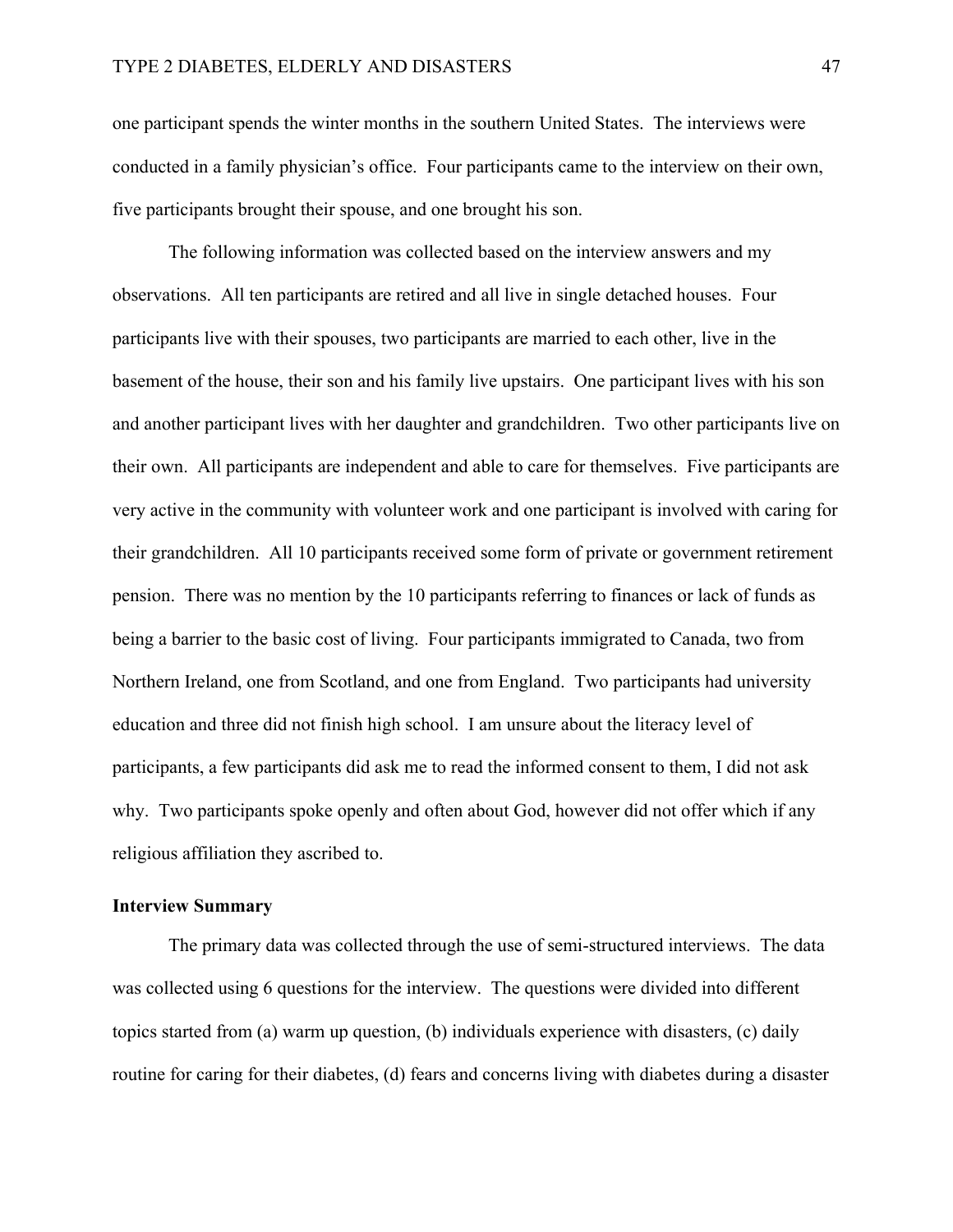one participant spends the winter months in the southern United States. The interviews were conducted in a family physician's office. Four participants came to the interview on their own, five participants brought their spouse, and one brought his son.

The following information was collected based on the interview answers and my observations. All ten participants are retired and all live in single detached houses. Four participants live with their spouses, two participants are married to each other, live in the basement of the house, their son and his family live upstairs. One participant lives with his son and another participant lives with her daughter and grandchildren. Two other participants live on their own. All participants are independent and able to care for themselves. Five participants are very active in the community with volunteer work and one participant is involved with caring for their grandchildren. All 10 participants received some form of private or government retirement pension. There was no mention by the 10 participants referring to finances or lack of funds as being a barrier to the basic cost of living. Four participants immigrated to Canada, two from Northern Ireland, one from Scotland, and one from England. Two participants had university education and three did not finish high school. I am unsure about the literacy level of participants, a few participants did ask me to read the informed consent to them, I did not ask why. Two participants spoke openly and often about God, however did not offer which if any religious affiliation they ascribed to.

**Interview Summary**

The primary data was collected through the use of semi-structured interviews. The data was collected using 6 questions for the interview. The questions were divided into different topics started from (a) warm up question, (b) individuals experience with disasters, (c) daily routine for caring for their diabetes, (d) fears and concerns living with diabetes during a disaster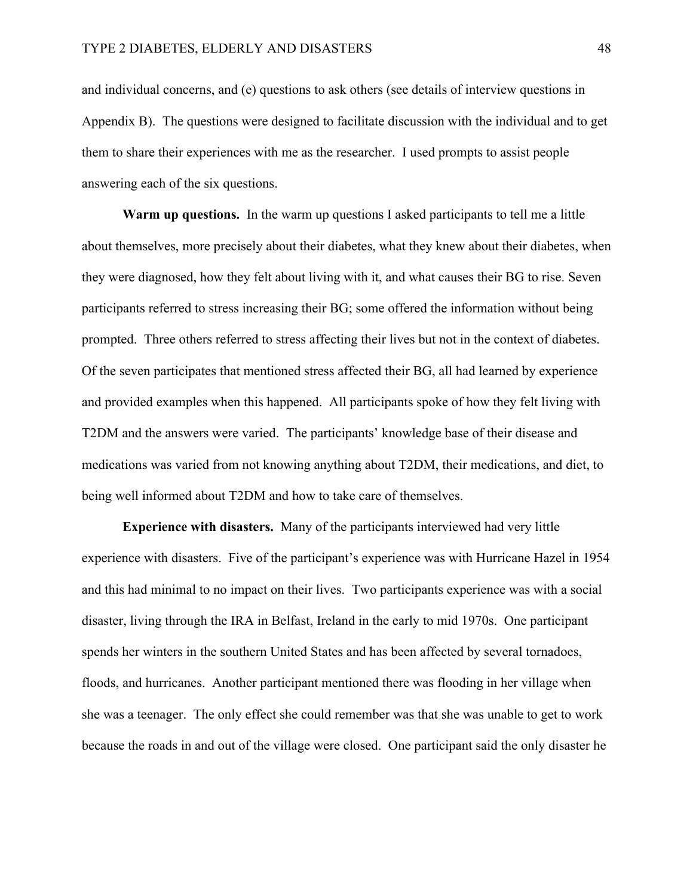and individual concerns, and (e) questions to ask others (see details of interview questions in Appendix B). The questions were designed to facilitate discussion with the individual and to get them to share their experiences with me as the researcher. I used prompts to assist people answering each of the six questions.

**Warm up questions.** In the warm up questions I asked participants to tell me a little about themselves, more precisely about their diabetes, what they knew about their diabetes, when they were diagnosed, how they felt about living with it, and what causes their BG to rise. Seven participants referred to stress increasing their BG; some offered the information without being prompted. Three others referred to stress affecting their lives but not in the context of diabetes. Of the seven participates that mentioned stress affected their BG, all had learned by experience and provided examples when this happened. All participants spoke of how they felt living with T2DM and the answers were varied. The participants' knowledge base of their disease and medications was varied from not knowing anything about T2DM, their medications, and diet, to being well informed about T2DM and how to take care of themselves.

**Experience with disasters.** Many of the participants interviewed had very little experience with disasters. Five of the participant's experience was with Hurricane Hazel in 1954 and this had minimal to no impact on their lives. Two participants experience was with a social disaster, living through the IRA in Belfast, Ireland in the early to mid 1970s. One participant spends her winters in the southern United States and has been affected by several tornadoes, floods, and hurricanes. Another participant mentioned there was flooding in her village when she was a teenager. The only effect she could remember was that she was unable to get to work because the roads in and out of the village were closed. One participant said the only disaster he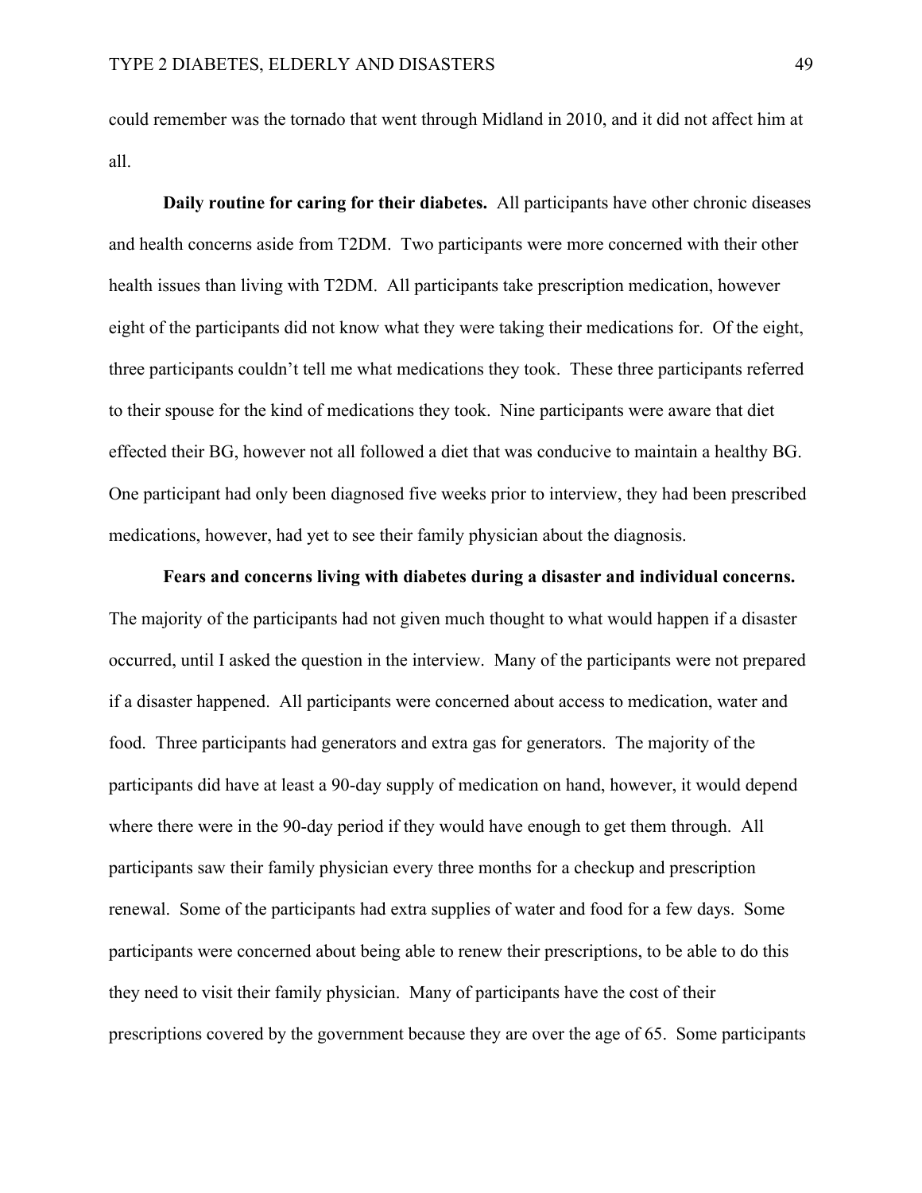could remember was the tornado that went through Midland in 2010, and it did not affect him at all.

**Daily routine for caring for their diabetes.** All participants have other chronic diseases and health concerns aside from T2DM. Two participants were more concerned with their other health issues than living with T2DM. All participants take prescription medication, however eight of the participants did not know what they were taking their medications for. Of the eight, three participants couldn't tell me what medications they took. These three participants referred to their spouse for the kind of medications they took. Nine participants were aware that diet effected their BG, however not all followed a diet that was conducive to maintain a healthy BG. One participant had only been diagnosed five weeks prior to interview, they had been prescribed medications, however, had yet to see their family physician about the diagnosis.

**Fears and concerns living with diabetes during a disaster and individual concerns.** The majority of the participants had not given much thought to what would happen if a disaster occurred, until I asked the question in the interview. Many of the participants were not prepared if a disaster happened. All participants were concerned about access to medication, water and food. Three participants had generators and extra gas for generators. The majority of the participants did have at least a 90-day supply of medication on hand, however, it would depend where there were in the 90-day period if they would have enough to get them through. All participants saw their family physician every three months for a checkup and prescription renewal. Some of the participants had extra supplies of water and food for a few days. Some participants were concerned about being able to renew their prescriptions, to be able to do this they need to visit their family physician. Many of participants have the cost of their prescriptions covered by the government because they are over the age of 65. Some participants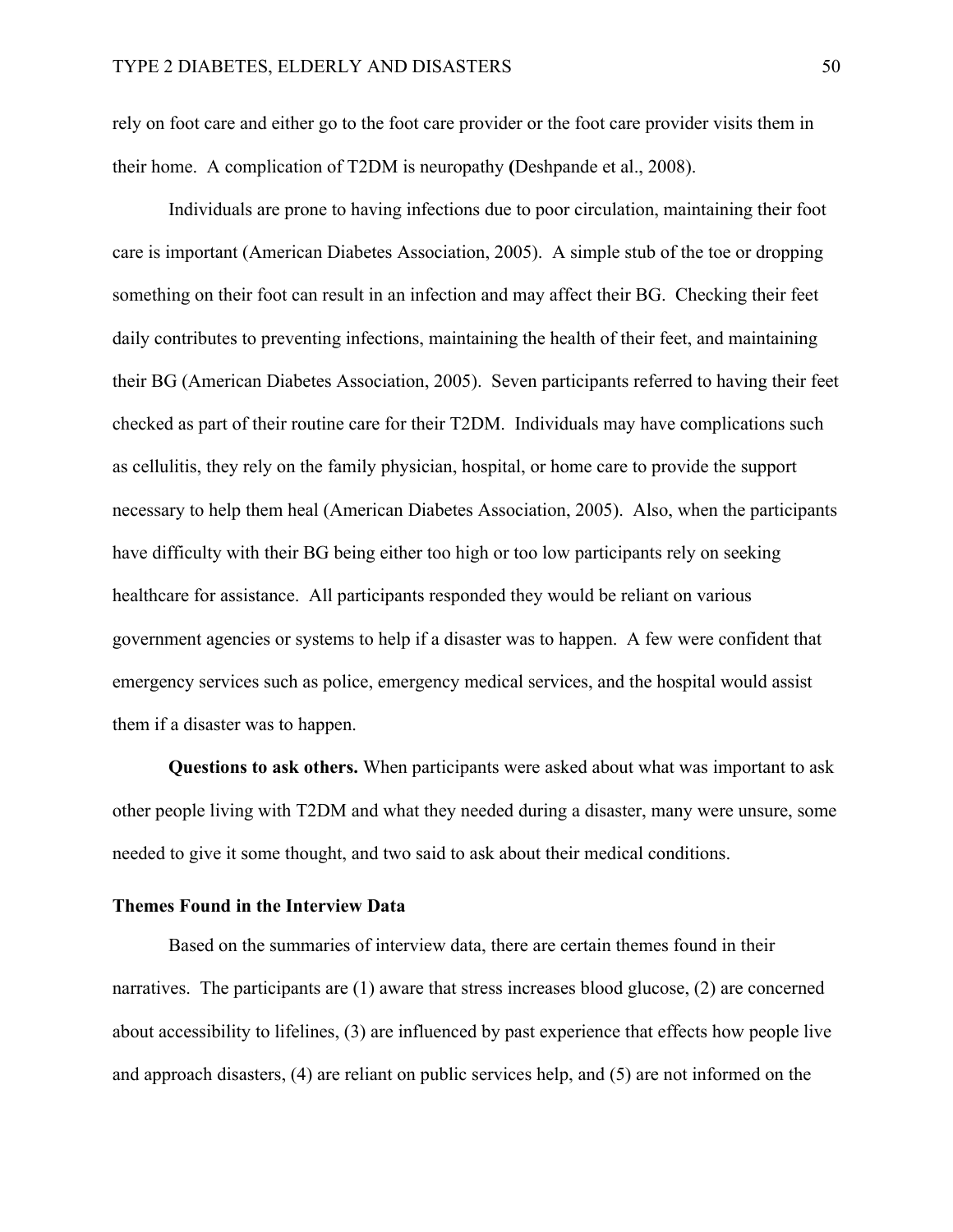rely on foot care and either go to the foot care provider or the foot care provider visits them in their home. A complication of T2DM is neuropathy (Deshpande et al., 2008).

Individuals are prone to having infections due to poor circulation, maintaining their foot care is important (American Diabetes Association, 2005). A simple stub of the toe or dropping something on their foot can result in an infection and may affect their BG. Checking their feet daily contributes to preventing infections, maintaining the health of their feet, and maintaining their BG (American Diabetes Association, 2005). Seven participants referred to having their feet checked as part of their routine care for their T2DM. Individuals may have complications such as cellulitis, they rely on the family physician, hospital, or home care to provide the support necessary to help them heal (American Diabetes Association, 2005). Also, when the participants have difficulty with their BG being either too high or too low participants rely on seeking healthcare for assistance. All participants responded they would be reliant on various government agencies or systems to help if a disaster was to happen. A few were confident that emergency services such as police, emergency medical services, and the hospital would assist them if a disaster was to happen.

**Questions to ask others.** When participants were asked about what was important to ask other people living with T2DM and what they needed during a disaster, many were unsure, some needed to give it some thought, and two said to ask about their medical conditions.

### Themes Found in the Interview Data

Based on the summaries of interview data, there are certain themes found in their narratives. The participants are (1) aware that stress increases blood glucose, (2) are concerned about accessibility to lifelines, (3) are influenced by past experience that effects how people live and approach disasters, (4) are reliant on public services help, and (5) are not informed on the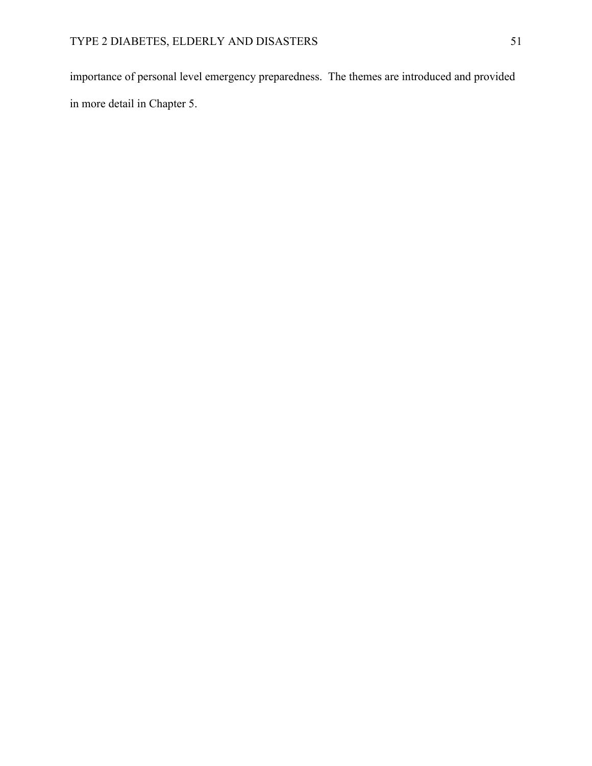importance of personal level emergency preparedness. The themes are introduced and provided in more detail in Chapter 5.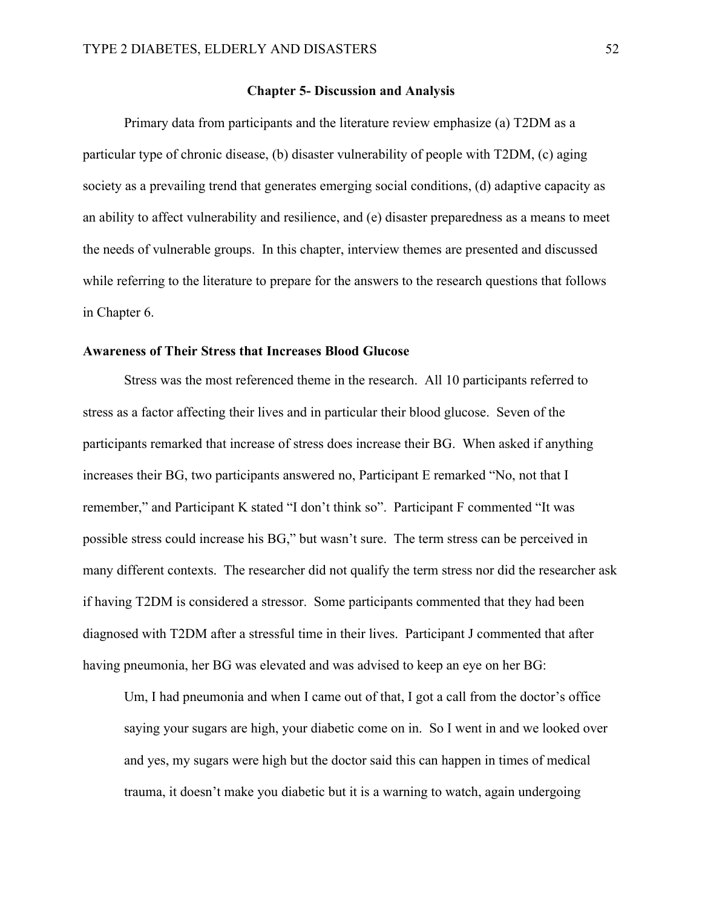## Chapter 5- Discussion and Analysis

Primary data from participants and the literature review emphasize (a) T2DM as a particular type of chronic disease, (b) disaster vulnerability of people with T2DM, (c) aging society as a prevailing trend that generates emerging social conditions, (d) adaptive capacity as an ability to affect vulnerability and resilience, and (e) disaster preparedness as a means to meet the needs of vulnerable groups. In this chapter, interview themes are presented and discussed while referring to the literature to prepare for the answers to the research questions that follows in Chapter 6.

### Awareness of Their Stress that Increases Blood Glucose

Stress was the most referenced theme in the research. All 10 participants referred to stress as a factor affecting their lives and in particular their blood glucose. Seven of the participants remarked that increase of stress does increase their BG. When asked if anything increases their BG, two participants answered no, Participant E remarked "No, not that I remember," and Participant K stated "I don't think so". Participant F commented "It was possible stress could increase his BG," but wasn't sure. The term stress can be perceived in many different contexts. The researcher did not qualify the term stress nor did the researcher ask if having T2DM is considered a stressor. Some participants commented that they had been diagnosed with T2DM after a stressful time in their lives. Participant J commented that after having pneumonia, her BG was elevated and was advised to keep an eye on her BG:

> Um, I had pneumonia and when I came out of that, I got a call from the doctor's office saying your sugars are high, your diabetic come on in. So I went in and we looked over and yes, my sugars were high but the doctor said this can happen in times of medical trauma, it doesn't make you diabetic but it is a warning to watch, again undergoing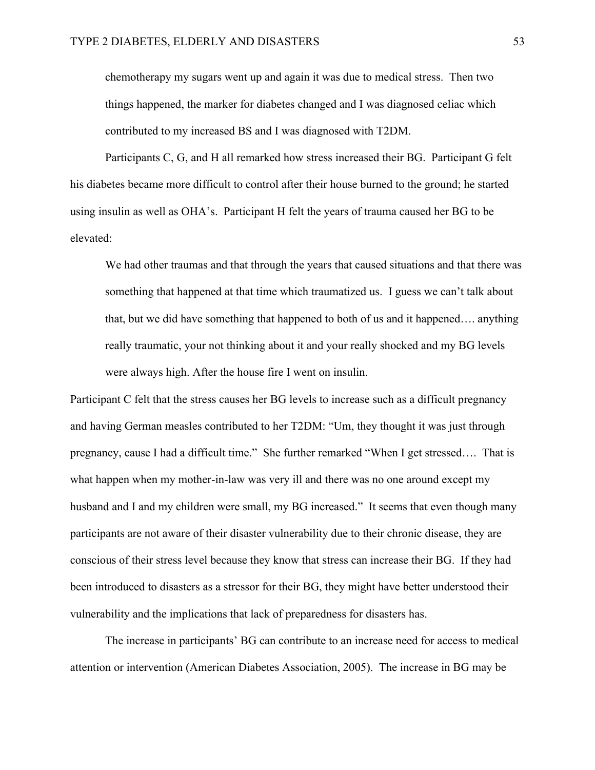chemotherapy my sugars went up and again it was due to medical stress. Then two things happened, the marker for diabetes changed and I was diagnosed celiac which contributed to my increased BS and I was diagnosed with T2DM.

Participants C, G, and H all remarked how stress increased their BG. Participant G felt his diabetes became more difficult to control after their house burned to the ground; he started using insulin as well as OHA's. Participant H felt the years of trauma caused her BG to be elevated:

> We had other traumas and that through the years that caused situations and that there was something that happened at that time which traumatized us. I guess we can't talk about that, but we did have something that happened to both of us and it happened…. anything really traumatic, your not thinking about it and your really shocked and my BG levels were always high. After the house fire I went on insulin.

Participant C felt that the stress causes her BG levels to increase such as a difficult pregnancy and having German measles contributed to her T2DM: "Um, they thought it was just through pregnancy, cause I had a difficult time." She further remarked "When I get stressed…. That is what happen when my mother-in-law was very ill and there was no one around except my husband and I and my children were small, my BG increased." It seems that even though many participants are not aware of their disaster vulnerability due to their chronic disease, they are conscious of their stress level because they know that stress can increase their BG. If they had been introduced to disasters as a stressor for their BG, they might have better understood their vulnerability and the implications that lack of preparedness for disasters has.

The increase in participants' BG can contribute to an increase need for access to medical attention or intervention (American Diabetes Association, 2005). The increase in BG may be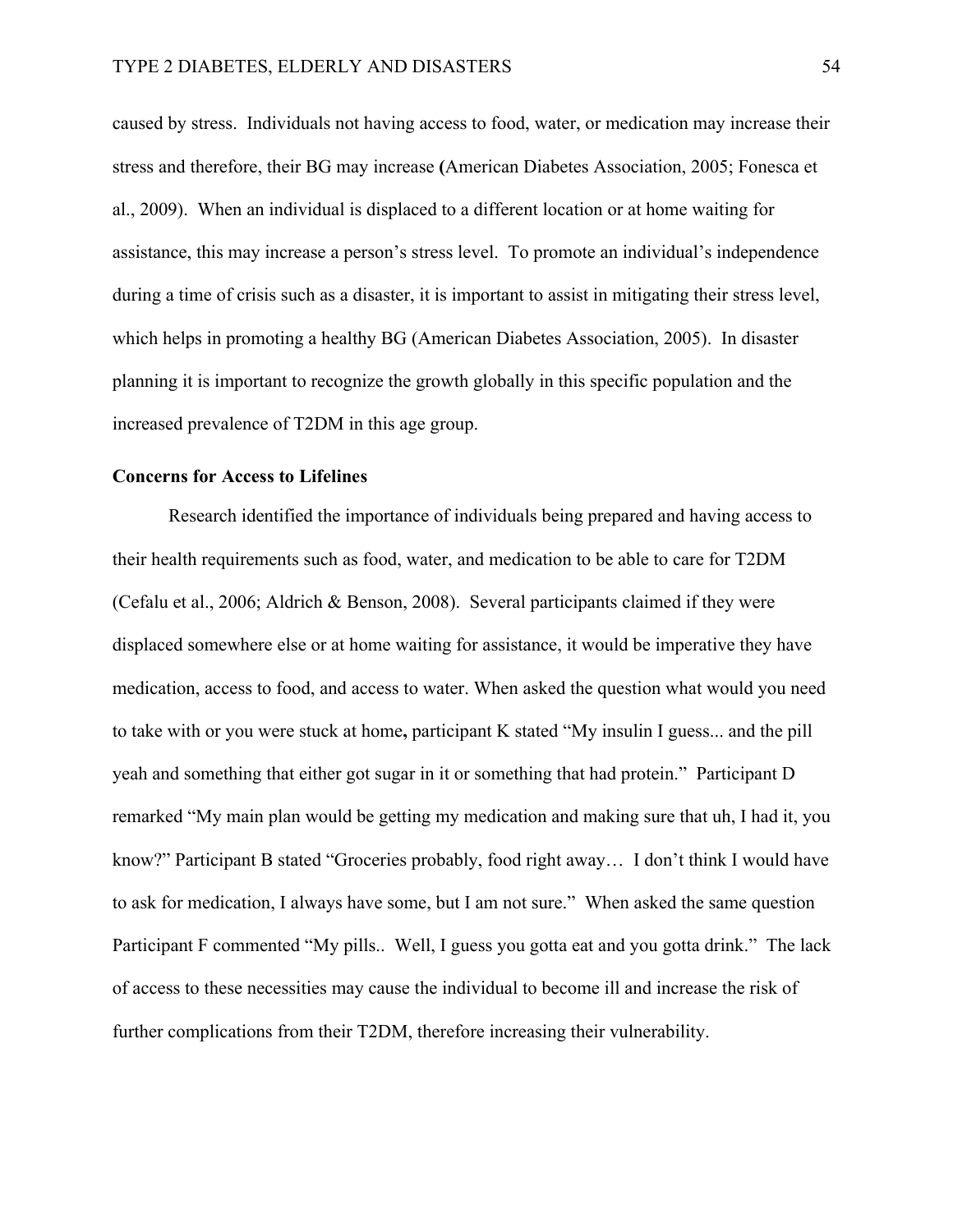caused by stress. Individuals not having access to food, water, or medication may increase their stress and therefore, their BG may increase (American Diabetes Association, 2005; Fonesca et al., 2009). When an individual is displaced to a different location or at home waiting for assistance, this may increase a person's stress level. To promote an individual's independence during a time of crisis such as a disaster, it is important to assist in mitigating their stress level, which helps in promoting a healthy BG (American Diabetes Association, 2005). In disaster planning it is important to recognize the growth globally in this specific population and the increased prevalence of T2DM in this age group.

**Concerns for Access to Lifelines**

Research identified the importance of individuals being prepared and having access to their health requirements such as food, water, and medication to be able to care for T2DM (Cefalu et al., 2006; Aldrich & Benson, 2008). Several participants claimed if they were displaced somewhere else or at home waiting for assistance, it would be imperative they have medication, access to food, and access to water. When asked the question what would you need to take with or you were stuck at home**,** participant K stated "My insulin I guess... and the pill yeah and something that either got sugar in it or something that had protein." Participant D remarked "My main plan would be getting my medication and making sure that uh, I had it, you know?" Participant B stated "Groceries probably, food right away… I don't think I would have to ask for medication, I always have some, but I am not sure." When asked the same question Participant F commented "My pills.. Well, I guess you gotta eat and you gotta drink." The lack of access to these necessities may cause the individual to become ill and increase the risk of further complications from their T2DM, therefore increasing their vulnerability.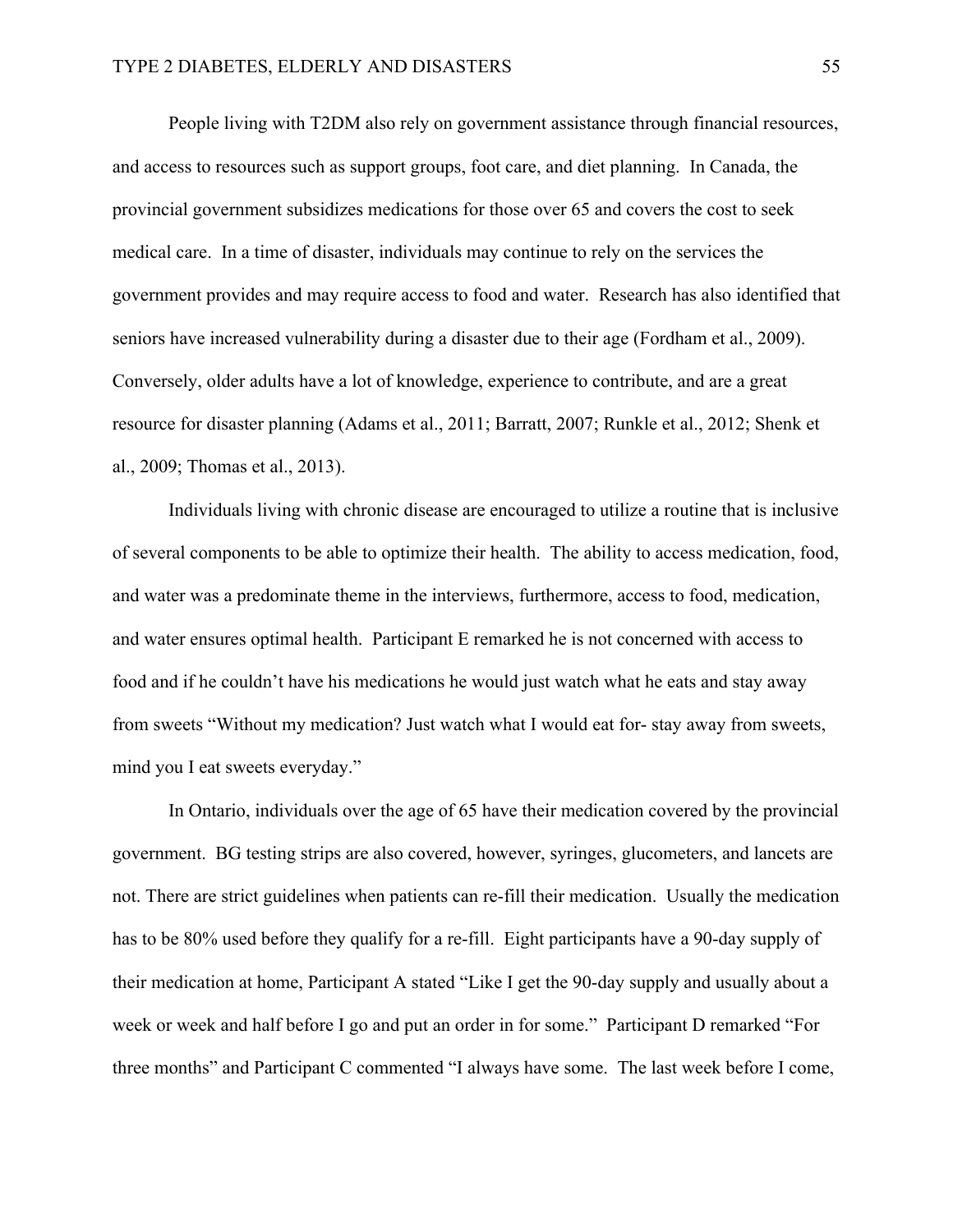People living with T2DM also rely on government assistance through financial resources, and access to resources such as support groups, foot care, and diet planning. In Canada, the provincial government subsidizes medications for those over 65 and covers the cost to seek medical care. In a time of disaster, individuals may continue to rely on the services the government provides and may require access to food and water. Research has also identified that seniors have increased vulnerability during a disaster due to their age (Fordham et al., 2009). Conversely, older adults have a lot of knowledge, experience to contribute, and are a great resource for disaster planning (Adams et al., 2011; Barratt, 2007; Runkle et al., 2012; Shenk et al., 2009; Thomas et al., 2013).

Individuals living with chronic disease are encouraged to utilize a routine that is inclusive of several components to be able to optimize their health. The ability to access medication, food, and water was a predominate theme in the interviews, furthermore, access to food, medication, and water ensures optimal health. Participant E remarked he is not concerned with access to food and if he couldn't have his medications he would just watch what he eats and stay away from sweets "Without my medication? Just watch what I would eat for- stay away from sweets, mind you I eat sweets everyday."

In Ontario, individuals over the age of 65 have their medication covered by the provincial government. BG testing strips are also covered, however, syringes, glucometers, and lancets are not. There are strict guidelines when patients can re-fill their medication. Usually the medication has to be 80% used before they qualify for a re-fill. Eight participants have a 90-day supply of their medication at home, Participant A stated "Like I get the 90-day supply and usually about a week or week and half before I go and put an order in for some." Participant D remarked "For three months" and Participant C commented "I always have some. The last week before I come,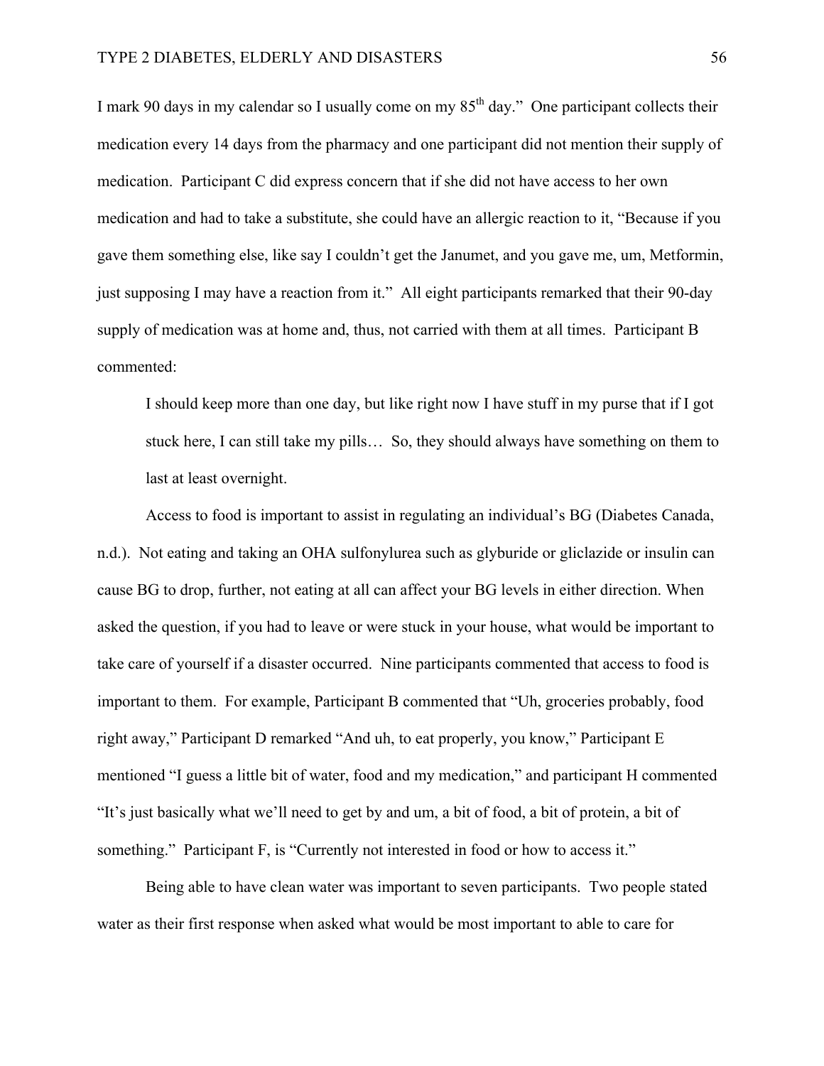I mark 90 days in my calendar so I usually come on my 85th day." One participant collects their medication every 14 days from the pharmacy and one participant did not mention their supply of medication. Participant C did express concern that if she did not have access to her own medication and had to take a substitute, she could have an allergic reaction to it, "Because if you gave them something else, like say I couldn't get the Janumet, and you gave me, um, Metformin, just supposing I may have a reaction from it." All eight participants remarked that their 90-day supply of medication was at home and, thus, not carried with them at all times. Participant B commented:

> I should keep more than one day, but like right now I have stuff in my purse that if I got stuck here, I can still take my pills… So, they should always have something on them to last at least overnight.

Access to food is important to assist in regulating an individual's BG (Diabetes Canada, n.d.). Not eating and taking an OHA sulfonylurea such as glyburide or gliclazide or insulin can cause BG to drop, further, not eating at all can affect your BG levels in either direction. When asked the question, if you had to leave or were stuck in your house, what would be important to take care of yourself if a disaster occurred. Nine participants commented that access to food is important to them. For example, Participant B commented that "Uh, groceries probably, food right away," Participant D remarked "And uh, to eat properly, you know," Participant E mentioned "I guess a little bit of water, food and my medication," and participant H commented "It's just basically what we'll need to get by and um, a bit of food, a bit of protein, a bit of something." Participant F, is "Currently not interested in food or how to access it."

Being able to have clean water was important to seven participants. Two people stated water as their first response when asked what would be most important to able to care for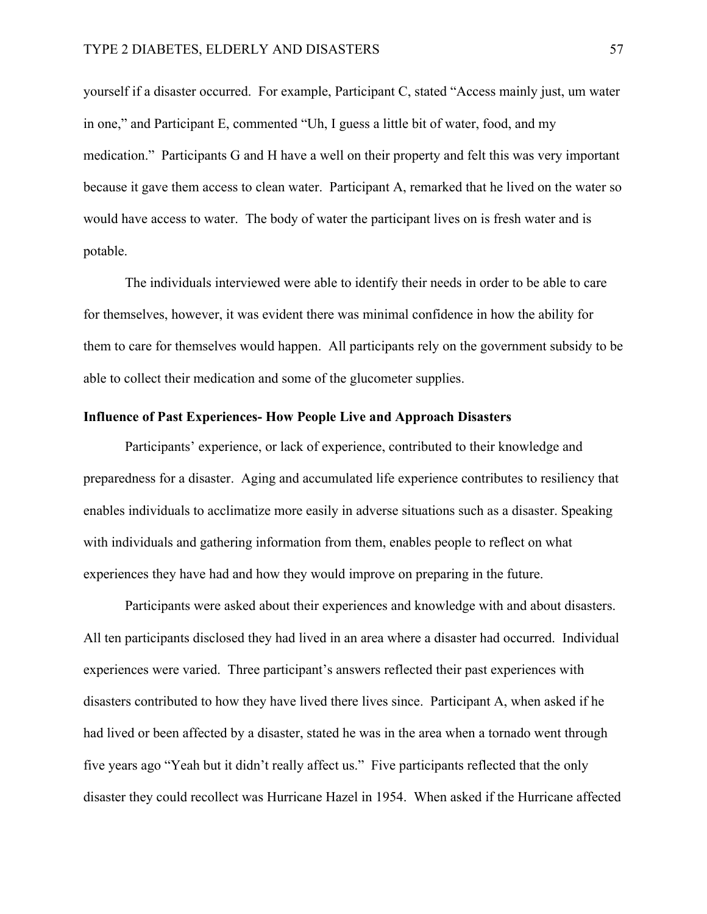yourself if a disaster occurred. For example, Participant C, stated "Access mainly just, um water in one," and Participant E, commented "Uh, I guess a little bit of water, food, and my medication." Participants G and H have a well on their property and felt this was very important because it gave them access to clean water. Participant A, remarked that he lived on the water so would have access to water. The body of water the participant lives on is fresh water and is potable.

The individuals interviewed were able to identify their needs in order to be able to care for themselves, however, it was evident there was minimal confidence in how the ability for them to care for themselves would happen. All participants rely on the government subsidy to be able to collect their medication and some of the glucometer supplies.

**Influence of Past Experiences- How People Live and Approach Disasters**

Participants' experience, or lack of experience, contributed to their knowledge and preparedness for a disaster. Aging and accumulated life experience contributes to resiliency that enables individuals to acclimatize more easily in adverse situations such as a disaster. Speaking with individuals and gathering information from them, enables people to reflect on what experiences they have had and how they would improve on preparing in the future.

Participants were asked about their experiences and knowledge with and about disasters. All ten participants disclosed they had lived in an area where a disaster had occurred. Individual experiences were varied. Three participant's answers reflected their past experiences with disasters contributed to how they have lived there lives since. Participant A, when asked if he had lived or been affected by a disaster, stated he was in the area when a tornado went through five years ago "Yeah but it didn't really affect us." Five participants reflected that the only disaster they could recollect was Hurricane Hazel in 1954. When asked if the Hurricane affected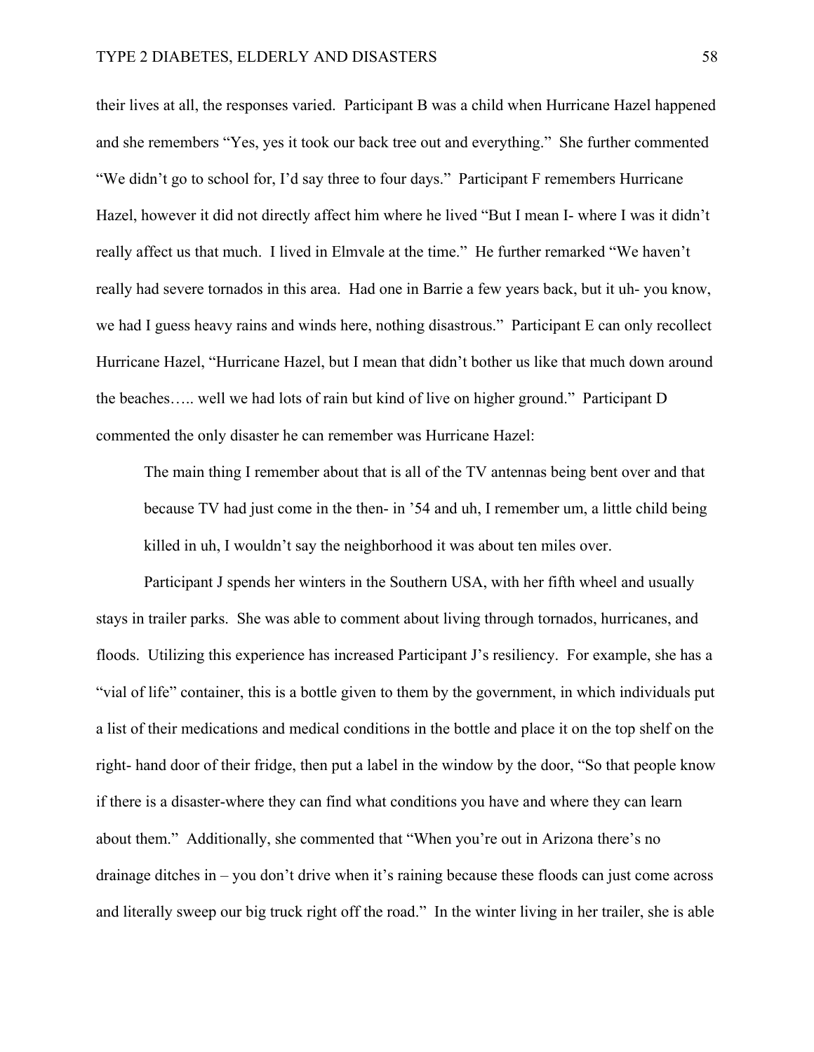their lives at all, the responses varied. Participant B was a child when Hurricane Hazel happened and she remembers "Yes, yes it took our back tree out and everything." She further commented "We didn't go to school for, I'd say three to four days." Participant F remembers Hurricane Hazel, however it did not directly affect him where he lived "But I mean I- where I was it didn't really affect us that much. I lived in Elmvale at the time." He further remarked "We haven't really had severe tornados in this area. Had one in Barrie a few years back, but it uh- you know, we had I guess heavy rains and winds here, nothing disastrous." Participant E can only recollect Hurricane Hazel, "Hurricane Hazel, but I mean that didn't bother us like that much down around the beaches….. well we had lots of rain but kind of live on higher ground." Participant D commented the only disaster he can remember was Hurricane Hazel:

> The main thing I remember about that is all of the TV antennas being bent over and that because TV had just come in the then- in '54 and uh, I remember um, a little child being killed in uh, I wouldn't say the neighborhood it was about ten miles over.

Participant J spends her winters in the Southern USA, with her fifth wheel and usually stays in trailer parks. She was able to comment about living through tornados, hurricanes, and floods. Utilizing this experience has increased Participant J's resiliency. For example, she has a "vial of life" container, this is a bottle given to them by the government, in which individuals put a list of their medications and medical conditions in the bottle and place it on the top shelf on the right- hand door of their fridge, then put a label in the window by the door, "So that people know if there is a disaster-where they can find what conditions you have and where they can learn about them." Additionally, she commented that "When you're out in Arizona there's no drainage ditches in – you don't drive when it's raining because these floods can just come across and literally sweep our big truck right off the road." In the winter living in her trailer, she is able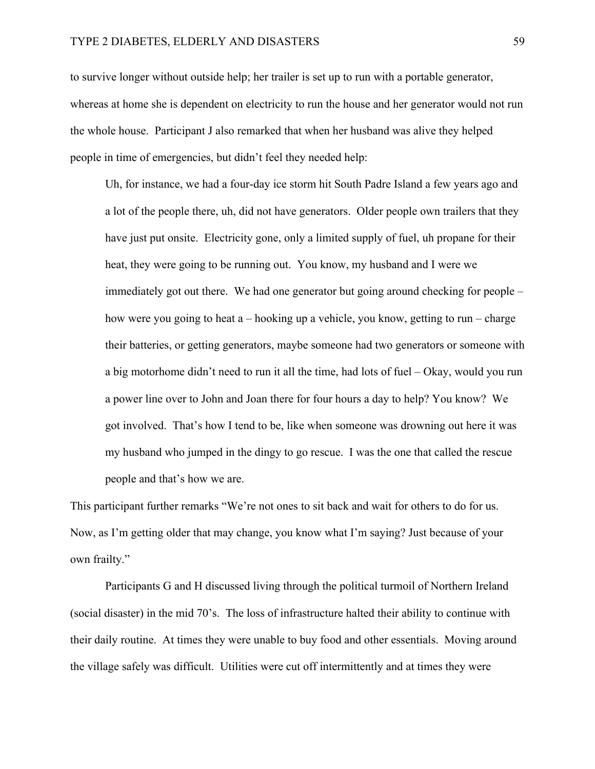to survive longer without outside help; her trailer is set up to run with a portable generator, whereas at home she is dependent on electricity to run the house and her generator would not run the whole house. Participant J also remarked that when her husband was alive they helped people in time of emergencies, but didn't feel they needed help:

> Uh, for instance, we had a four-day ice storm hit South Padre Island a few years ago and a lot of the people there, uh, did not have generators. Older people own trailers that they have just put onsite. Electricity gone, only a limited supply of fuel, uh propane for their heat, they were going to be running out. You know, my husband and I were we immediately got out there. We had one generator but going around checking for people – how were you going to heat a – hooking up a vehicle, you know, getting to run – charge their batteries, or getting generators, maybe someone had two generators or someone with a big motorhome didn't need to run it all the time, had lots of fuel – Okay, would you run a power line over to John and Joan there for four hours a day to help? You know? We got involved. That's how I tend to be, like when someone was drowning out here it was my husband who jumped in the dingy to go rescue. I was the one that called the rescue people and that's how we are.

This participant further remarks "We're not ones to sit back and wait for others to do for us. Now, as I'm getting older that may change, you know what I'm saying? Just because of your own frailty."

Participants G and H discussed living through the political turmoil of Northern Ireland (social disaster) in the mid 70's. The loss of infrastructure halted their ability to continue with their daily routine. At times they were unable to buy food and other essentials. Moving around the village safely was difficult. Utilities were cut off intermittently and at times they were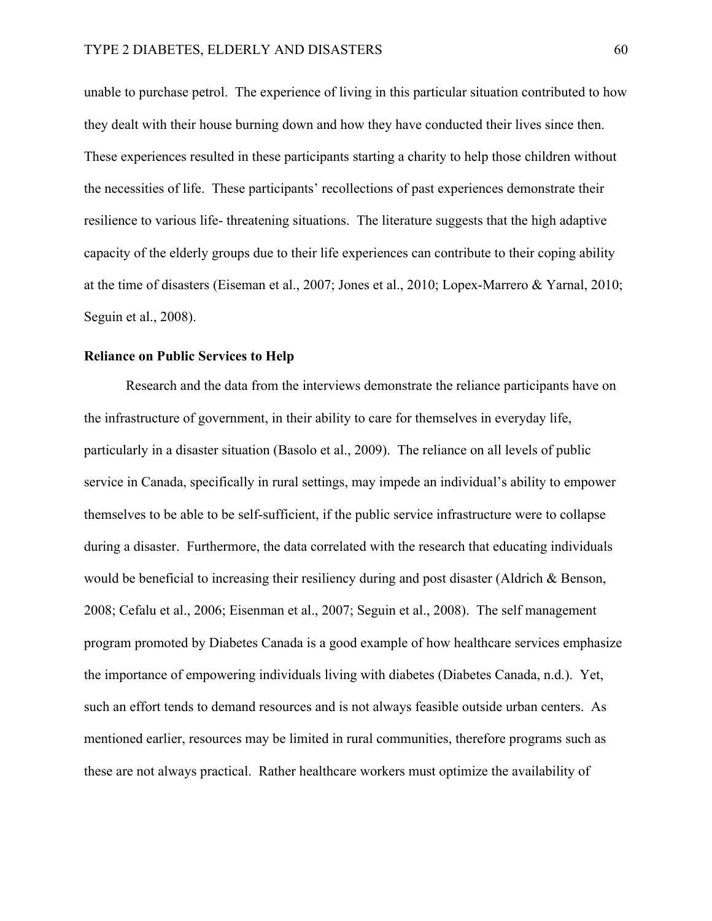unable to purchase petrol. The experience of living in this particular situation contributed to how they dealt with their house burning down and how they have conducted their lives since then. These experiences resulted in these participants starting a charity to help those children without the necessities of life. These participants' recollections of past experiences demonstrate their resilience to various life- threatening situations. The literature suggests that the high adaptive capacity of the elderly groups due to their life experiences can contribute to their coping ability at the time of disasters (Eiseman et al., 2007; Jones et al., 2010; Lopex-Marrero & Yarnal, 2010; Seguin et al., 2008).

**Reliance on Public Services to Help**

Research and the data from the interviews demonstrate the reliance participants have on the infrastructure of government, in their ability to care for themselves in everyday life, particularly in a disaster situation (Basolo et al., 2009). The reliance on all levels of public service in Canada, specifically in rural settings, may impede an individual's ability to empower themselves to be able to be self-sufficient, if the public service infrastructure were to collapse during a disaster. Furthermore, the data correlated with the research that educating individuals would be beneficial to increasing their resiliency during and post disaster (Aldrich & Benson, 2008; Cefalu et al., 2006; Eisenman et al., 2007; Seguin et al., 2008). The self management program promoted by Diabetes Canada is a good example of how healthcare services emphasize the importance of empowering individuals living with diabetes (Diabetes Canada, n.d.). Yet, such an effort tends to demand resources and is not always feasible outside urban centers. As mentioned earlier, resources may be limited in rural communities, therefore programs such as these are not always practical. Rather healthcare workers must optimize the availability of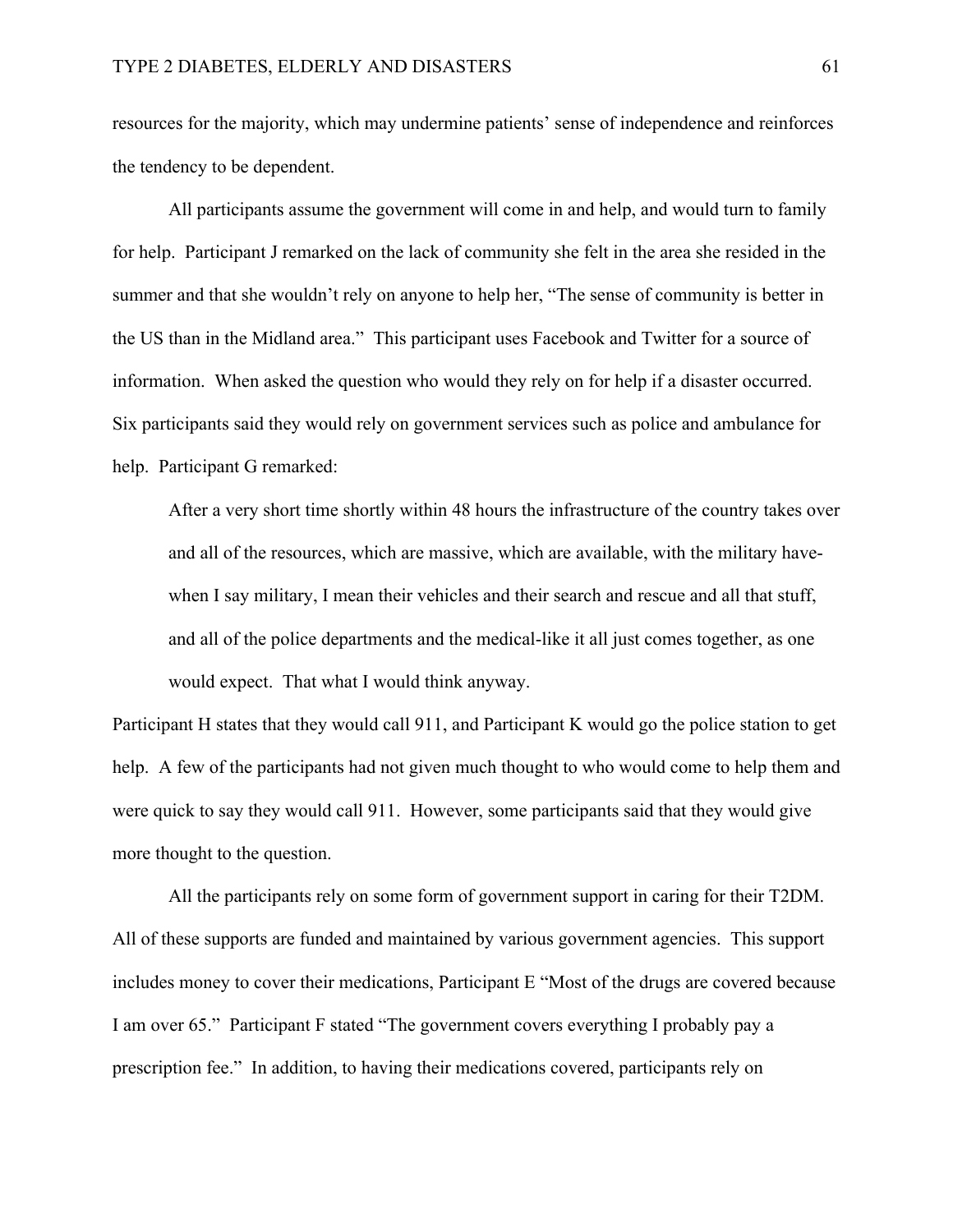resources for the majority, which may undermine patients' sense of independence and reinforces the tendency to be dependent.

All participants assume the government will come in and help, and would turn to family for help. Participant J remarked on the lack of community she felt in the area she resided in the summer and that she wouldn't rely on anyone to help her, "The sense of community is better in the US than in the Midland area." This participant uses Facebook and Twitter for a source of information. When asked the question who would they rely on for help if a disaster occurred. Six participants said they would rely on government services such as police and ambulance for help. Participant G remarked:

> After a very short time shortly within 48 hours the infrastructure of the country takes over and all of the resources, which are massive, which are available, with the military have- when I say military, I mean their vehicles and their search and rescue and all that stuff, and all of the police departments and the medical-like it all just comes together, as one would expect. That what I would think anyway.

Participant H states that they would call 911, and Participant K would go the police station to get help. A few of the participants had not given much thought to who would come to help them and were quick to say they would call 911. However, some participants said that they would give more thought to the question.

All the participants rely on some form of government support in caring for their T2DM. All of these supports are funded and maintained by various government agencies. This support includes money to cover their medications, Participant E "Most of the drugs are covered because I am over 65." Participant F stated "The government covers everything I probably pay a prescription fee." In addition, to having their medications covered, participants rely on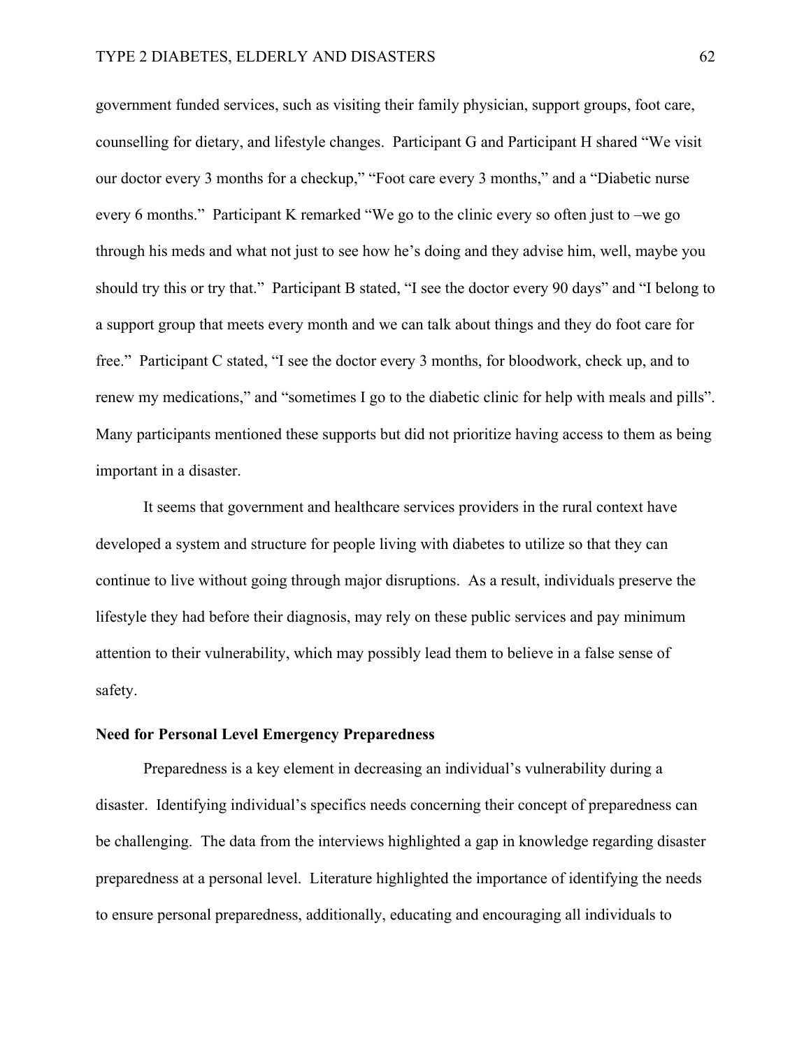government funded services, such as visiting their family physician, support groups, foot care, counselling for dietary, and lifestyle changes. Participant G and Participant H shared "We visit our doctor every 3 months for a checkup," "Foot care every 3 months," and a "Diabetic nurse every 6 months." Participant K remarked "We go to the clinic every so often just to –we go through his meds and what not just to see how he's doing and they advise him, well, maybe you should try this or try that." Participant B stated, "I see the doctor every 90 days" and "I belong to a support group that meets every month and we can talk about things and they do foot care for free." Participant C stated, "I see the doctor every 3 months, for bloodwork, check up, and to renew my medications," and "sometimes I go to the diabetic clinic for help with meals and pills". Many participants mentioned these supports but did not prioritize having access to them as being important in a disaster.

It seems that government and healthcare services providers in the rural context have developed a system and structure for people living with diabetes to utilize so that they can continue to live without going through major disruptions. As a result, individuals preserve the lifestyle they had before their diagnosis, may rely on these public services and pay minimum attention to their vulnerability, which may possibly lead them to believe in a false sense of safety.

**Need for Personal Level Emergency Preparedness**

Preparedness is a key element in decreasing an individual's vulnerability during a disaster. Identifying individual's specifics needs concerning their concept of preparedness can be challenging. The data from the interviews highlighted a gap in knowledge regarding disaster preparedness at a personal level. Literature highlighted the importance of identifying the needs to ensure personal preparedness, additionally, educating and encouraging all individuals to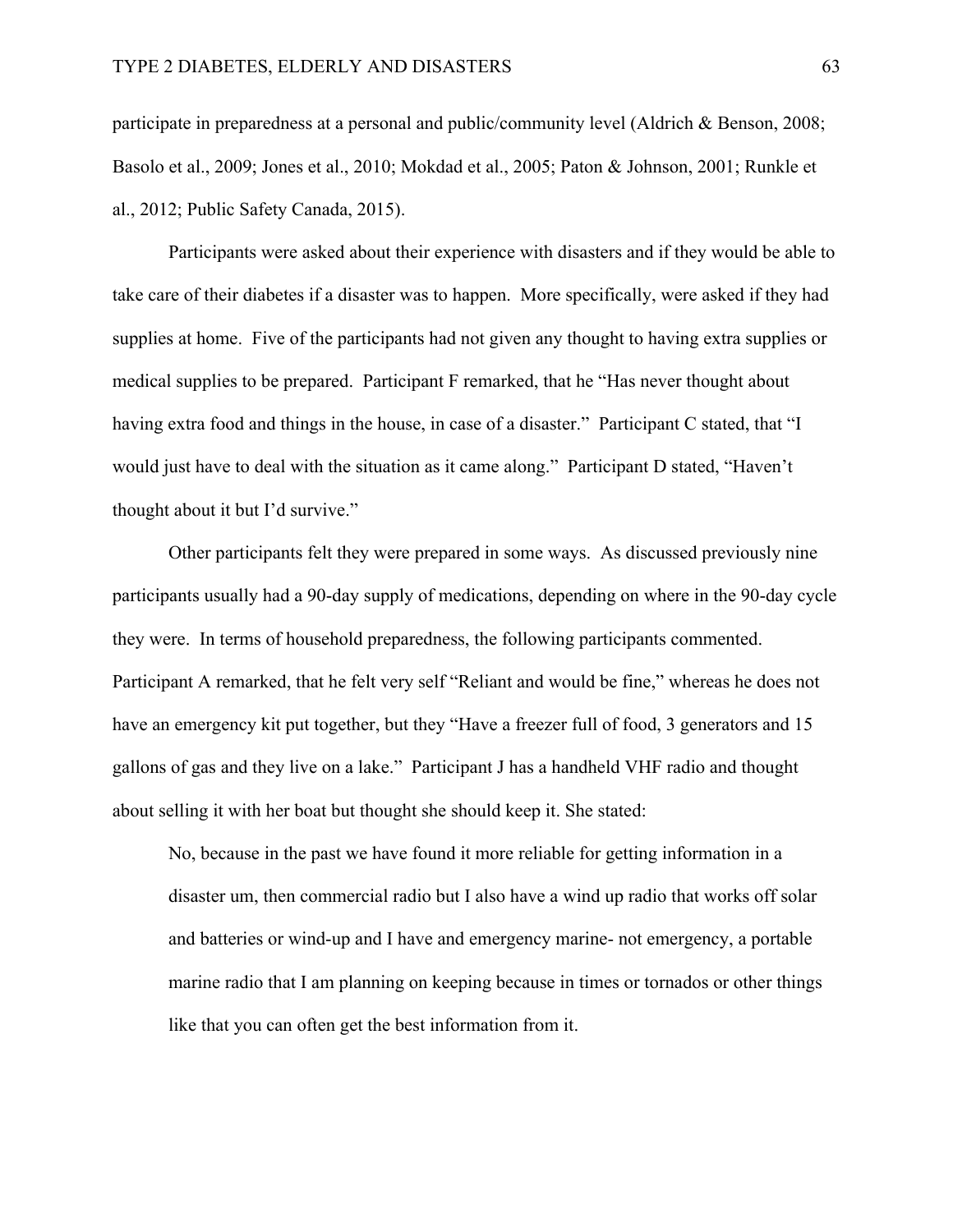participate in preparedness at a personal and public/community level (Aldrich & Benson, 2008; Basolo et al., 2009; Jones et al., 2010; Mokdad et al., 2005; Paton & Johnson, 2001; Runkle et al., 2012; Public Safety Canada, 2015).

Participants were asked about their experience with disasters and if they would be able to take care of their diabetes if a disaster was to happen. More specifically, were asked if they had supplies at home. Five of the participants had not given any thought to having extra supplies or medical supplies to be prepared. Participant F remarked, that he "Has never thought about having extra food and things in the house, in case of a disaster." Participant C stated, that "I would just have to deal with the situation as it came along." Participant D stated, "Haven't thought about it but I'd survive."

Other participants felt they were prepared in some ways. As discussed previously nine participants usually had a 90-day supply of medications, depending on where in the 90-day cycle they were. In terms of household preparedness, the following participants commented. Participant A remarked, that he felt very self "Reliant and would be fine," whereas he does not have an emergency kit put together, but they "Have a freezer full of food, 3 generators and 15 gallons of gas and they live on a lake." Participant J has a handheld VHF radio and thought about selling it with her boat but thought she should keep it. She stated:

> No, because in the past we have found it more reliable for getting information in a disaster um, then commercial radio but I also have a wind up radio that works off solar and batteries or wind-up and I have and emergency marine- not emergency, a portable marine radio that I am planning on keeping because in times or tornados or other things like that you can often get the best information from it.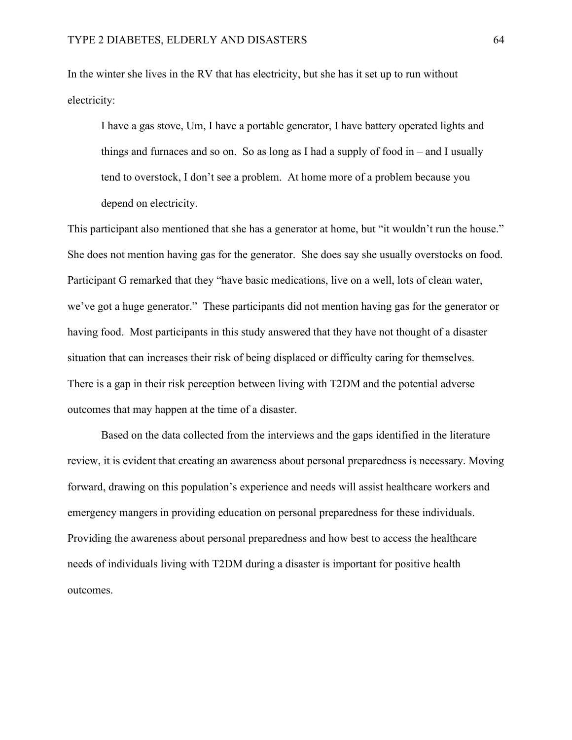In the winter she lives in the RV that has electricity, but she has it set up to run without electricity:

> I have a gas stove, Um, I have a portable generator, I have battery operated lights and things and furnaces and so on. So as long as I had a supply of food in – and I usually tend to overstock, I don't see a problem. At home more of a problem because you depend on electricity.

This participant also mentioned that she has a generator at home, but "it wouldn't run the house." She does not mention having gas for the generator. She does say she usually overstocks on food. Participant G remarked that they "have basic medications, live on a well, lots of clean water, we've got a huge generator." These participants did not mention having gas for the generator or having food. Most participants in this study answered that they have not thought of a disaster situation that can increases their risk of being displaced or difficulty caring for themselves. There is a gap in their risk perception between living with T2DM and the potential adverse outcomes that may happen at the time of a disaster.

Based on the data collected from the interviews and the gaps identified in the literature review, it is evident that creating an awareness about personal preparedness is necessary. Moving forward, drawing on this population's experience and needs will assist healthcare workers and emergency mangers in providing education on personal preparedness for these individuals. Providing the awareness about personal preparedness and how best to access the healthcare needs of individuals living with T2DM during a disaster is important for positive health outcomes.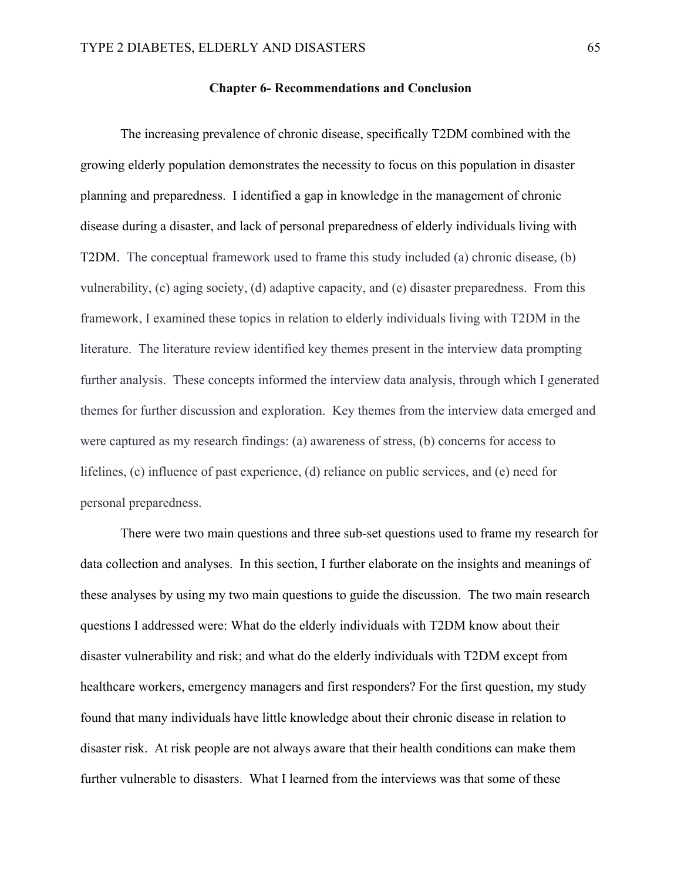## Chapter 6- Recommendations and Conclusion

The increasing prevalence of chronic disease, specifically T2DM combined with the growing elderly population demonstrates the necessity to focus on this population in disaster planning and preparedness. I identified a gap in knowledge in the management of chronic disease during a disaster, and lack of personal preparedness of elderly individuals living with T2DM. The conceptual framework used to frame this study included (a) chronic disease, (b) vulnerability, (c) aging society, (d) adaptive capacity, and (e) disaster preparedness. From this framework, I examined these topics in relation to elderly individuals living with T2DM in the literature. The literature review identified key themes present in the interview data prompting further analysis. These concepts informed the interview data analysis, through which I generated themes for further discussion and exploration. Key themes from the interview data emerged and were captured as my research findings: (a) awareness of stress, (b) concerns for access to lifelines, (c) influence of past experience, (d) reliance on public services, and (e) need for personal preparedness.

There were two main questions and three sub-set questions used to frame my research for data collection and analyses. In this section, I further elaborate on the insights and meanings of these analyses by using my two main questions to guide the discussion. The two main research questions I addressed were: What do the elderly individuals with T2DM know about their disaster vulnerability and risk; and what do the elderly individuals with T2DM except from healthcare workers, emergency managers and first responders? For the first question, my study found that many individuals have little knowledge about their chronic disease in relation to disaster risk. At risk people are not always aware that their health conditions can make them further vulnerable to disasters. What I learned from the interviews was that some of these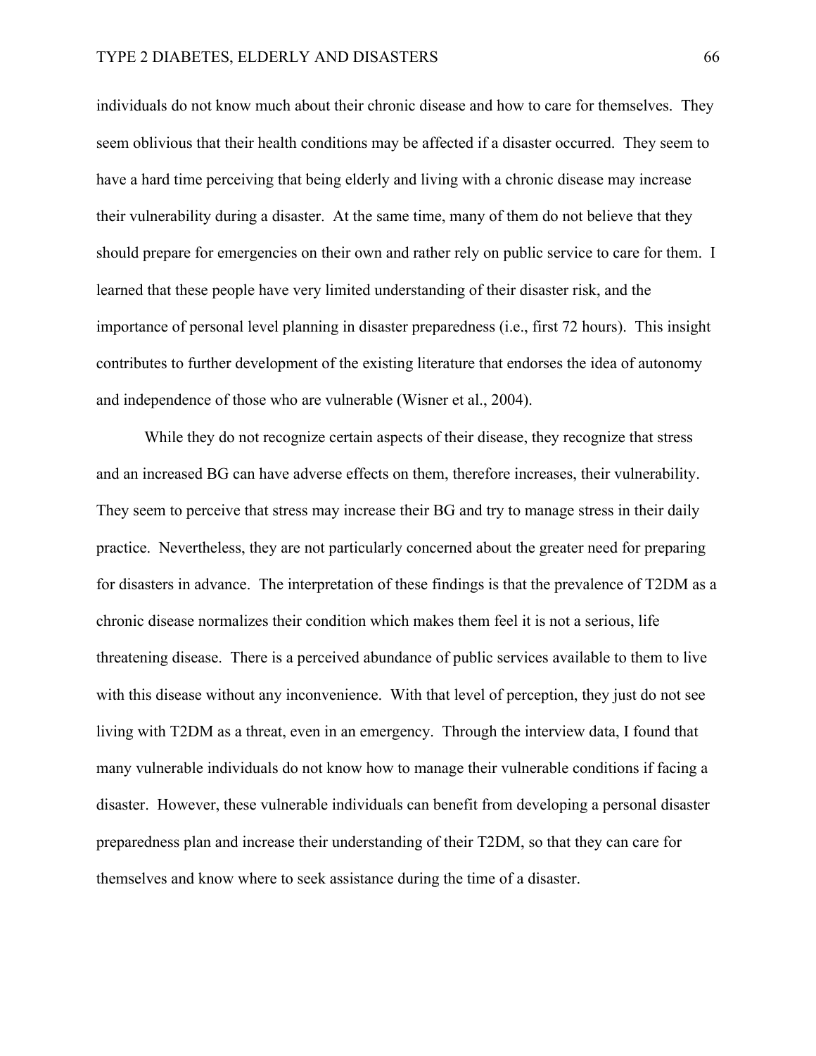individuals do not know much about their chronic disease and how to care for themselves. They seem oblivious that their health conditions may be affected if a disaster occurred. They seem to have a hard time perceiving that being elderly and living with a chronic disease may increase their vulnerability during a disaster. At the same time, many of them do not believe that they should prepare for emergencies on their own and rather rely on public service to care for them. I learned that these people have very limited understanding of their disaster risk, and the importance of personal level planning in disaster preparedness (i.e., first 72 hours). This insight contributes to further development of the existing literature that endorses the idea of autonomy and independence of those who are vulnerable (Wisner et al., 2004).

While they do not recognize certain aspects of their disease, they recognize that stress and an increased BG can have adverse effects on them, therefore increases, their vulnerability. They seem to perceive that stress may increase their BG and try to manage stress in their daily practice. Nevertheless, they are not particularly concerned about the greater need for preparing for disasters in advance. The interpretation of these findings is that the prevalence of T2DM as a chronic disease normalizes their condition which makes them feel it is not a serious, life threatening disease. There is a perceived abundance of public services available to them to live with this disease without any inconvenience. With that level of perception, they just do not see living with T2DM as a threat, even in an emergency. Through the interview data, I found that many vulnerable individuals do not know how to manage their vulnerable conditions if facing a disaster. However, these vulnerable individuals can benefit from developing a personal disaster preparedness plan and increase their understanding of their T2DM, so that they can care for themselves and know where to seek assistance during the time of a disaster.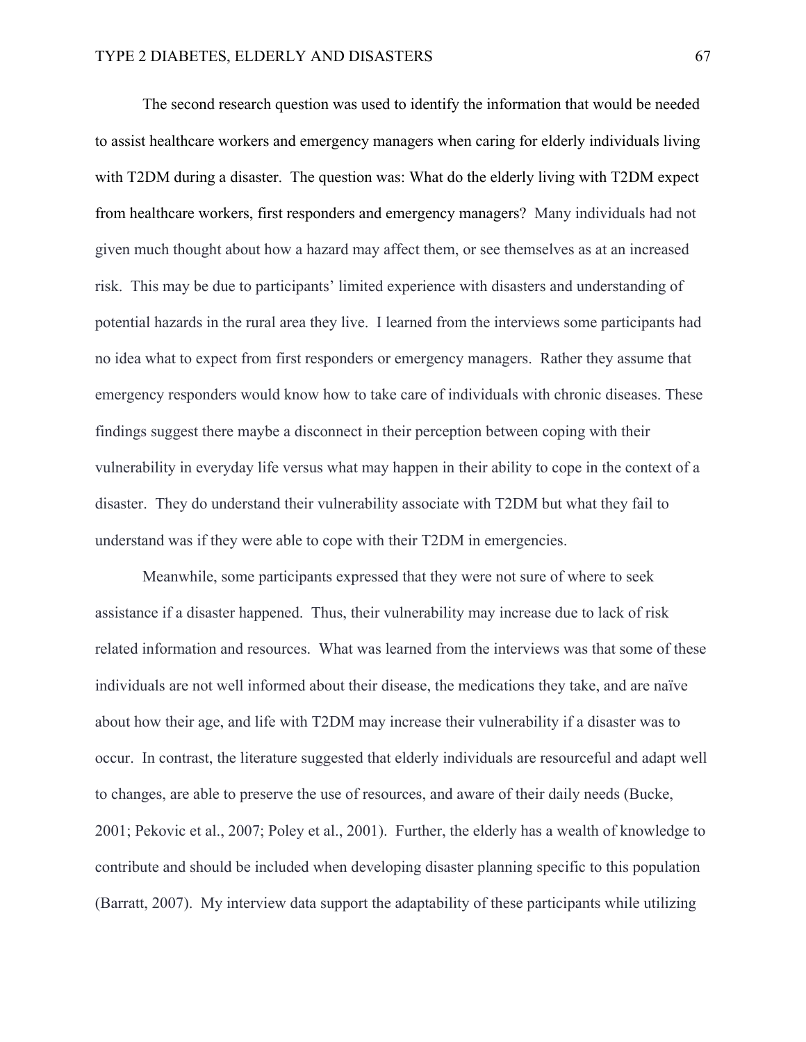The second research question was used to identify the information that would be needed to assist healthcare workers and emergency managers when caring for elderly individuals living with T2DM during a disaster. The question was: What do the elderly living with T2DM expect from healthcare workers, first responders and emergency managers? Many individuals had not given much thought about how a hazard may affect them, or see themselves as at an increased risk. This may be due to participants' limited experience with disasters and understanding of potential hazards in the rural area they live. I learned from the interviews some participants had no idea what to expect from first responders or emergency managers. Rather they assume that emergency responders would know how to take care of individuals with chronic diseases. These findings suggest there maybe a disconnect in their perception between coping with their vulnerability in everyday life versus what may happen in their ability to cope in the context of a disaster. They do understand their vulnerability associate with T2DM but what they fail to understand was if they were able to cope with their T2DM in emergencies.

Meanwhile, some participants expressed that they were not sure of where to seek assistance if a disaster happened. Thus, their vulnerability may increase due to lack of risk related information and resources. What was learned from the interviews was that some of these individuals are not well informed about their disease, the medications they take, and are naïve about how their age, and life with T2DM may increase their vulnerability if a disaster was to occur. In contrast, the literature suggested that elderly individuals are resourceful and adapt well to changes, are able to preserve the use of resources, and aware of their daily needs (Bucke, 2001; Pekovic et al., 2007; Poley et al., 2001). Further, the elderly has a wealth of knowledge to contribute and should be included when developing disaster planning specific to this population (Barratt, 2007). My interview data support the adaptability of these participants while utilizing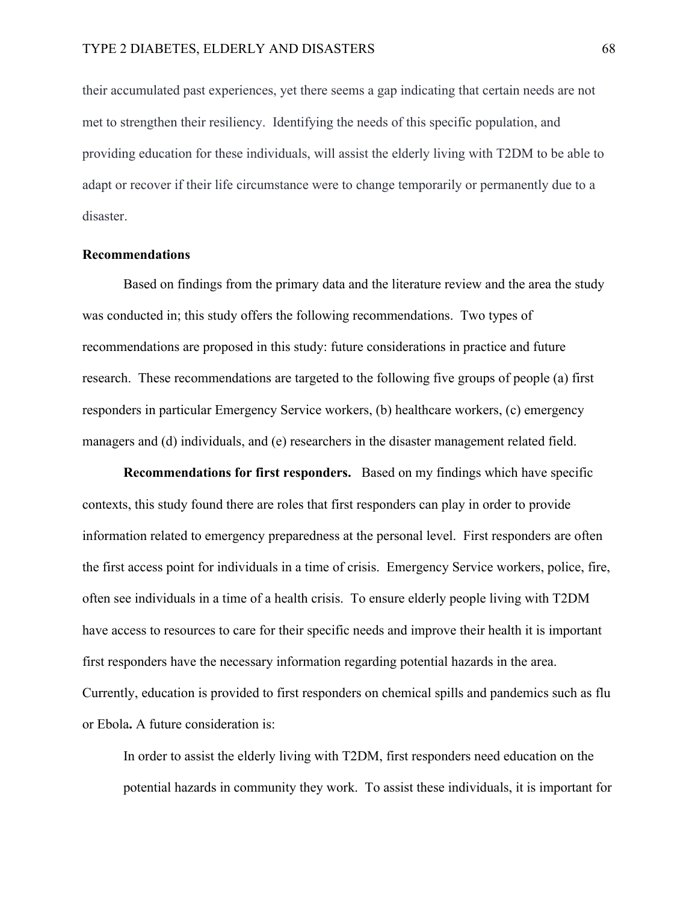their accumulated past experiences, yet there seems a gap indicating that certain needs are not met to strengthen their resiliency. Identifying the needs of this specific population, and providing education for these individuals, will assist the elderly living with T2DM to be able to adapt or recover if their life circumstance were to change temporarily or permanently due to a disaster.

## Recommendations

Based on findings from the primary data and the literature review and the area the study was conducted in; this study offers the following recommendations. Two types of recommendations are proposed in this study: future considerations in practice and future research. These recommendations are targeted to the following five groups of people (a) first responders in particular Emergency Service workers, (b) healthcare workers, (c) emergency managers and (d) individuals, and (e) researchers in the disaster management related field.

**Recommendations for first responders.** Based on my findings which have specific contexts, this study found there are roles that first responders can play in order to provide information related to emergency preparedness at the personal level. First responders are often the first access point for individuals in a time of crisis. Emergency Service workers, police, fire, often see individuals in a time of a health crisis. To ensure elderly people living with T2DM have access to resources to care for their specific needs and improve their health it is important first responders have the necessary information regarding potential hazards in the area. Currently, education is provided to first responders on chemical spills and pandemics such as flu or Ebola**.** A future consideration is:

> In order to assist the elderly living with T2DM, first responders need education on the potential hazards in community they work. To assist these individuals, it is important for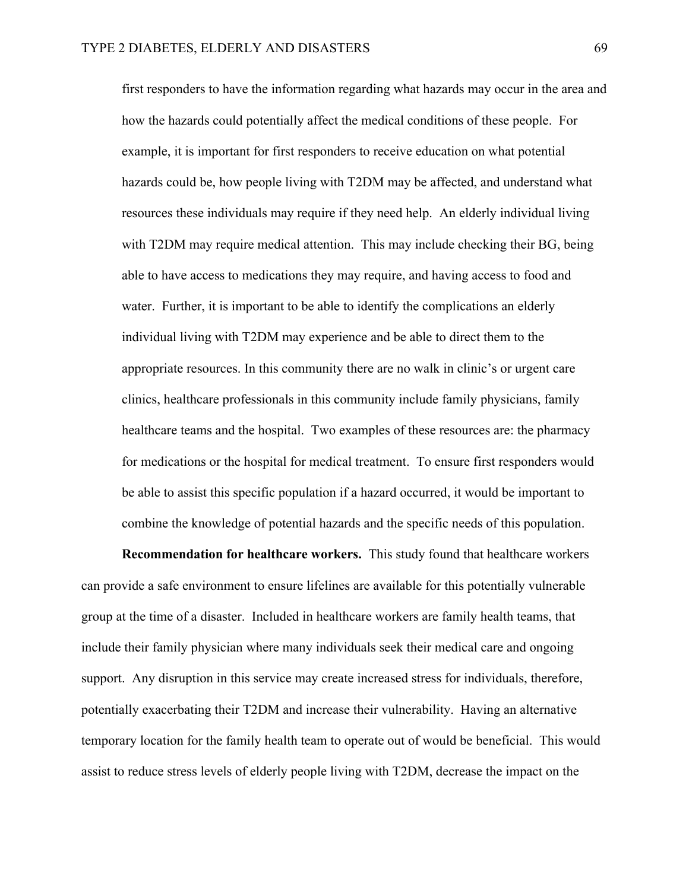first responders to have the information regarding what hazards may occur in the area and how the hazards could potentially affect the medical conditions of these people. For example, it is important for first responders to receive education on what potential hazards could be, how people living with T2DM may be affected, and understand what resources these individuals may require if they need help. An elderly individual living with T2DM may require medical attention. This may include checking their BG, being able to have access to medications they may require, and having access to food and water. Further, it is important to be able to identify the complications an elderly individual living with T2DM may experience and be able to direct them to the appropriate resources. In this community there are no walk in clinic's or urgent care clinics, healthcare professionals in this community include family physicians, family healthcare teams and the hospital. Two examples of these resources are: the pharmacy for medications or the hospital for medical treatment. To ensure first responders would be able to assist this specific population if a hazard occurred, it would be important to combine the knowledge of potential hazards and the specific needs of this population.

**Recommendation for healthcare workers.** This study found that healthcare workers can provide a safe environment to ensure lifelines are available for this potentially vulnerable group at the time of a disaster. Included in healthcare workers are family health teams, that include their family physician where many individuals seek their medical care and ongoing support. Any disruption in this service may create increased stress for individuals, therefore, potentially exacerbating their T2DM and increase their vulnerability. Having an alternative temporary location for the family health team to operate out of would be beneficial. This would assist to reduce stress levels of elderly people living with T2DM, decrease the impact on the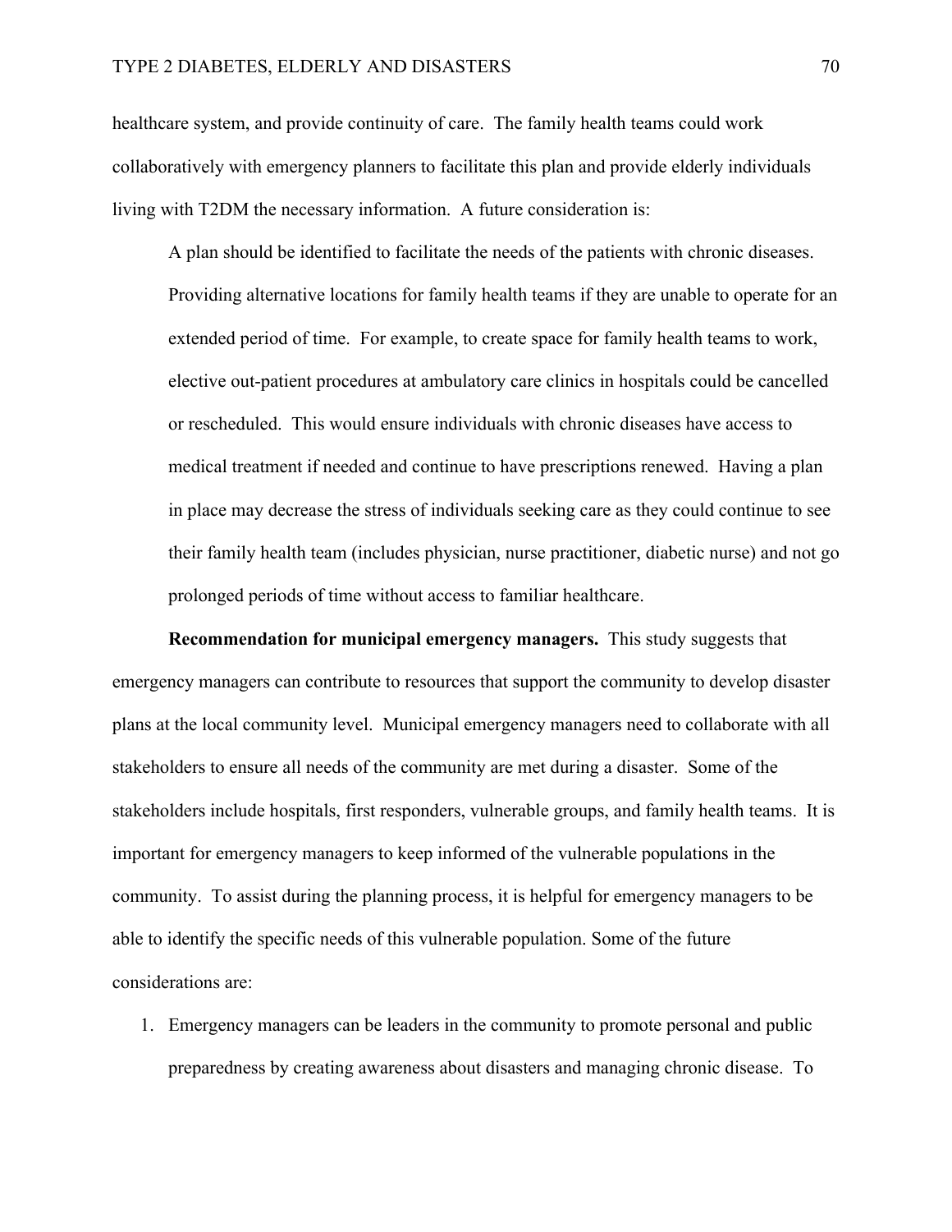healthcare system, and provide continuity of care. The family health teams could work collaboratively with emergency planners to facilitate this plan and provide elderly individuals living with T2DM the necessary information. A future consideration is:

> A plan should be identified to facilitate the needs of the patients with chronic diseases. Providing alternative locations for family health teams if they are unable to operate for an extended period of time. For example, to create space for family health teams to work, elective out-patient procedures at ambulatory care clinics in hospitals could be cancelled or rescheduled. This would ensure individuals with chronic diseases have access to medical treatment if needed and continue to have prescriptions renewed. Having a plan in place may decrease the stress of individuals seeking care as they could continue to see their family health team (includes physician, nurse practitioner, diabetic nurse) and not go prolonged periods of time without access to familiar healthcare.

**Recommendation for municipal emergency managers.** This study suggests that emergency managers can contribute to resources that support the community to develop disaster plans at the local community level. Municipal emergency managers need to collaborate with all stakeholders to ensure all needs of the community are met during a disaster. Some of the stakeholders include hospitals, first responders, vulnerable groups, and family health teams. It is important for emergency managers to keep informed of the vulnerable populations in the community. To assist during the planning process, it is helpful for emergency managers to be able to identify the specific needs of this vulnerable population. Some of the future considerations are:

1. Emergency managers can be leaders in the community to promote personal and public preparedness by creating awareness about disasters and managing chronic disease. To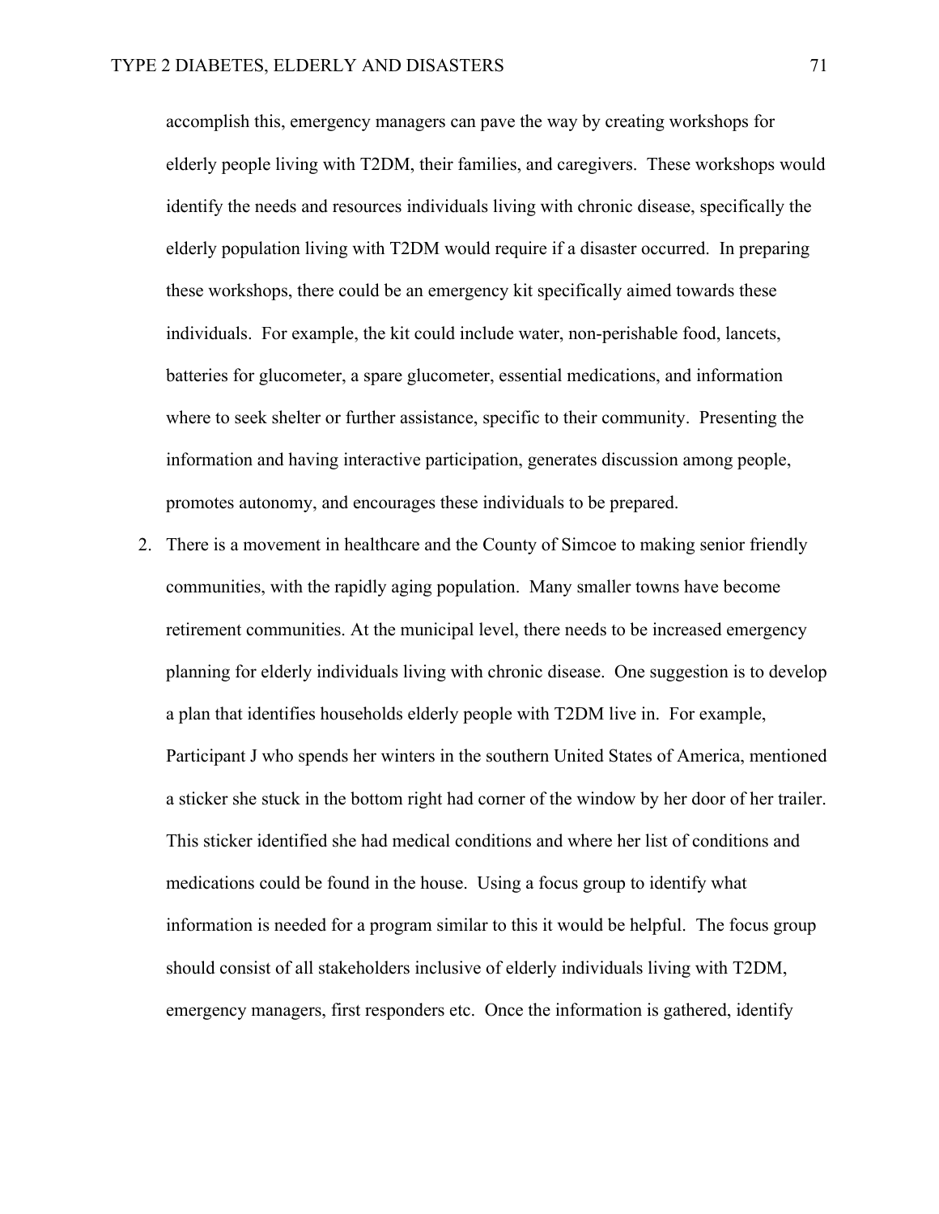accomplish this, emergency managers can pave the way by creating workshops for elderly people living with T2DM, their families, and caregivers. These workshops would identify the needs and resources individuals living with chronic disease, specifically the elderly population living with T2DM would require if a disaster occurred. In preparing these workshops, there could be an emergency kit specifically aimed towards these individuals. For example, the kit could include water, non-perishable food, lancets, batteries for glucometer, a spare glucometer, essential medications, and information where to seek shelter or further assistance, specific to their community. Presenting the information and having interactive participation, generates discussion among people, promotes autonomy, and encourages these individuals to be prepared.

2. There is a movement in healthcare and the County of Simcoe to making senior friendly communities, with the rapidly aging population. Many smaller towns have become retirement communities. At the municipal level, there needs to be increased emergency planning for elderly individuals living with chronic disease. One suggestion is to develop a plan that identifies households elderly people with T2DM live in. For example, Participant J who spends her winters in the southern United States of America, mentioned a sticker she stuck in the bottom right had corner of the window by her door of her trailer. This sticker identified she had medical conditions and where her list of conditions and medications could be found in the house. Using a focus group to identify what information is needed for a program similar to this it would be helpful. The focus group should consist of all stakeholders inclusive of elderly individuals living with T2DM, emergency managers, first responders etc. Once the information is gathered, identify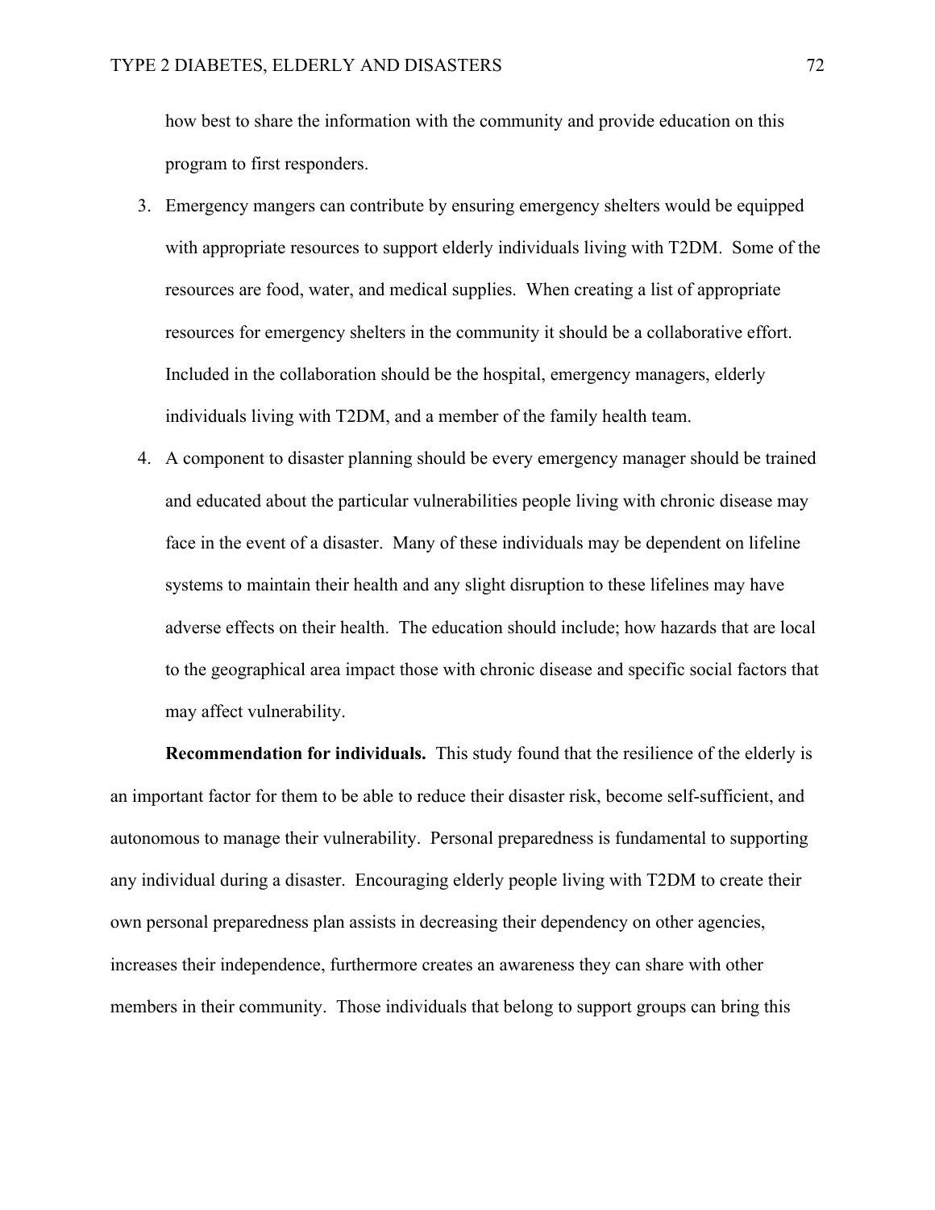how best to share the information with the community and provide education on this program to first responders.

3. Emergency mangers can contribute by ensuring emergency shelters would be equipped with appropriate resources to support elderly individuals living with T2DM. Some of the resources are food, water, and medical supplies. When creating a list of appropriate resources for emergency shelters in the community it should be a collaborative effort. Included in the collaboration should be the hospital, emergency managers, elderly individuals living with T2DM, and a member of the family health team.
4. A component to disaster planning should be every emergency manager should be trained and educated about the particular vulnerabilities people living with chronic disease may face in the event of a disaster. Many of these individuals may be dependent on lifeline systems to maintain their health and any slight disruption to these lifelines may have adverse effects on their health. The education should include; how hazards that are local to the geographical area impact those with chronic disease and specific social factors that may affect vulnerability.

**Recommendation for individuals.** This study found that the resilience of the elderly is an important factor for them to be able to reduce their disaster risk, become self-sufficient, and autonomous to manage their vulnerability. Personal preparedness is fundamental to supporting any individual during a disaster. Encouraging elderly people living with T2DM to create their own personal preparedness plan assists in decreasing their dependency on other agencies, increases their independence, furthermore creates an awareness they can share with other members in their community. Those individuals that belong to support groups can bring this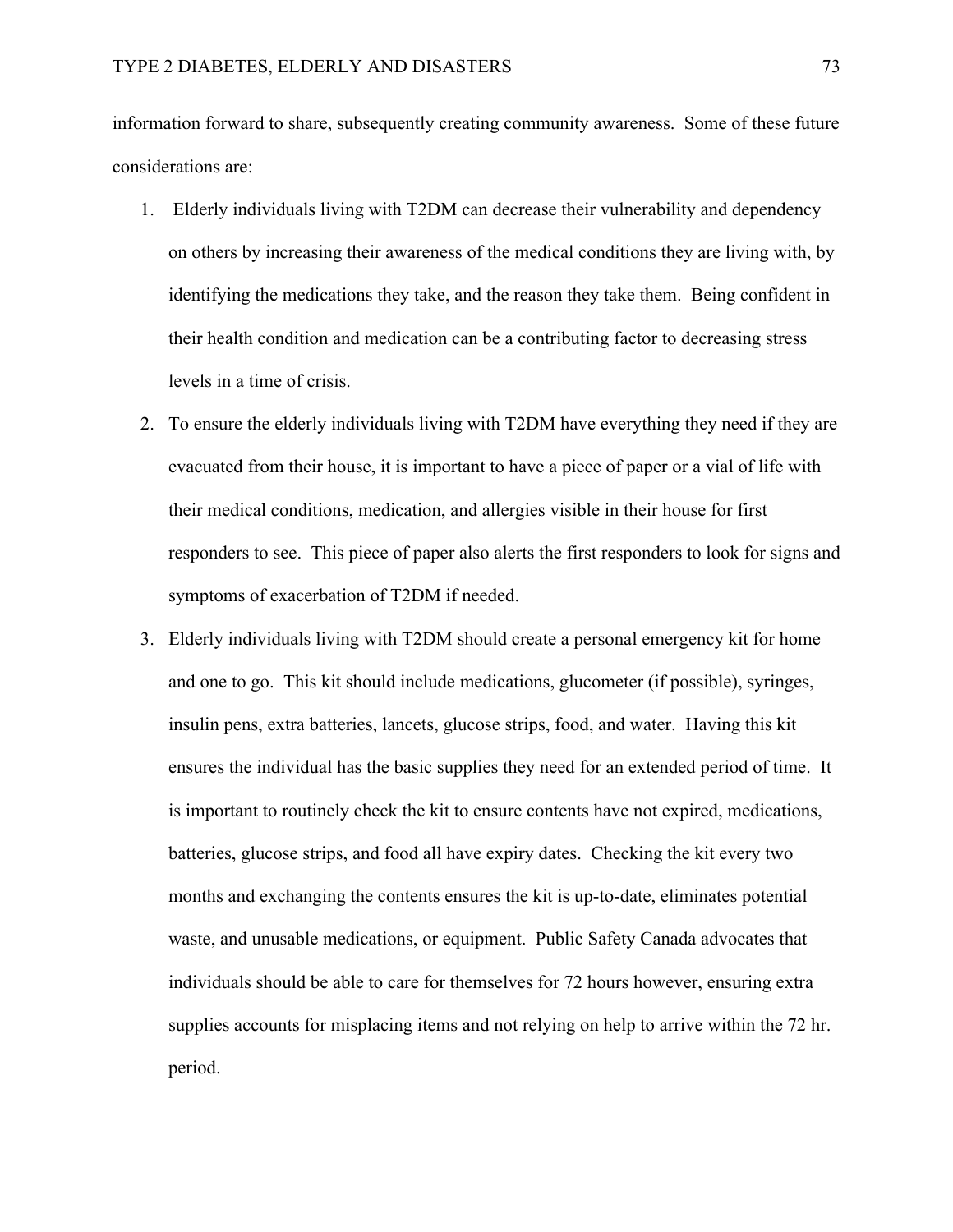information forward to share, subsequently creating community awareness. Some of these future considerations are:

1. Elderly individuals living with T2DM can decrease their vulnerability and dependency on others by increasing their awareness of the medical conditions they are living with, by identifying the medications they take, and the reason they take them. Being confident in their health condition and medication can be a contributing factor to decreasing stress levels in a time of crisis.
2. To ensure the elderly individuals living with T2DM have everything they need if they are evacuated from their house, it is important to have a piece of paper or a vial of life with their medical conditions, medication, and allergies visible in their house for first responders to see. This piece of paper also alerts the first responders to look for signs and symptoms of exacerbation of T2DM if needed.
3. Elderly individuals living with T2DM should create a personal emergency kit for home and one to go. This kit should include medications, glucometer (if possible), syringes, insulin pens, extra batteries, lancets, glucose strips, food, and water. Having this kit ensures the individual has the basic supplies they need for an extended period of time. It is important to routinely check the kit to ensure contents have not expired, medications, batteries, glucose strips, and food all have expiry dates. Checking the kit every two months and exchanging the contents ensures the kit is up-to-date, eliminates potential waste, and unusable medications, or equipment. Public Safety Canada advocates that individuals should be able to care for themselves for 72 hours however, ensuring extra supplies accounts for misplacing items and not relying on help to arrive within the 72 hr. period.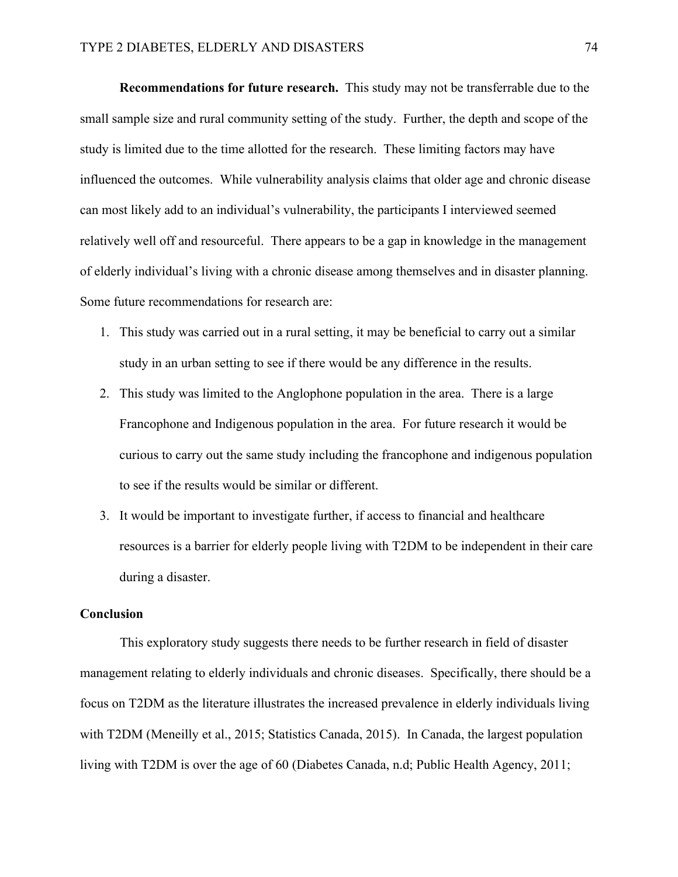**Recommendations for future research.** This study may not be transferrable due to the small sample size and rural community setting of the study. Further, the depth and scope of the study is limited due to the time allotted for the research. These limiting factors may have influenced the outcomes. While vulnerability analysis claims that older age and chronic disease can most likely add to an individual's vulnerability, the participants I interviewed seemed relatively well off and resourceful. There appears to be a gap in knowledge in the management of elderly individual's living with a chronic disease among themselves and in disaster planning. Some future recommendations for research are:

1. This study was carried out in a rural setting, it may be beneficial to carry out a similar study in an urban setting to see if there would be any difference in the results.
2. This study was limited to the Anglophone population in the area. There is a large Francophone and Indigenous population in the area. For future research it would be curious to carry out the same study including the francophone and indigenous population to see if the results would be similar or different.
3. It would be important to investigate further, if access to financial and healthcare resources is a barrier for elderly people living with T2DM to be independent in their care during a disaster.

## Conclusion

This exploratory study suggests there needs to be further research in field of disaster management relating to elderly individuals and chronic diseases. Specifically, there should be a focus on T2DM as the literature illustrates the increased prevalence in elderly individuals living with T2DM (Meneilly et al., 2015; Statistics Canada, 2015). In Canada, the largest population living with T2DM is over the age of 60 (Diabetes Canada, n.d; Public Health Agency, 2011;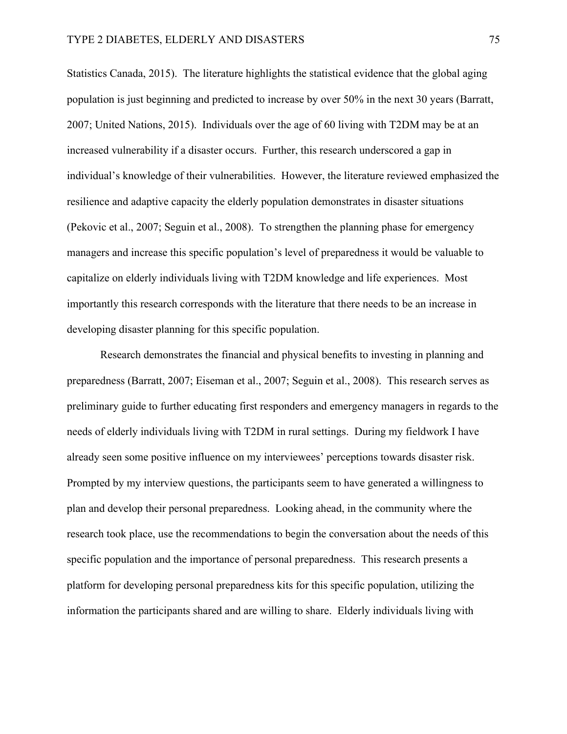Statistics Canada, 2015). The literature highlights the statistical evidence that the global aging population is just beginning and predicted to increase by over 50% in the next 30 years (Barratt, 2007; United Nations, 2015). Individuals over the age of 60 living with T2DM may be at an increased vulnerability if a disaster occurs. Further, this research underscored a gap in individual's knowledge of their vulnerabilities. However, the literature reviewed emphasized the resilience and adaptive capacity the elderly population demonstrates in disaster situations (Pekovic et al., 2007; Seguin et al., 2008). To strengthen the planning phase for emergency managers and increase this specific population's level of preparedness it would be valuable to capitalize on elderly individuals living with T2DM knowledge and life experiences. Most importantly this research corresponds with the literature that there needs to be an increase in developing disaster planning for this specific population.

Research demonstrates the financial and physical benefits to investing in planning and preparedness (Barratt, 2007; Eiseman et al., 2007; Seguin et al., 2008). This research serves as preliminary guide to further educating first responders and emergency managers in regards to the needs of elderly individuals living with T2DM in rural settings. During my fieldwork I have already seen some positive influence on my interviewees' perceptions towards disaster risk. Prompted by my interview questions, the participants seem to have generated a willingness to plan and develop their personal preparedness. Looking ahead, in the community where the research took place, use the recommendations to begin the conversation about the needs of this specific population and the importance of personal preparedness. This research presents a platform for developing personal preparedness kits for this specific population, utilizing the information the participants shared and are willing to share. Elderly individuals living with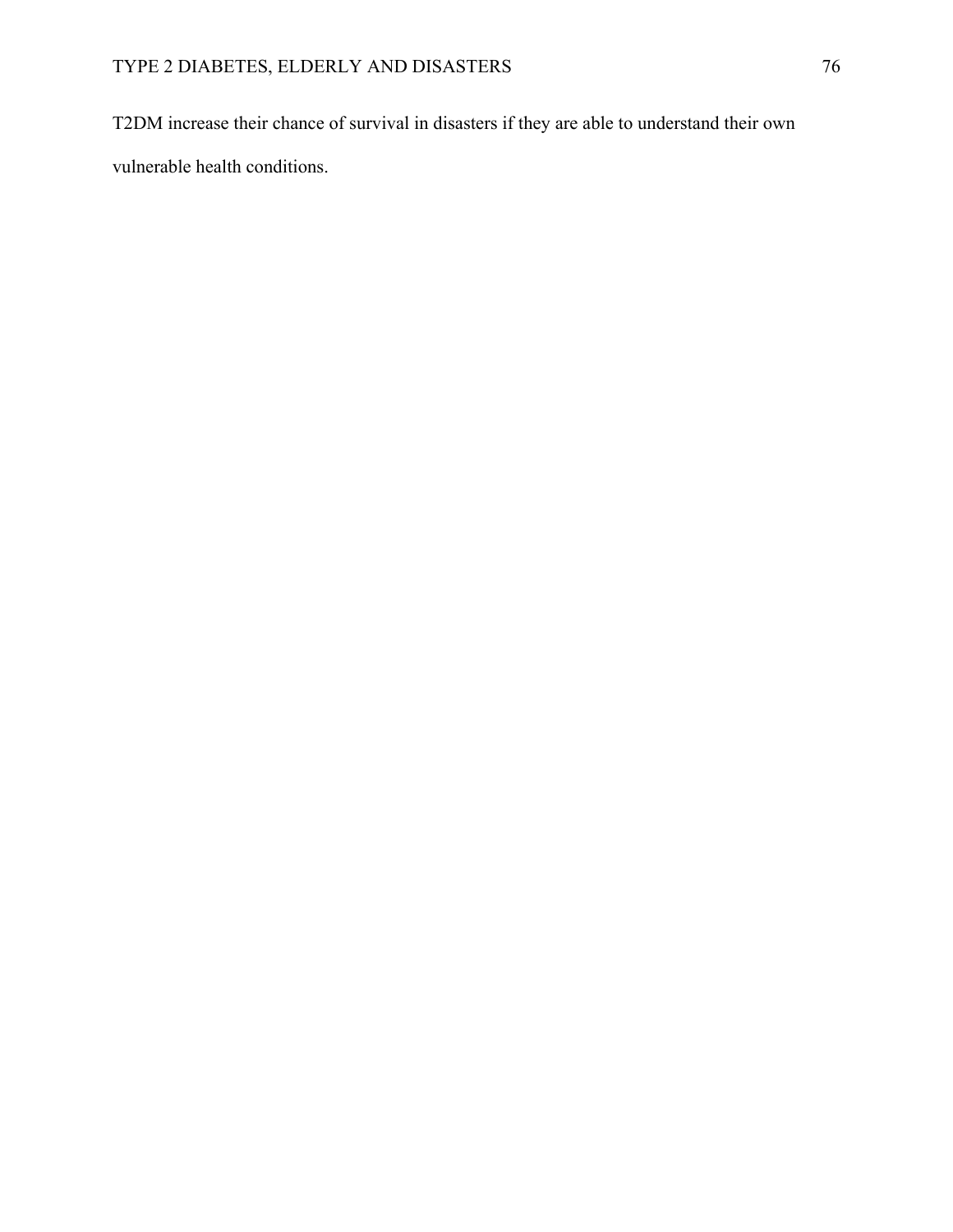T2DM increase their chance of survival in disasters if they are able to understand their own vulnerable health conditions.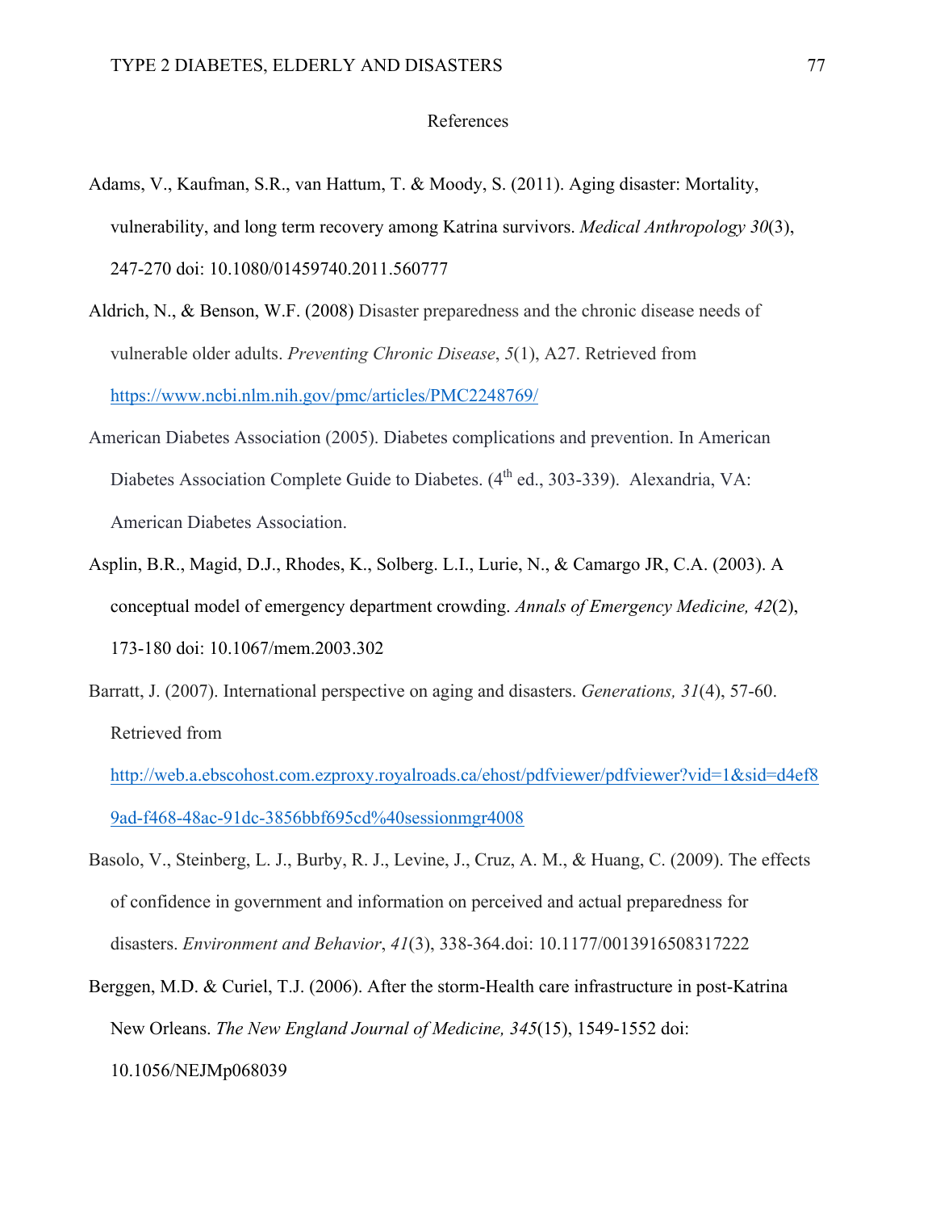# References

Adams, V., Kaufman, S.R., van Hattum, T. & Moody, S. (2011). Aging disaster: Mortality, vulnerability, and long term recovery among Katrina survivors. *Medical Anthropology 30*(3), 247-270 doi: 10.1080/01459740.2011.560777

Aldrich, N., & Benson, W.F. (2008) Disaster preparedness and the chronic disease needs of vulnerable older adults. *Preventing Chronic Disease*, *5*(1), A27. Retrieved from https://www.ncbi.nlm.nih.gov/pmc/articles/PMC2248769/

American Diabetes Association (2005). Diabetes complications and prevention. In American Diabetes Association Complete Guide to Diabetes. (4th ed., 303-339). Alexandria, VA: American Diabetes Association.

Asplin, B.R., Magid, D.J., Rhodes, K., Solberg. L.I., Lurie, N., & Camargo JR, C.A. (2003). A conceptual model of emergency department crowding. *Annals of Emergency Medicine, 42*(2), 173-180 doi: 10.1067/mem.2003.302

Barratt, J. (2007). International perspective on aging and disasters. *Generations, 31*(4), 57-60. Retrieved from http://web.a.ebscohost.com.ezproxy.royalroads.ca/ehost/pdfviewer/pdfviewer?vid=1&sid=d4ef89ad-f468-48ac-91dc-3856bbf695cd%40sessionmgr4008

Basolo, V., Steinberg, L. J., Burby, R. J., Levine, J., Cruz, A. M., & Huang, C. (2009). The effects of confidence in government and information on perceived and actual preparedness for disasters. *Environment and Behavior*, *41*(3), 338-364.doi: 10.1177/0013916508317222

Berggen, M.D. & Curiel, T.J. (2006). After the storm-Health care infrastructure in post-Katrina New Orleans. *The New England Journal of Medicine, 345*(15), 1549-1552 doi: 10.1056/NEJMp068039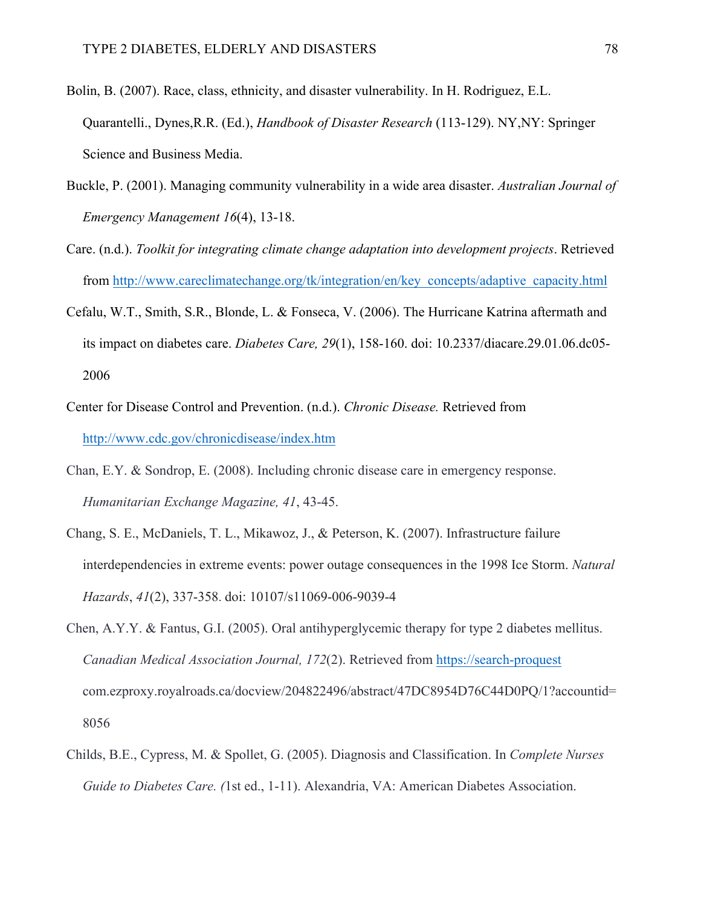Bolin, B. (2007). Race, class, ethnicity, and disaster vulnerability. In H. Rodriguez, E.L. Quarantelli., Dynes,R.R. (Ed.), *Handbook of Disaster Research* (113-129). NY,NY: Springer Science and Business Media.

Buckle, P. (2001). Managing community vulnerability in a wide area disaster. *Australian Journal of Emergency Management 16*(4), 13-18.

Care. (n.d.). *Toolkit for integrating climate change adaptation into development projects*. Retrieved from http://www.careclimatechange.org/tk/integration/en/key_concepts/adaptive_capacity.html

Cefalu, W.T., Smith, S.R., Blonde, L. & Fonseca, V. (2006). The Hurricane Katrina aftermath and its impact on diabetes care. *Diabetes Care, 29*(1), 158-160. doi: 10.2337/diacare.29.01.06.dc05-2006

Center for Disease Control and Prevention. (n.d.). *Chronic Disease.* Retrieved from http://www.cdc.gov/chronicdisease/index.htm

Chan, E.Y. & Sondrop, E. (2008). Including chronic disease care in emergency response. *Humanitarian Exchange Magazine, 41*, 43-45.

Chang, S. E., McDaniels, T. L., Mikawoz, J., & Peterson, K. (2007). Infrastructure failure interdependencies in extreme events: power outage consequences in the 1998 Ice Storm. *Natural Hazards*, *41*(2), 337-358. doi: 10107/s11069-006-9039-4

Chen, A.Y.Y. & Fantus, G.I. (2005). Oral antihyperglycemic therapy for type 2 diabetes mellitus. *Canadian Medical Association Journal, 172*(2). Retrieved from https://search-proquest com.ezproxy.royalroads.ca/docview/204822496/abstract/47DC8954D76C44D0PQ/1?accountid=8056

Childs, B.E., Cypress, M. & Spollet, G. (2005). Diagnosis and Classification. In *Complete Nurses Guide to Diabetes Care. (*1st ed., 1-11). Alexandria, VA: American Diabetes Association.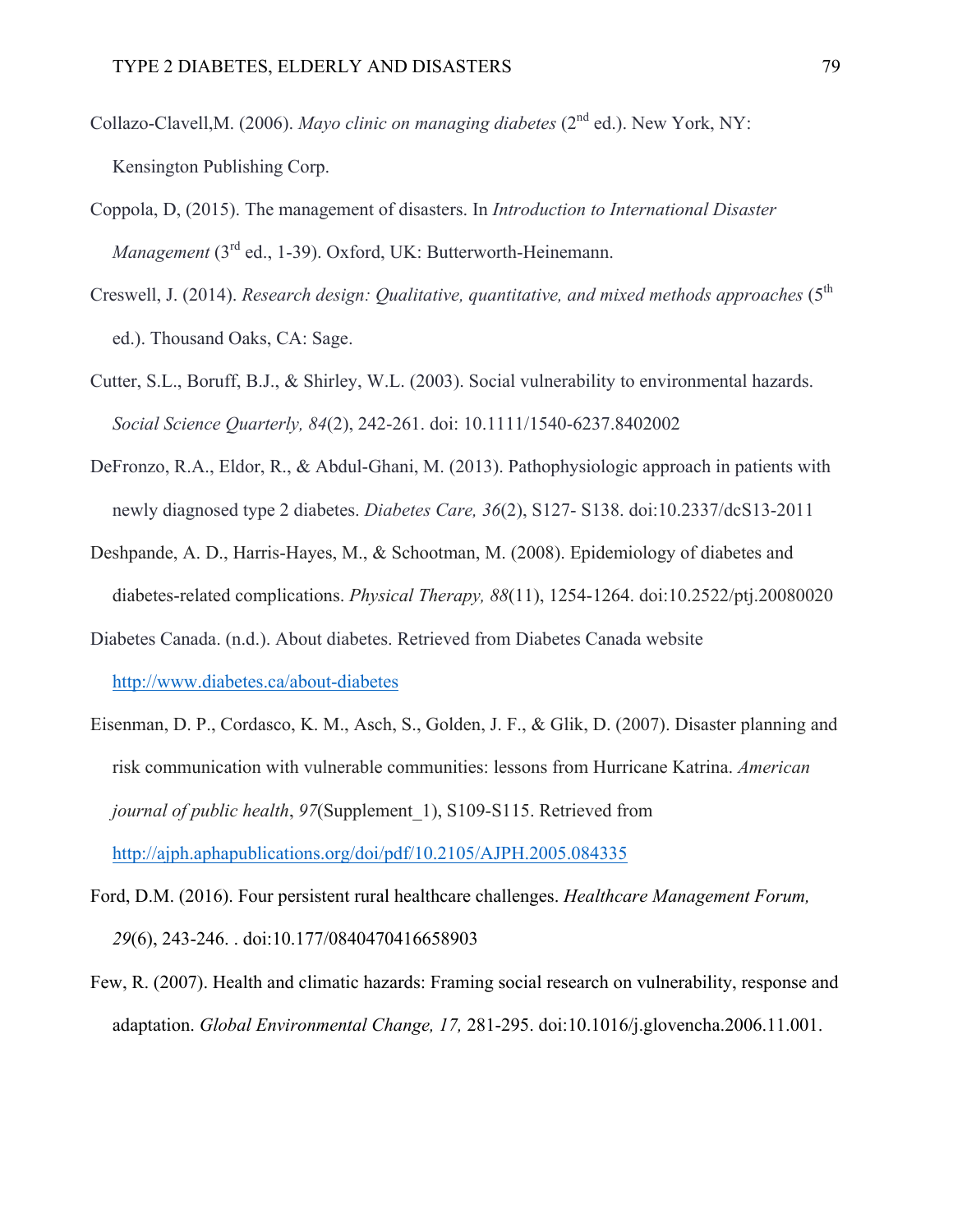Collazo-Clavell,M. (2006). *Mayo clinic on managing diabetes* (2nd ed.). New York, NY: Kensington Publishing Corp.

Coppola, D, (2015). The management of disasters. In *Introduction to International Disaster Management* (3rd ed., 1-39). Oxford, UK: Butterworth-Heinemann.

Creswell, J. (2014). *Research design: Qualitative, quantitative, and mixed methods approaches* (5th ed.). Thousand Oaks, CA: Sage.

Cutter, S.L., Boruff, B.J., & Shirley, W.L. (2003). Social vulnerability to environmental hazards. *Social Science Quarterly, 84*(2), 242-261. doi: 10.1111/1540-6237.8402002

DeFronzo, R.A., Eldor, R., & Abdul-Ghani, M. (2013). Pathophysiologic approach in patients with newly diagnosed type 2 diabetes. *Diabetes Care, 36*(2), S127- S138. doi:10.2337/dcS13-2011

Deshpande, A. D., Harris-Hayes, M., & Schootman, M. (2008). Epidemiology of diabetes and diabetes-related complications. *Physical Therapy, 88*(11), 1254-1264. doi:10.2522/ptj.20080020

Diabetes Canada. (n.d.). About diabetes. Retrieved from Diabetes Canada website http://www.diabetes.ca/about-diabetes

Eisenman, D. P., Cordasco, K. M., Asch, S., Golden, J. F., & Glik, D. (2007). Disaster planning and risk communication with vulnerable communities: lessons from Hurricane Katrina. *American journal of public health*, *97*(Supplement_1), S109-S115. Retrieved from http://ajph.aphapublications.org/doi/pdf/10.2105/AJPH.2005.084335

Ford, D.M. (2016). Four persistent rural healthcare challenges. *Healthcare Management Forum, 29*(6), 243-246. . doi:10.177/0840470416658903

Few, R. (2007). Health and climatic hazards: Framing social research on vulnerability, response and adaptation. *Global Environmental Change, 17,* 281-295. doi:10.1016/j.glovencha.2006.11.001.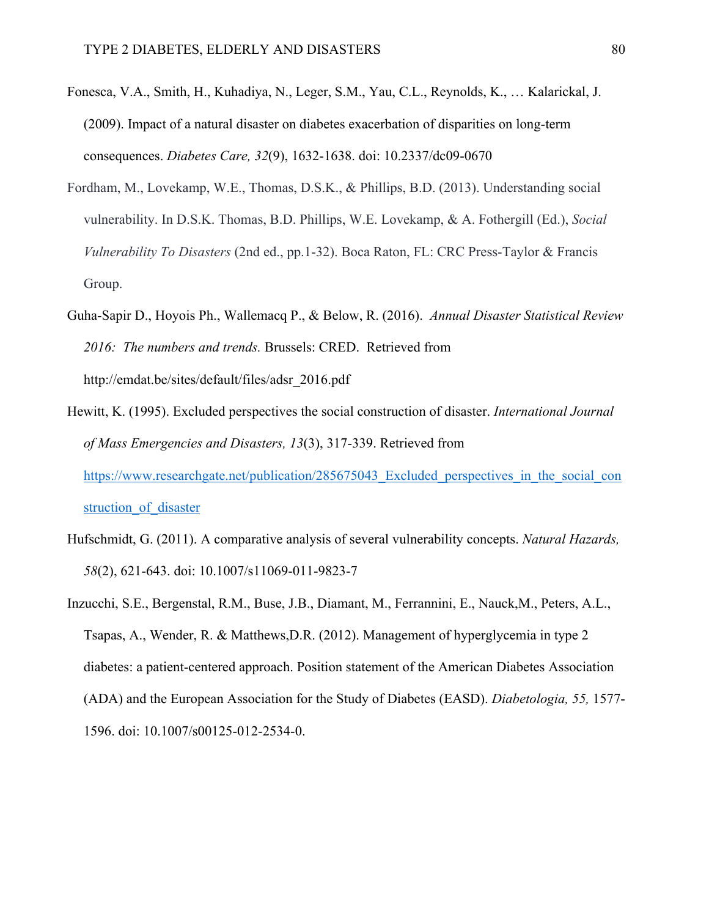Fonesca, V.A., Smith, H., Kuhadiya, N., Leger, S.M., Yau, C.L., Reynolds, K., … Kalarickal, J. (2009). Impact of a natural disaster on diabetes exacerbation of disparities on long-term consequences. *Diabetes Care, 32*(9), 1632-1638. doi: 10.2337/dc09-0670

Fordham, M., Lovekamp, W.E., Thomas, D.S.K., & Phillips, B.D. (2013). Understanding social vulnerability. In D.S.K. Thomas, B.D. Phillips, W.E. Lovekamp, & A. Fothergill (Ed.), *Social Vulnerability To Disasters* (2nd ed., pp.1-32). Boca Raton, FL: CRC Press-Taylor & Francis Group.

Guha-Sapir D., Hoyois Ph., Wallemacq P., & Below, R. (2016). *Annual Disaster Statistical Review 2016: The numbers and trends.* Brussels: CRED. Retrieved from http://emdat.be/sites/default/files/adsr_2016.pdf

Hewitt, K. (1995). Excluded perspectives the social construction of disaster. *International Journal of Mass Emergencies and Disasters, 13*(3), 317-339. Retrieved from [https://www.researchgate.net/publication/285675043_Excluded_perspectives_in_the_social_construction_of_disaster](https://www.researchgate.net/publication/285675043_Excluded_perspectives_in_the_social_construction_of_disaster)

Hufschmidt, G. (2011). A comparative analysis of several vulnerability concepts. *Natural Hazards, 58*(2), 621-643. doi: 10.1007/s11069-011-9823-7

Inzucchi, S.E., Bergenstal, R.M., Buse, J.B., Diamant, M., Ferrannini, E., Nauck,M., Peters, A.L., Tsapas, A., Wender, R. & Matthews,D.R. (2012). Management of hyperglycemia in type 2 diabetes: a patient-centered approach. Position statement of the American Diabetes Association (ADA) and the European Association for the Study of Diabetes (EASD). *Diabetologia, 55,* 1577-1596. doi: 10.1007/s00125-012-2534-0.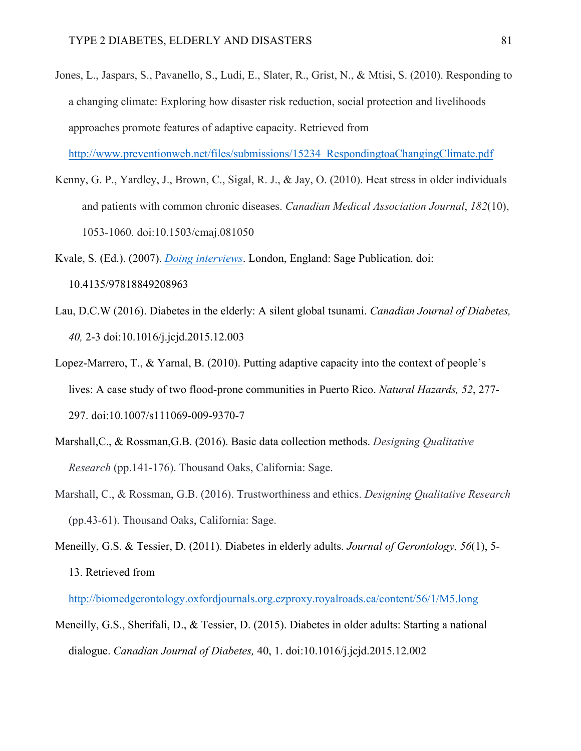Jones, L., Jaspars, S., Pavanello, S., Ludi, E., Slater, R., Grist, N., & Mtisi, S. (2010). Responding to a changing climate: Exploring how disaster risk reduction, social protection and livelihoods approaches promote features of adaptive capacity. Retrieved from http://www.preventionweb.net/files/submissions/15234_RespondingtoaChangingClimate.pdf

Kenny, G. P., Yardley, J., Brown, C., Sigal, R. J., & Jay, O. (2010). Heat stress in older individuals and patients with common chronic diseases. *Canadian Medical Association Journal*, *182*(10), 1053-1060. doi:10.1503/cmaj.081050

Kvale, S. (Ed.). (2007). *Doing interviews*. London, England: Sage Publication. doi: 10.4135/97818849208963

Lau, D.C.W (2016). Diabetes in the elderly: A silent global tsunami. *Canadian Journal of Diabetes, 40,* 2-3 doi:10.1016/j.jcjd.2015.12.003

Lopez-Marrero, T., & Yarnal, B. (2010). Putting adaptive capacity into the context of people's lives: A case study of two flood-prone communities in Puerto Rico. *Natural Hazards, 52*, 277-297. doi:10.1007/s111069-009-9370-7

Marshall,C., & Rossman,G.B. (2016). Basic data collection methods. *Designing Qualitative Research* (pp.141-176). Thousand Oaks, California: Sage.

Marshall, C., & Rossman, G.B. (2016). Trustworthiness and ethics. *Designing Qualitative Research* (pp.43-61). Thousand Oaks, California: Sage.

Meneilly, G.S. & Tessier, D. (2011). Diabetes in elderly adults. *Journal of Gerontology, 56*(1), 5-13. Retrieved from http://biomedgerontology.oxfordjournals.org.ezproxy.royalroads.ca/content/56/1/M5.long

Meneilly, G.S., Sherifali, D., & Tessier, D. (2015). Diabetes in older adults: Starting a national dialogue. *Canadian Journal of Diabetes,* 40, 1. doi:10.1016/j.jcjd.2015.12.002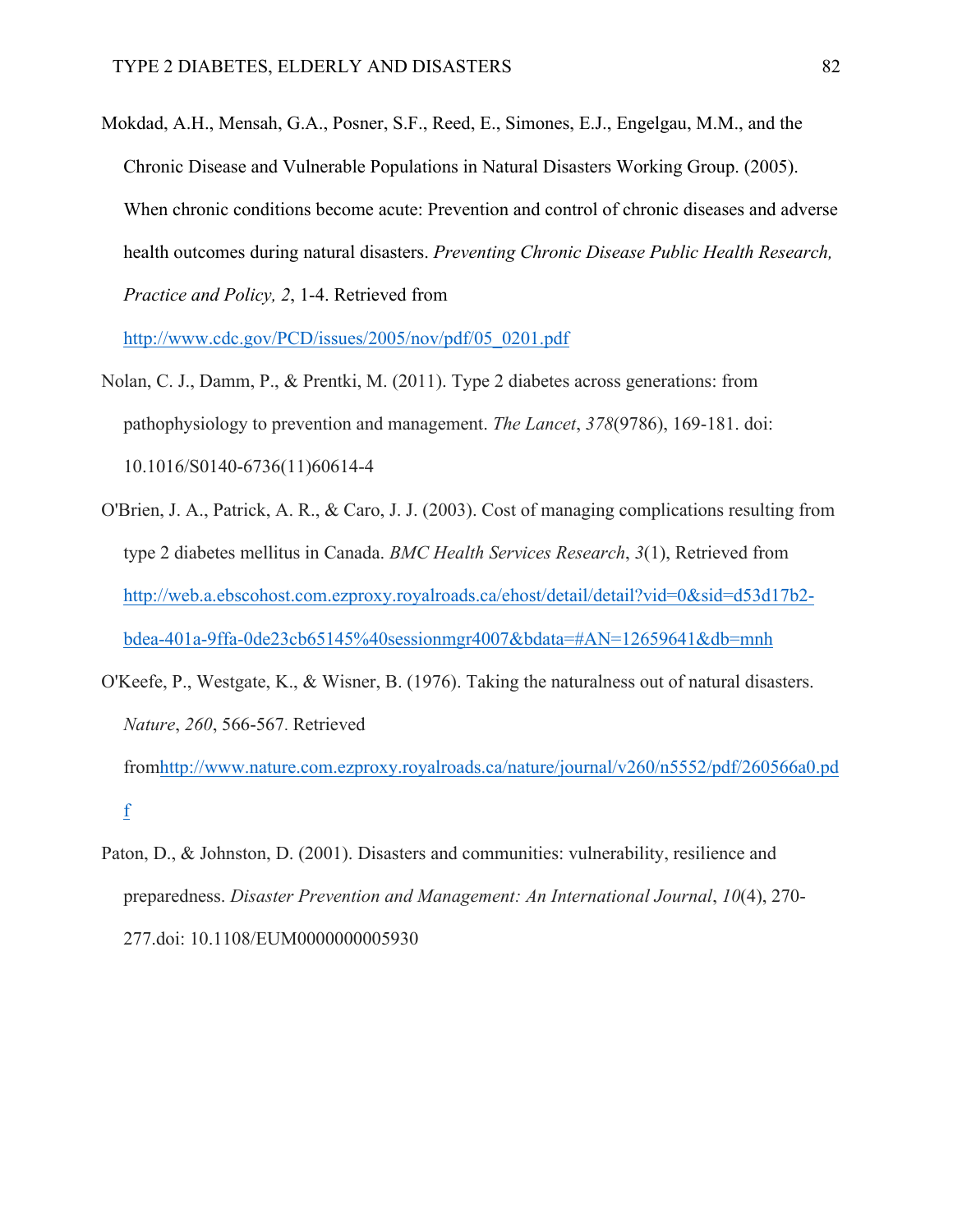Mokdad, A.H., Mensah, G.A., Posner, S.F., Reed, E., Simones, E.J., Engelgau, M.M., and the Chronic Disease and Vulnerable Populations in Natural Disasters Working Group. (2005). When chronic conditions become acute: Prevention and control of chronic diseases and adverse health outcomes during natural disasters. *Preventing Chronic Disease Public Health Research, Practice and Policy, 2*, 1-4. Retrieved from http://www.cdc.gov/PCD/issues/2005/nov/pdf/05_0201.pdf

Nolan, C. J., Damm, P., & Prentki, M. (2011). Type 2 diabetes across generations: from pathophysiology to prevention and management. *The Lancet*, *378*(9786), 169-181. doi: 10.1016/S0140-6736(11)60614-4

O'Brien, J. A., Patrick, A. R., & Caro, J. J. (2003). Cost of managing complications resulting from type 2 diabetes mellitus in Canada. *BMC Health Services Research*, *3*(1), Retrieved from http://web.a.ebscohost.com.ezproxy.royalroads.ca/ehost/detail/detail?vid=0&sid=d53d17b2-bdea-401a-9ffa-0de23cb65145%40sessionmgr4007&bdata=#AN=12659641&db=mnh

O'Keefe, P., Westgate, K., & Wisner, B. (1976). Taking the naturalness out of natural disasters. *Nature*, *260*, 566-567. Retrieved fromhttp://www.nature.com.ezproxy.royalroads.ca/nature/journal/v260/n5552/pdf/260566a0.pdf

Paton, D., & Johnston, D. (2001). Disasters and communities: vulnerability, resilience and preparedness. *Disaster Prevention and Management: An International Journal*, *10*(4), 270-277.doi: 10.1108/EUM0000000005930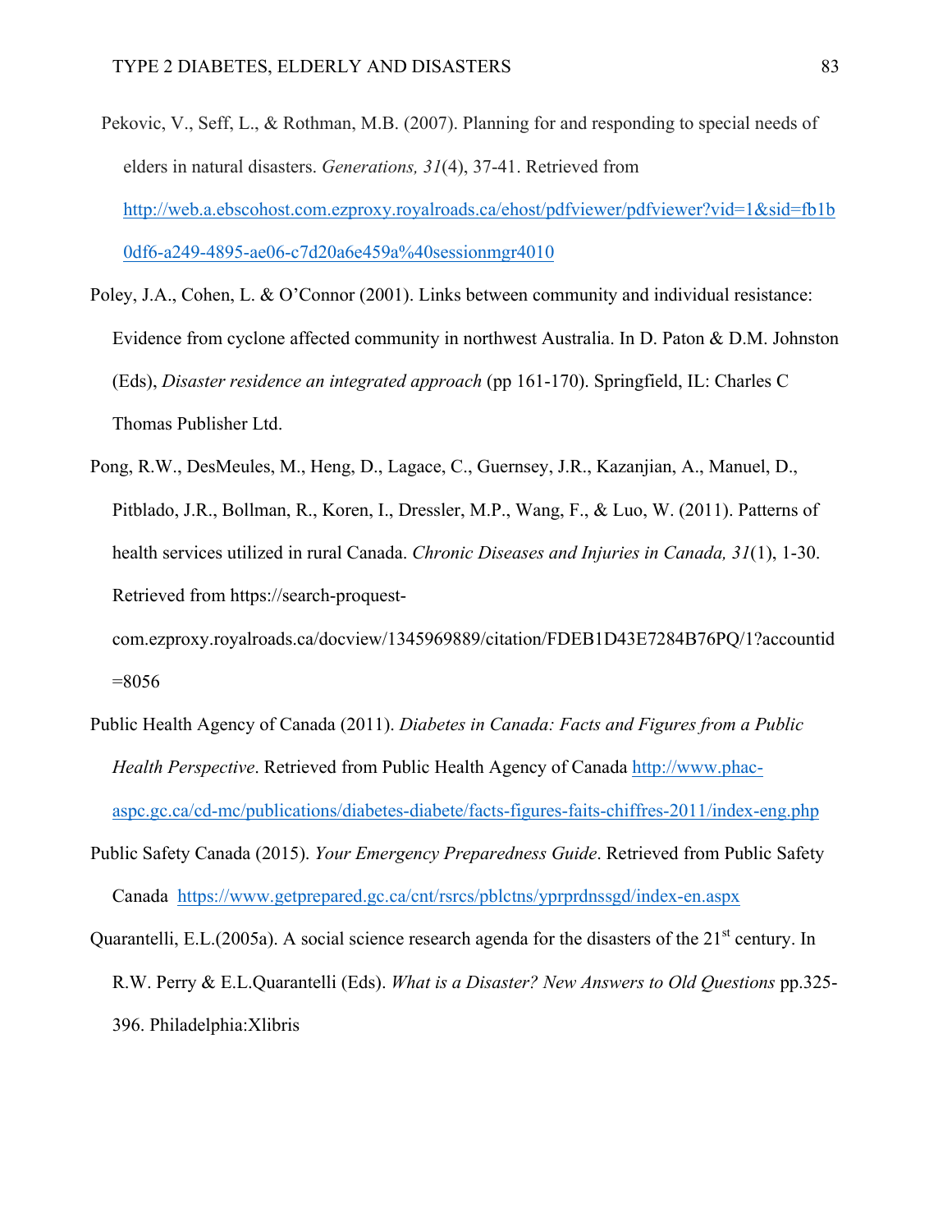Pekovic, V., Seff, L., & Rothman, M.B. (2007). Planning for and responding to special needs of elders in natural disasters. *Generations, 31*(4), 37-41. Retrieved from http://web.a.ebscohost.com.ezproxy.royalroads.ca/ehost/pdfviewer/pdfviewer?vid=1&sid=fb1b0df6-a249-4895-ae06-c7d20a6e459a%40sessionmgr4010

Poley, J.A., Cohen, L. & O'Connor (2001). Links between community and individual resistance: Evidence from cyclone affected community in northwest Australia. In D. Paton & D.M. Johnston (Eds), *Disaster residence an integrated approach* (pp 161-170). Springfield, IL: Charles C Thomas Publisher Ltd.

Pong, R.W., DesMeules, M., Heng, D., Lagace, C., Guernsey, J.R., Kazanjian, A., Manuel, D., Pitblado, J.R., Bollman, R., Koren, I., Dressler, M.P., Wang, F., & Luo, W. (2011). Patterns of health services utilized in rural Canada. *Chronic Diseases and Injuries in Canada, 31*(1), 1-30. Retrieved from https://search-proquest-com.ezproxy.royalroads.ca/docview/1345969889/citation/FDEB1D43E7284B76PQ/1?accountid=8056

Public Health Agency of Canada (2011). *Diabetes in Canada: Facts and Figures from a Public Health Perspective*. Retrieved from Public Health Agency of Canada http://www.phac-aspc.gc.ca/cd-mc/publications/diabetes-diabete/facts-figures-faits-chiffres-2011/index-eng.php

Public Safety Canada (2015). *Your Emergency Preparedness Guide*. Retrieved from Public Safety Canada https://www.getprepared.gc.ca/cnt/rsrcs/pblctns/yprprdnssgd/index-en.aspx

Quarantelli, E.L.(2005a). A social science research agenda for the disasters of the 21st century. In R.W. Perry & E.L.Quarantelli (Eds). *What is a Disaster? New Answers to Old Questions* pp.325-396. Philadelphia:Xlibris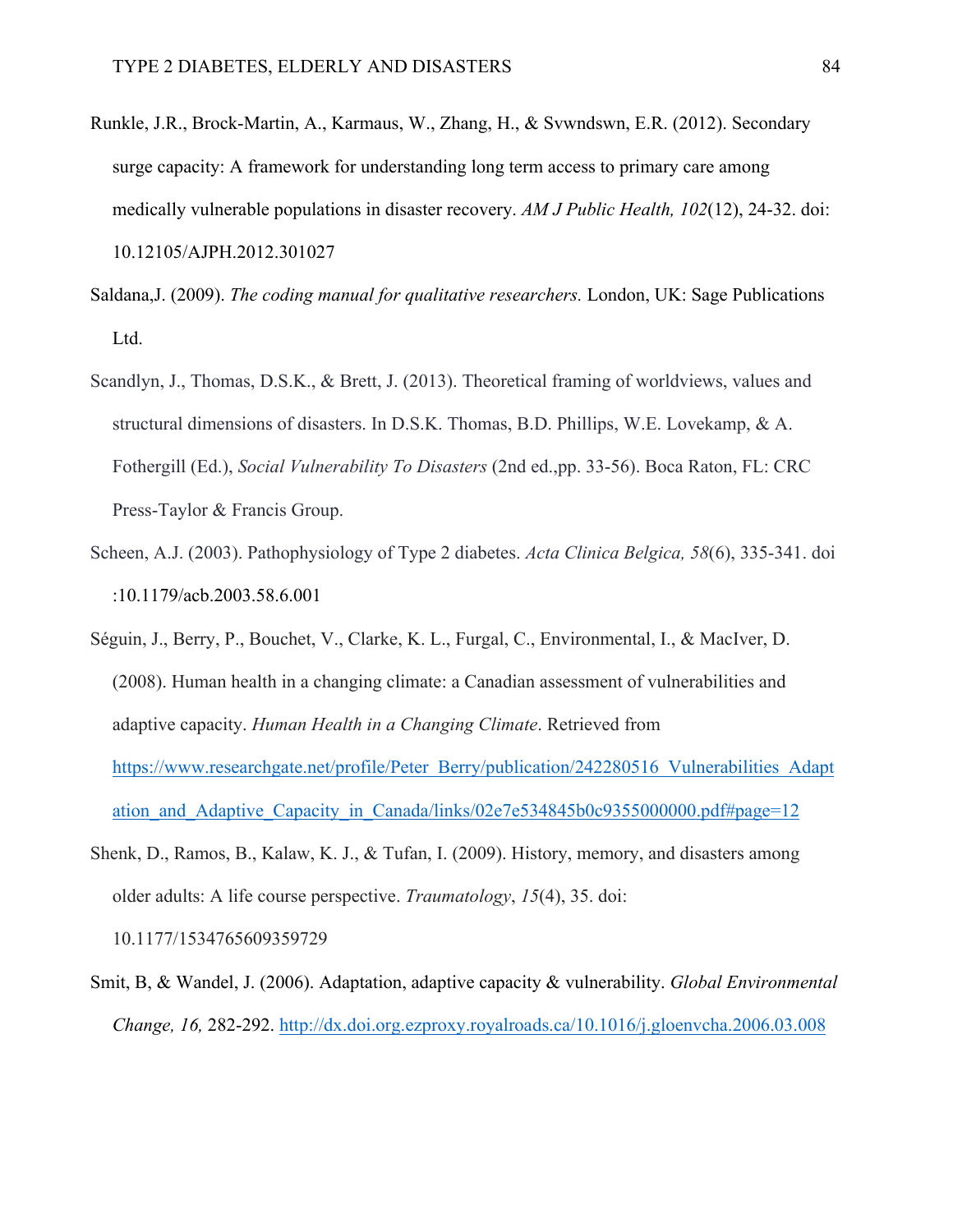Runkle, J.R., Brock-Martin, A., Karmaus, W., Zhang, H., & Svwndswn, E.R. (2012). Secondary surge capacity: A framework for understanding long term access to primary care among medically vulnerable populations in disaster recovery. *AM J Public Health, 102*(12), 24-32. doi: 10.12105/AJPH.2012.301027

Saldana,J. (2009). *The coding manual for qualitative researchers.* London, UK: Sage Publications Ltd.

Scandlyn, J., Thomas, D.S.K., & Brett, J. (2013). Theoretical framing of worldviews, values and structural dimensions of disasters. In D.S.K. Thomas, B.D. Phillips, W.E. Lovekamp, & A. Fothergill (Ed.), *Social Vulnerability To Disasters* (2nd ed.,pp. 33-56). Boca Raton, FL: CRC Press-Taylor & Francis Group.

Scheen, A.J. (2003). Pathophysiology of Type 2 diabetes. *Acta Clinica Belgica, 58*(6), 335-341. doi :10.1179/acb.2003.58.6.001

Séguin, J., Berry, P., Bouchet, V., Clarke, K. L., Furgal, C., Environmental, I., & MacIver, D. (2008). Human health in a changing climate: a Canadian assessment of vulnerabilities and adaptive capacity. *Human Health in a Changing Climate*. Retrieved from https://www.researchgate.net/profile/Peter_Berry/publication/242280516_Vulnerabilities_Adaptation_and_Adaptive_Capacity_in_Canada/links/02e7e534845b0c9355000000.pdf#page=12

Shenk, D., Ramos, B., Kalaw, K. J., & Tufan, I. (2009). History, memory, and disasters among older adults: A life course perspective. *Traumatology*, *15*(4), 35. doi: 10.1177/1534765609359729

Smit, B, & Wandel, J. (2006). Adaptation, adaptive capacity & vulnerability. *Global Environmental Change, 16,* 282-292. http://dx.doi.org.ezproxy.royalroads.ca/10.1016/j.gloenvcha.2006.03.008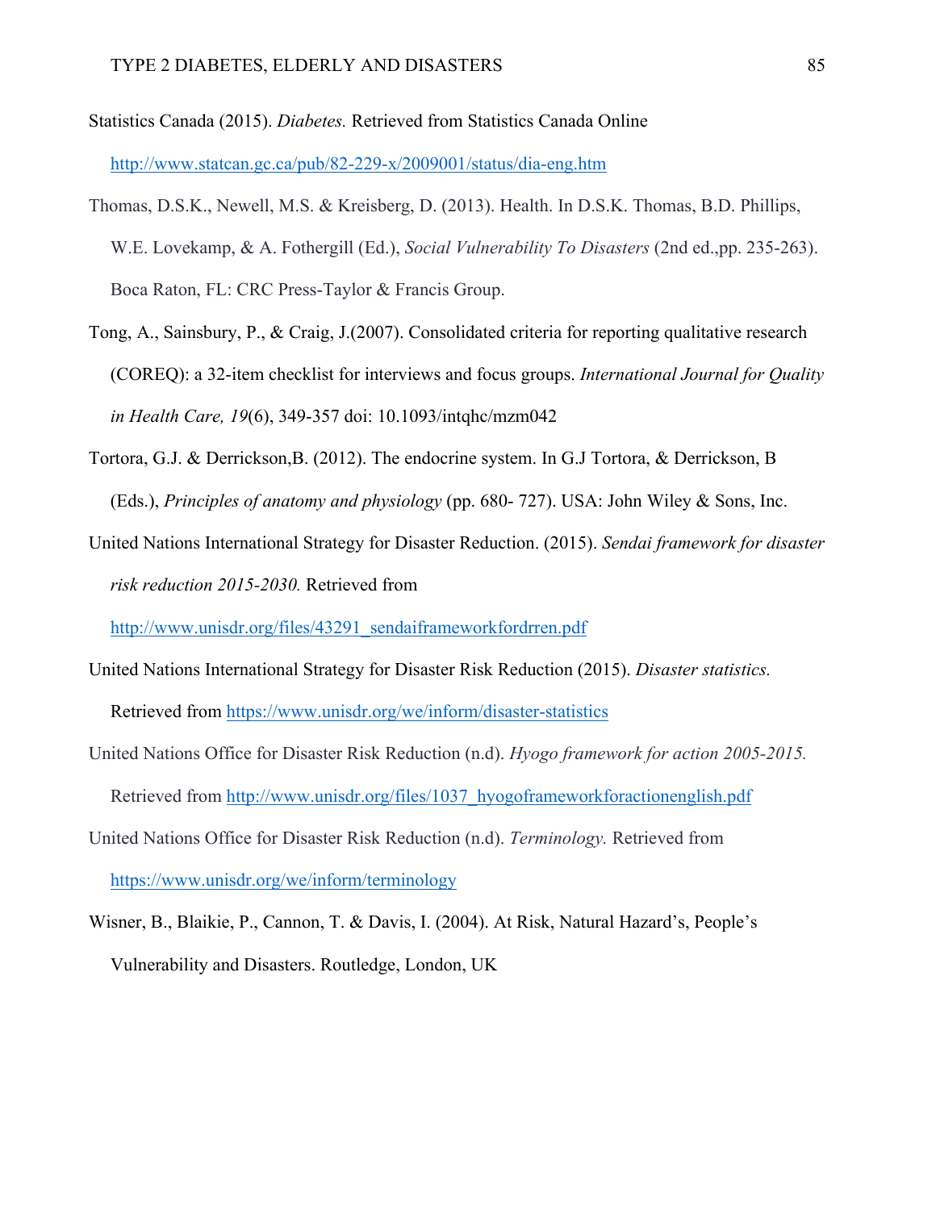Statistics Canada (2015). *Diabetes.* Retrieved from Statistics Canada Online http://www.statcan.gc.ca/pub/82-229-x/2009001/status/dia-eng.htm

Thomas, D.S.K., Newell, M.S. & Kreisberg, D. (2013). Health. In D.S.K. Thomas, B.D. Phillips, W.E. Lovekamp, & A. Fothergill (Ed.), *Social Vulnerability To Disasters* (2nd ed.,pp. 235-263). Boca Raton, FL: CRC Press-Taylor & Francis Group.

Tong, A., Sainsbury, P., & Craig, J.(2007). Consolidated criteria for reporting qualitative research (COREQ): a 32-item checklist for interviews and focus groups. *International Journal for Quality in Health Care, 19*(6), 349-357 doi: 10.1093/intqhc/mzm042

Tortora, G.J. & Derrickson,B. (2012). The endocrine system. In G.J Tortora, & Derrickson, B (Eds.), *Principles of anatomy and physiology* (pp. 680- 727). USA: John Wiley & Sons, Inc.

United Nations International Strategy for Disaster Reduction. (2015). *Sendai framework for disaster risk reduction 2015-2030.* Retrieved from http://www.unisdr.org/files/43291_sendaiframeworkfordrren.pdf

United Nations International Strategy for Disaster Risk Reduction (2015). *Disaster statistics.* Retrieved from https://www.unisdr.org/we/inform/disaster-statistics

United Nations Office for Disaster Risk Reduction (n.d). *Hyogo framework for action 2005-2015.* Retrieved from http://www.unisdr.org/files/1037_hyogoframeworkforactionenglish.pdf

United Nations Office for Disaster Risk Reduction (n.d). *Terminology.* Retrieved from https://www.unisdr.org/we/inform/terminology

Wisner, B., Blaikie, P., Cannon, T. & Davis, I. (2004). At Risk, Natural Hazard's, People's Vulnerability and Disasters. Routledge, London, UK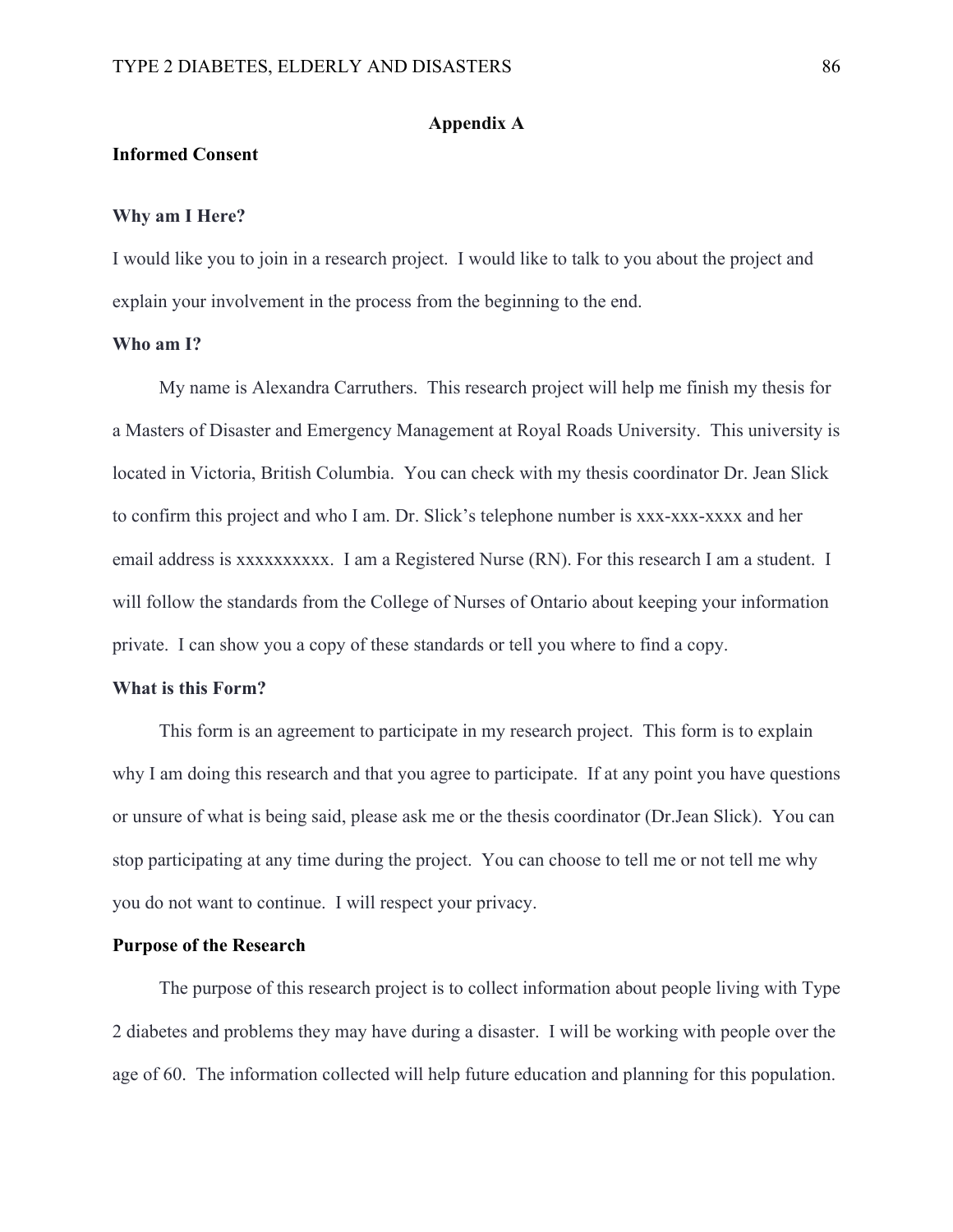## Appendix A

### Informed Consent

### Why am I Here?

I would like you to join in a research project. I would like to talk to you about the project and explain your involvement in the process from the beginning to the end.

### Who am I?

My name is Alexandra Carruthers. This research project will help me finish my thesis for a Masters of Disaster and Emergency Management at Royal Roads University. This university is located in Victoria, British Columbia. You can check with my thesis coordinator Dr. Jean Slick to confirm this project and who I am. Dr. Slick's telephone number is xxx-xxx-xxxx and her email address is xxxxxxxxxx. I am a Registered Nurse (RN). For this research I am a student. I will follow the standards from the College of Nurses of Ontario about keeping your information private. I can show you a copy of these standards or tell you where to find a copy.

### What is this Form?

This form is an agreement to participate in my research project. This form is to explain why I am doing this research and that you agree to participate. If at any point you have questions or unsure of what is being said, please ask me or the thesis coordinator (Dr.Jean Slick). You can stop participating at any time during the project. You can choose to tell me or not tell me why you do not want to continue. I will respect your privacy.

### Purpose of the Research

The purpose of this research project is to collect information about people living with Type 2 diabetes and problems they may have during a disaster. I will be working with people over the age of 60. The information collected will help future education and planning for this population.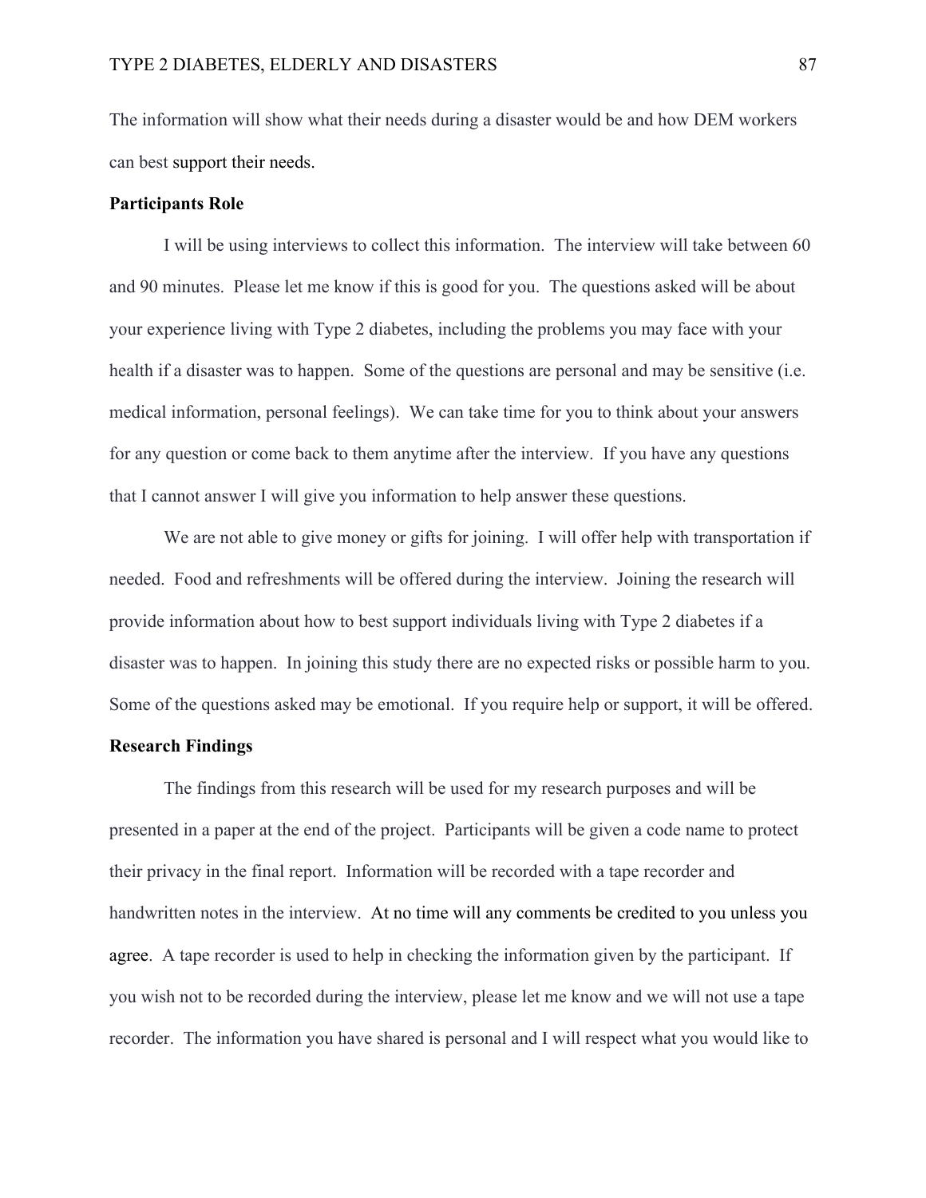The information will show what their needs during a disaster would be and how DEM workers can best support their needs.

**Participants Role**

I will be using interviews to collect this information. The interview will take between 60 and 90 minutes. Please let me know if this is good for you. The questions asked will be about your experience living with Type 2 diabetes, including the problems you may face with your health if a disaster was to happen. Some of the questions are personal and may be sensitive (i.e. medical information, personal feelings). We can take time for you to think about your answers for any question or come back to them anytime after the interview. If you have any questions that I cannot answer I will give you information to help answer these questions.

We are not able to give money or gifts for joining. I will offer help with transportation if needed. Food and refreshments will be offered during the interview. Joining the research will provide information about how to best support individuals living with Type 2 diabetes if a disaster was to happen. In joining this study there are no expected risks or possible harm to you. Some of the questions asked may be emotional. If you require help or support, it will be offered.

**Research Findings**

The findings from this research will be used for my research purposes and will be presented in a paper at the end of the project. Participants will be given a code name to protect their privacy in the final report. Information will be recorded with a tape recorder and handwritten notes in the interview. At no time will any comments be credited to you unless you agree. A tape recorder is used to help in checking the information given by the participant. If you wish not to be recorded during the interview, please let me know and we will not use a tape recorder. The information you have shared is personal and I will respect what you would like to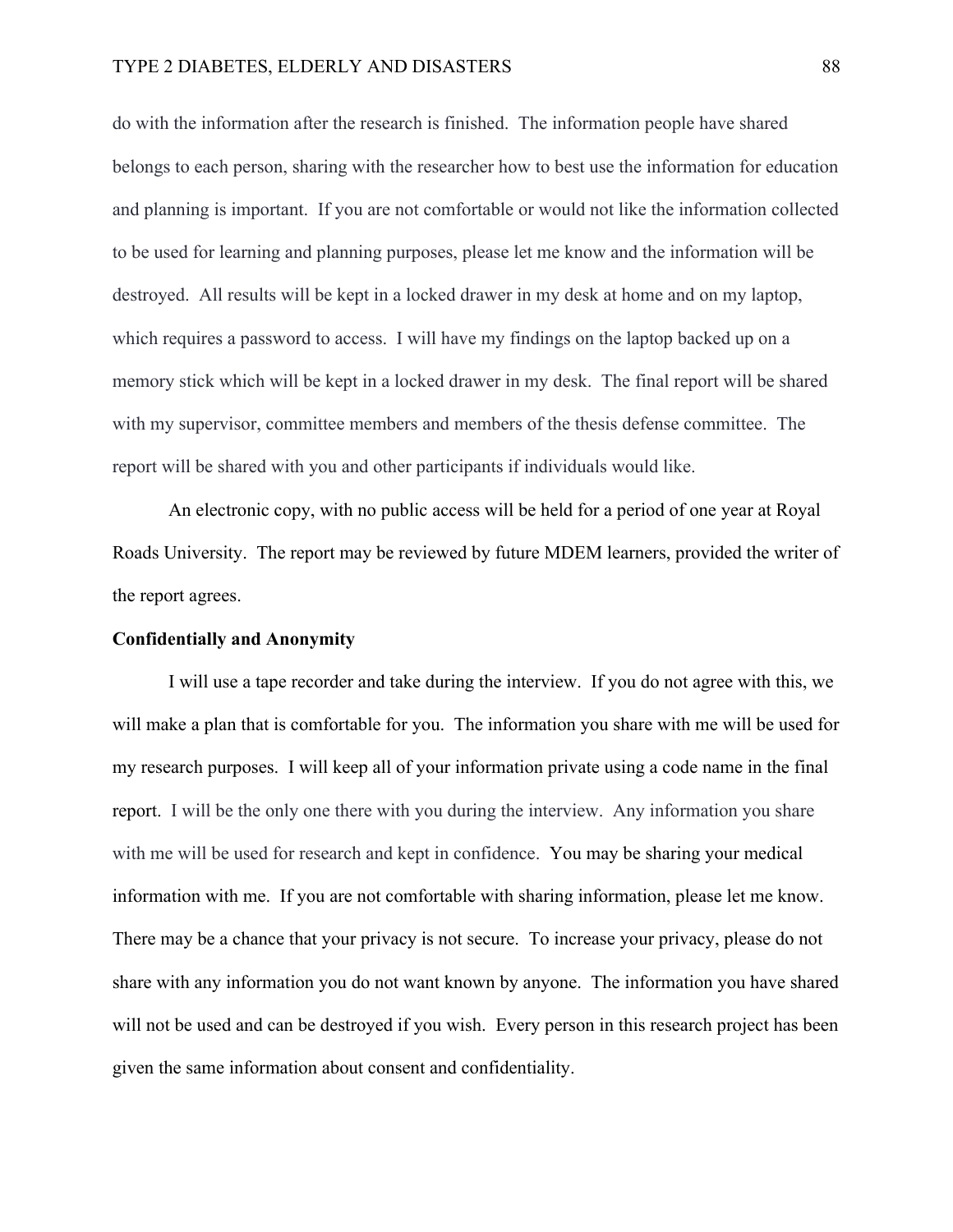do with the information after the research is finished. The information people have shared belongs to each person, sharing with the researcher how to best use the information for education and planning is important. If you are not comfortable or would not like the information collected to be used for learning and planning purposes, please let me know and the information will be destroyed. All results will be kept in a locked drawer in my desk at home and on my laptop, which requires a password to access. I will have my findings on the laptop backed up on a memory stick which will be kept in a locked drawer in my desk. The final report will be shared with my supervisor, committee members and members of the thesis defense committee. The report will be shared with you and other participants if individuals would like.

An electronic copy, with no public access will be held for a period of one year at Royal Roads University. The report may be reviewed by future MDEM learners, provided the writer of the report agrees.

**Confidentially and Anonymity**

I will use a tape recorder and take during the interview. If you do not agree with this, we will make a plan that is comfortable for you. The information you share with me will be used for my research purposes. I will keep all of your information private using a code name in the final report. I will be the only one there with you during the interview. Any information you share with me will be used for research and kept in confidence. You may be sharing your medical information with me. If you are not comfortable with sharing information, please let me know. There may be a chance that your privacy is not secure. To increase your privacy, please do not share with any information you do not want known by anyone. The information you have shared will not be used and can be destroyed if you wish. Every person in this research project has been given the same information about consent and confidentiality.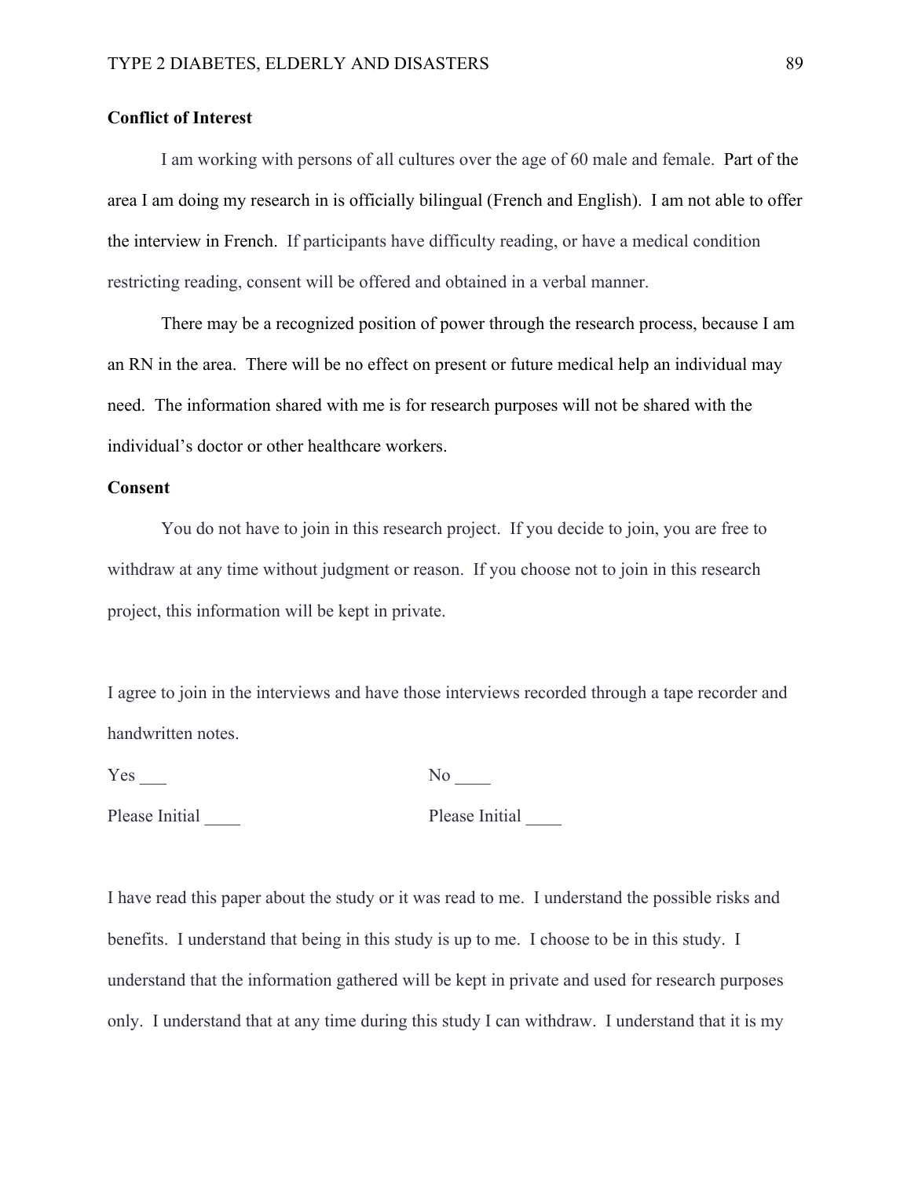**Conflict of Interest**

I am working with persons of all cultures over the age of 60 male and female. Part of the area I am doing my research in is officially bilingual (French and English). I am not able to offer the interview in French. If participants have difficulty reading, or have a medical condition restricting reading, consent will be offered and obtained in a verbal manner.

There may be a recognized position of power through the research process, because I am an RN in the area. There will be no effect on present or future medical help an individual may need. The information shared with me is for research purposes will not be shared with the individual's doctor or other healthcare workers.

**Consent**

You do not have to join in this research project. If you decide to join, you are free to withdraw at any time without judgment or reason. If you choose not to join in this research project, this information will be kept in private.

I agree to join in the interviews and have those interviews recorded through a tape recorder and handwritten notes.

Yes ___ No ____

Please Initial ____ Please Initial ____

I have read this paper about the study or it was read to me. I understand the possible risks and benefits. I understand that being in this study is up to me. I choose to be in this study. I understand that the information gathered will be kept in private and used for research purposes only. I understand that at any time during this study I can withdraw. I understand that it is my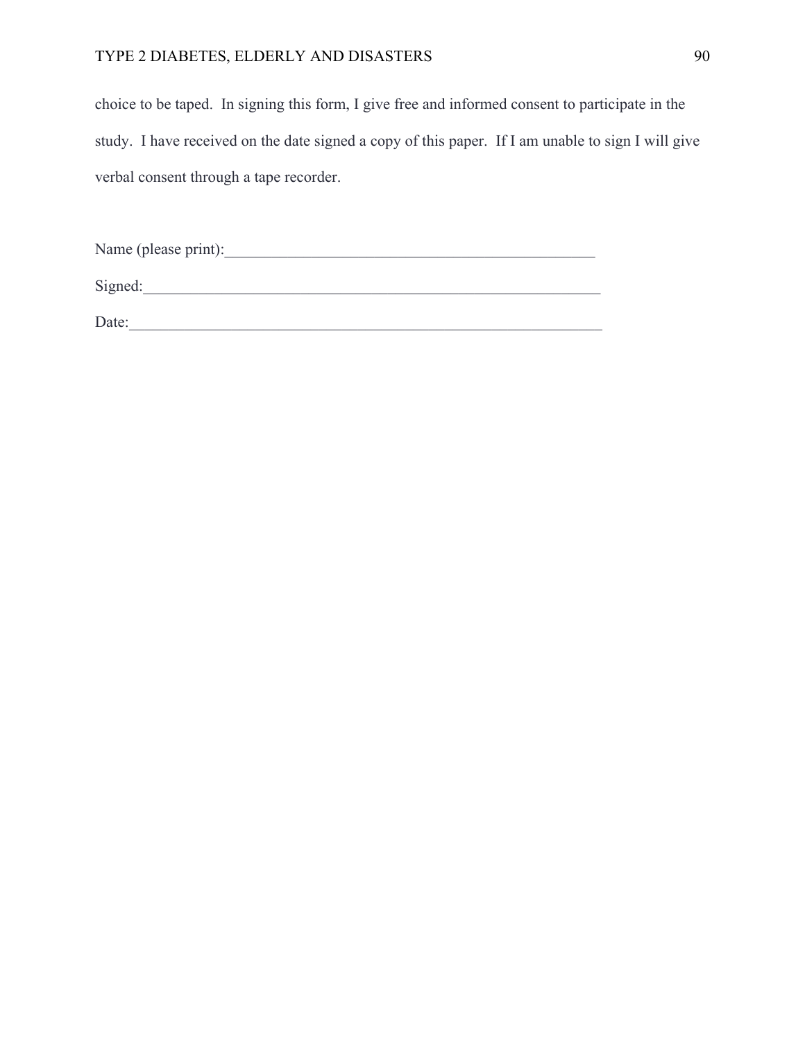choice to be taped. In signing this form, I give free and informed consent to participate in the study. I have received on the date signed a copy of this paper. If I am unable to sign I will give verbal consent through a tape recorder.

Name (please print):_________________________________________________

Signed:____________________________________________________________

Date:______________________________________________________________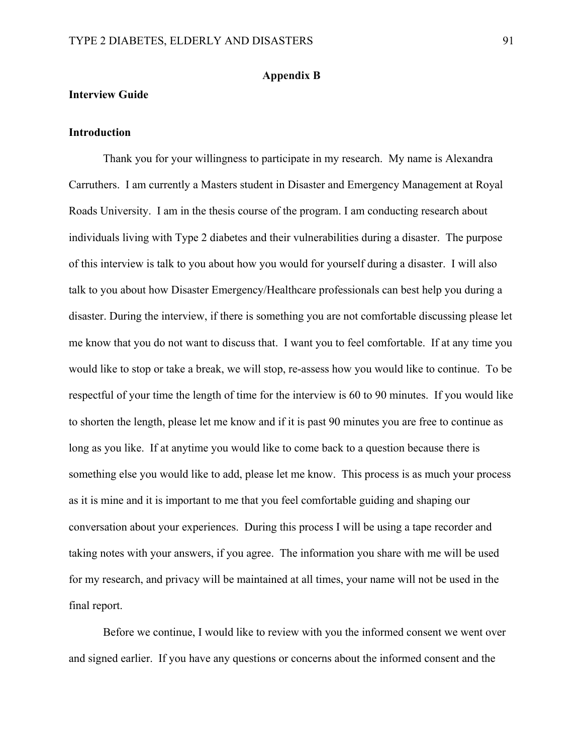## Appendix B

**Interview Guide**

**Introduction**

Thank you for your willingness to participate in my research. My name is Alexandra Carruthers. I am currently a Masters student in Disaster and Emergency Management at Royal Roads University. I am in the thesis course of the program. I am conducting research about individuals living with Type 2 diabetes and their vulnerabilities during a disaster. The purpose of this interview is talk to you about how you would for yourself during a disaster. I will also talk to you about how Disaster Emergency/Healthcare professionals can best help you during a disaster. During the interview, if there is something you are not comfortable discussing please let me know that you do not want to discuss that. I want you to feel comfortable. If at any time you would like to stop or take a break, we will stop, re-assess how you would like to continue. To be respectful of your time the length of time for the interview is 60 to 90 minutes. If you would like to shorten the length, please let me know and if it is past 90 minutes you are free to continue as long as you like. If at anytime you would like to come back to a question because there is something else you would like to add, please let me know. This process is as much your process as it is mine and it is important to me that you feel comfortable guiding and shaping our conversation about your experiences. During this process I will be using a tape recorder and taking notes with your answers, if you agree. The information you share with me will be used for my research, and privacy will be maintained at all times, your name will not be used in the final report.

Before we continue, I would like to review with you the informed consent we went over and signed earlier. If you have any questions or concerns about the informed consent and the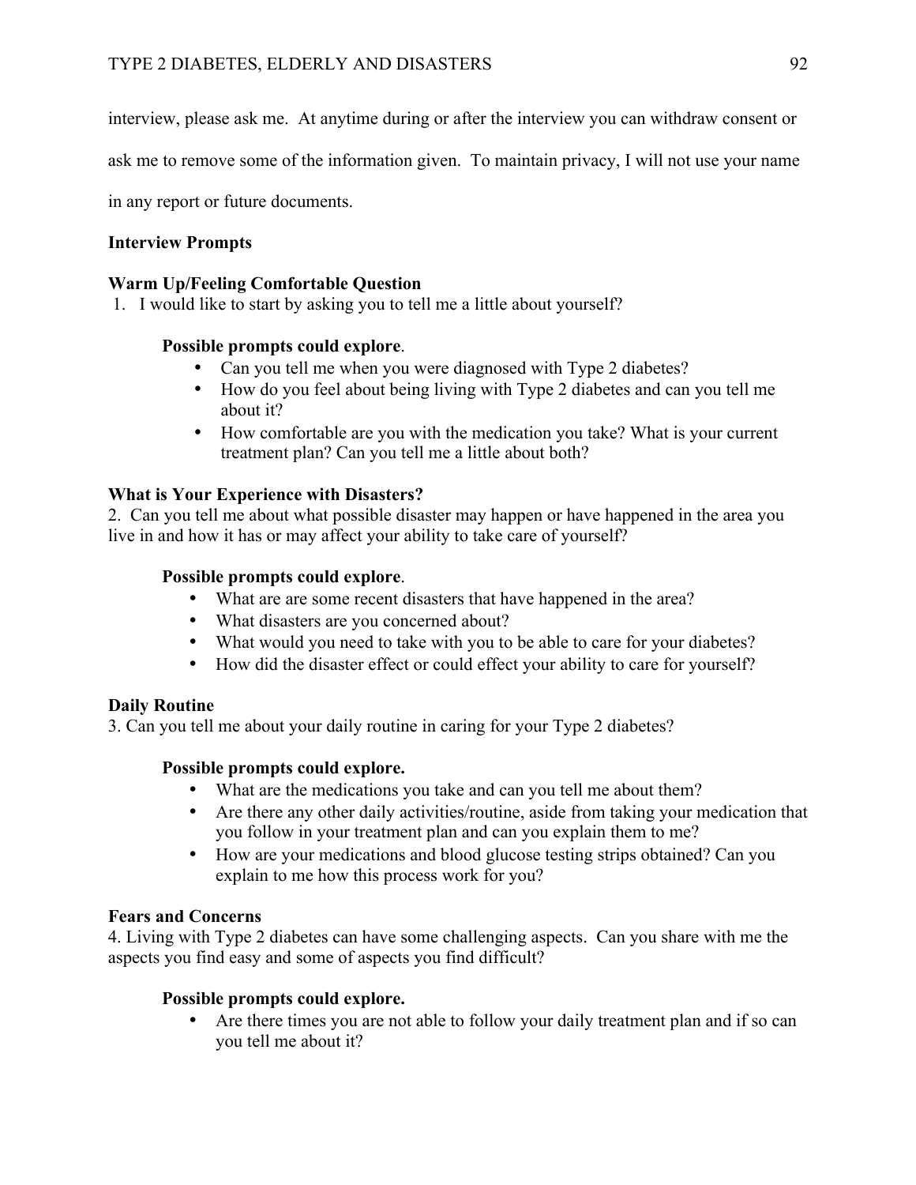interview, please ask me. At anytime during or after the interview you can withdraw consent or ask me to remove some of the information given. To maintain privacy, I will not use your name in any report or future documents.

**Interview Prompts**

**Warm Up/Feeling Comfortable Question**

1. I would like to start by asking you to tell me a little about yourself?

 **Possible prompts could explore**.

 - Can you tell me when you were diagnosed with Type 2 diabetes?
 - How do you feel about being living with Type 2 diabetes and can you tell me about it?
 - How comfortable are you with the medication you take? What is your current treatment plan? Can you tell me a little about both?

**What is Your Experience with Disasters?**

2. Can you tell me about what possible disaster may happen or have happened in the area you live in and how it has or may affect your ability to take care of yourself?

 **Possible prompts could explore**.

 - What are are some recent disasters that have happened in the area?
 - What disasters are you concerned about?
 - What would you need to take with you to be able to care for your diabetes?
 - How did the disaster effect or could effect your ability to care for yourself?

**Daily Routine**

3. Can you tell me about your daily routine in caring for your Type 2 diabetes?

 **Possible prompts could explore.**

 - What are the medications you take and can you tell me about them?
 - Are there any other daily activities/routine, aside from taking your medication that you follow in your treatment plan and can you explain them to me?
 - How are your medications and blood glucose testing strips obtained? Can you explain to me how this process work for you?

**Fears and Concerns**

4. Living with Type 2 diabetes can have some challenging aspects. Can you share with me the aspects you find easy and some of aspects you find difficult?

 **Possible prompts could explore.**

 - Are there times you are not able to follow your daily treatment plan and if so can you tell me about it?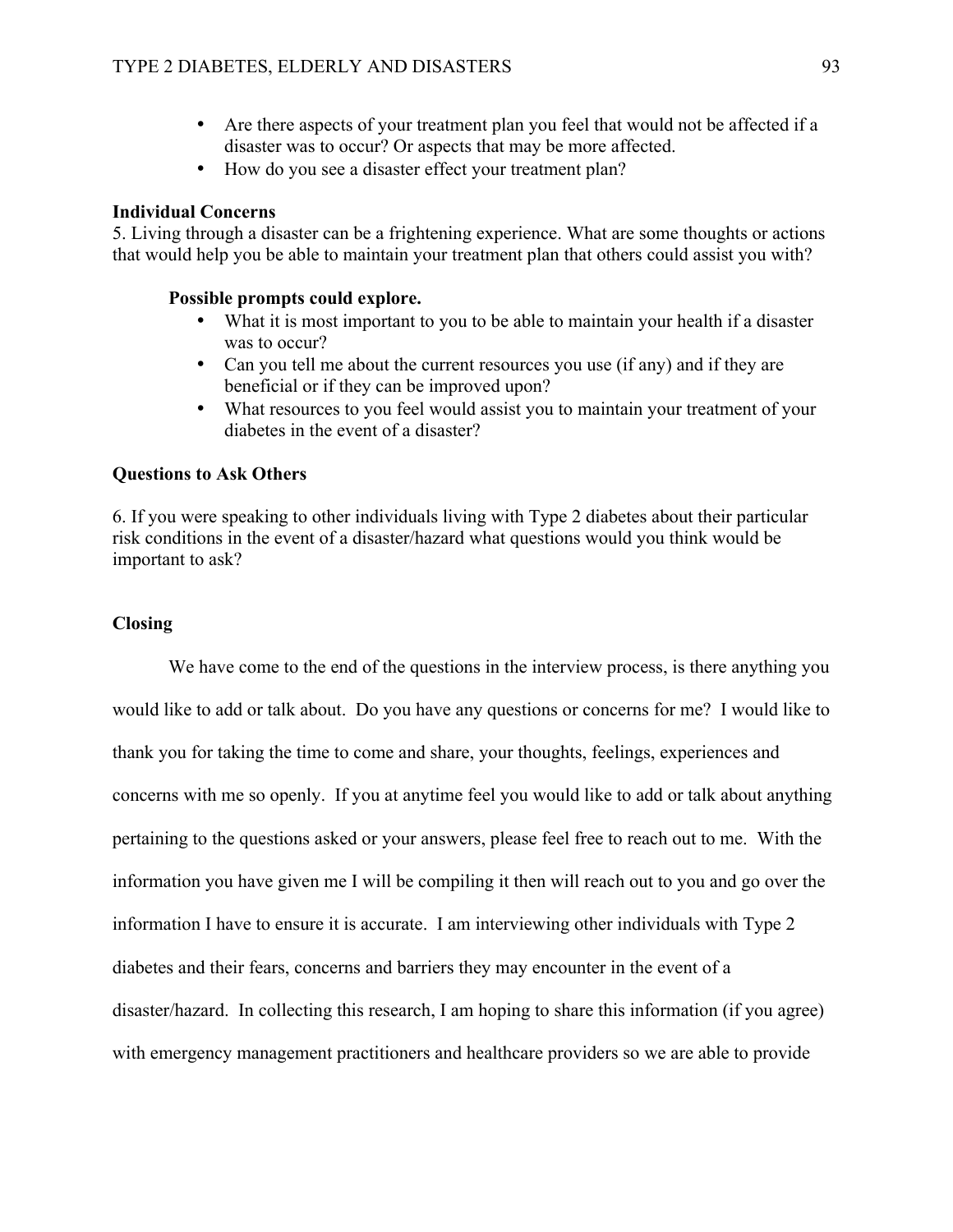- Are there aspects of your treatment plan you feel that would not be affected if a disaster was to occur? Or aspects that may be more affected.
- How do you see a disaster effect your treatment plan?

**Individual Concerns**

5. Living through a disaster can be a frightening experience. What are some thoughts or actions that would help you be able to maintain your treatment plan that others could assist you with?

**Possible prompts could explore.**

- What it is most important to you to be able to maintain your health if a disaster was to occur?
- Can you tell me about the current resources you use (if any) and if they are beneficial or if they can be improved upon?
- What resources to you feel would assist you to maintain your treatment of your diabetes in the event of a disaster?

**Questions to Ask Others**

6. If you were speaking to other individuals living with Type 2 diabetes about their particular risk conditions in the event of a disaster/hazard what questions would you think would be important to ask?

**Closing**

We have come to the end of the questions in the interview process, is there anything you would like to add or talk about. Do you have any questions or concerns for me? I would like to thank you for taking the time to come and share, your thoughts, feelings, experiences and concerns with me so openly. If you at anytime feel you would like to add or talk about anything pertaining to the questions asked or your answers, please feel free to reach out to me. With the information you have given me I will be compiling it then will reach out to you and go over the information I have to ensure it is accurate. I am interviewing other individuals with Type 2 diabetes and their fears, concerns and barriers they may encounter in the event of a disaster/hazard. In collecting this research, I am hoping to share this information (if you agree) with emergency management practitioners and healthcare providers so we are able to provide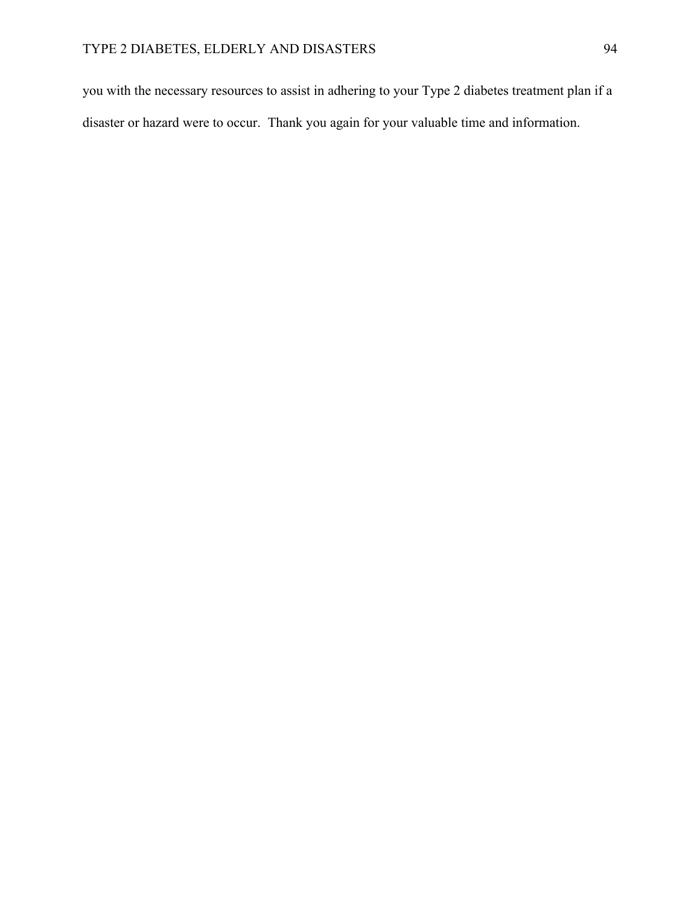you with the necessary resources to assist in adhering to your Type 2 diabetes treatment plan if a disaster or hazard were to occur. Thank you again for your valuable time and information.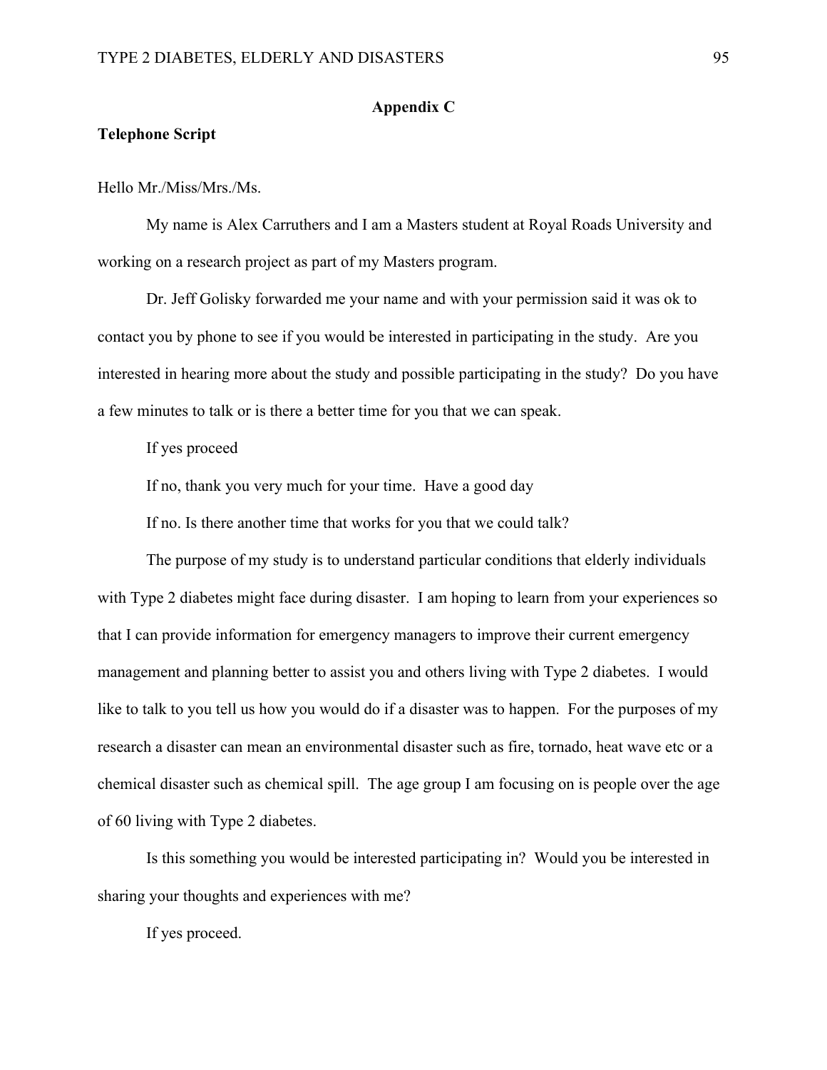## Appendix C

### Telephone Script

Hello Mr./Miss/Mrs./Ms.

My name is Alex Carruthers and I am a Masters student at Royal Roads University and working on a research project as part of my Masters program.

Dr. Jeff Golisky forwarded me your name and with your permission said it was ok to contact you by phone to see if you would be interested in participating in the study. Are you interested in hearing more about the study and possible participating in the study? Do you have a few minutes to talk or is there a better time for you that we can speak.

If yes proceed

If no, thank you very much for your time. Have a good day

If no. Is there another time that works for you that we could talk?

The purpose of my study is to understand particular conditions that elderly individuals with Type 2 diabetes might face during disaster. I am hoping to learn from your experiences so that I can provide information for emergency managers to improve their current emergency management and planning better to assist you and others living with Type 2 diabetes. I would like to talk to you tell us how you would do if a disaster was to happen. For the purposes of my research a disaster can mean an environmental disaster such as fire, tornado, heat wave etc or a chemical disaster such as chemical spill. The age group I am focusing on is people over the age of 60 living with Type 2 diabetes.

Is this something you would be interested participating in? Would you be interested in sharing your thoughts and experiences with me?

If yes proceed.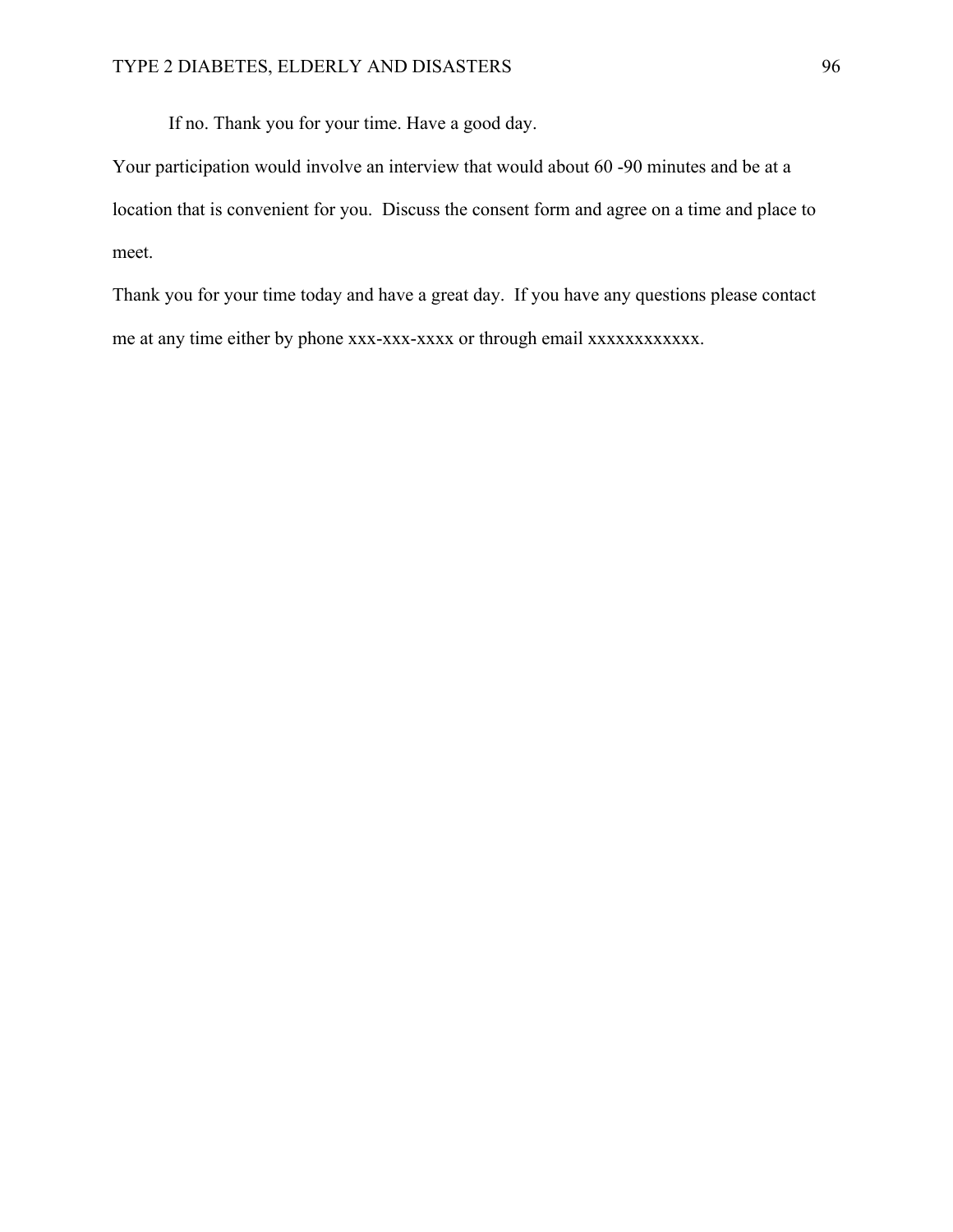If no. Thank you for your time. Have a good day.

Your participation would involve an interview that would about 60 -90 minutes and be at a location that is convenient for you. Discuss the consent form and agree on a time and place to meet.

Thank you for your time today and have a great day. If you have any questions please contact me at any time either by phone xxx-xxx-xxxx or through email xxxxxxxxxxxx.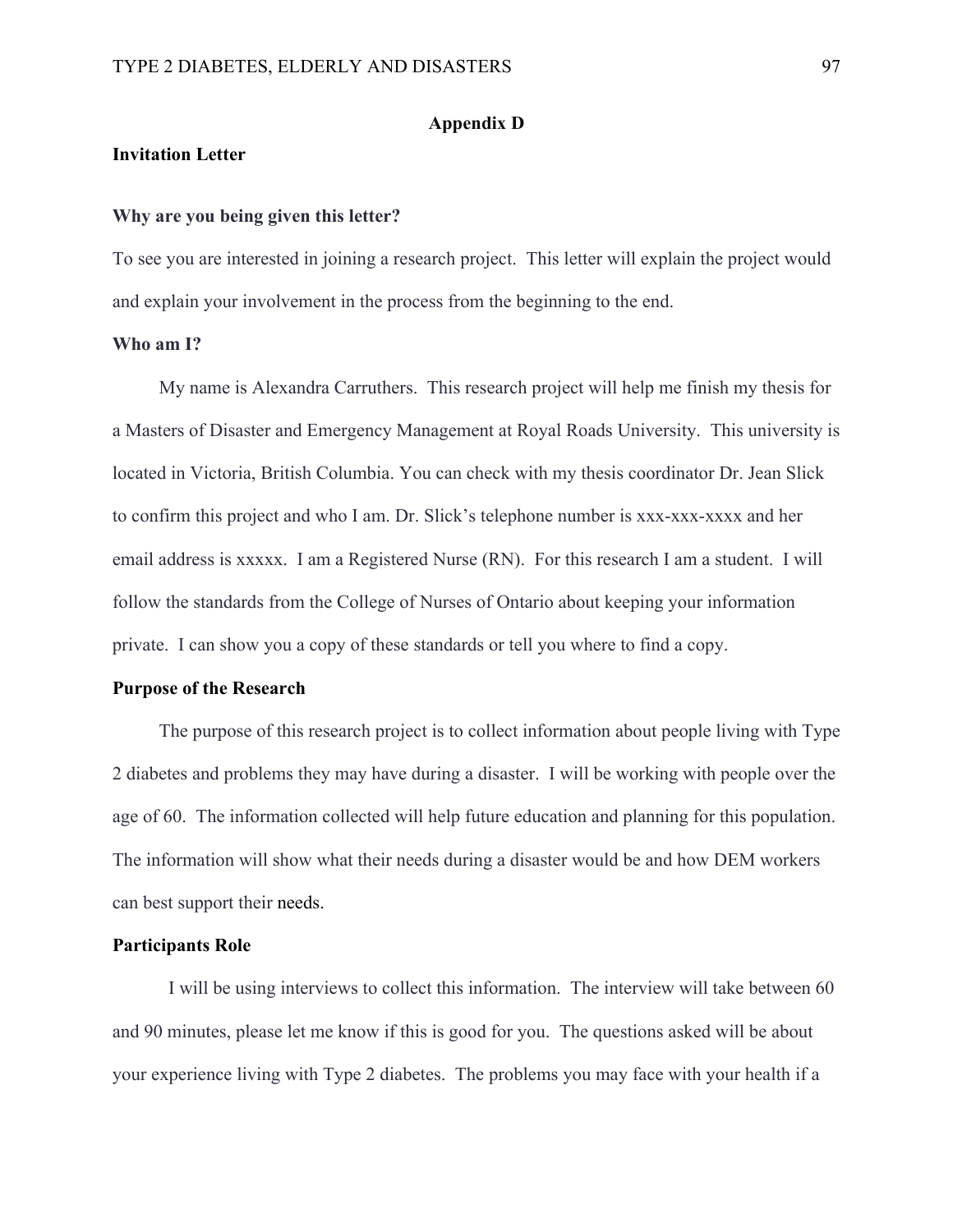## Appendix D

### Invitation Letter

**Why are you being given this letter?**

To see you are interested in joining a research project. This letter will explain the project would and explain your involvement in the process from the beginning to the end.

**Who am I?**

My name is Alexandra Carruthers. This research project will help me finish my thesis for a Masters of Disaster and Emergency Management at Royal Roads University. This university is located in Victoria, British Columbia. You can check with my thesis coordinator Dr. Jean Slick to confirm this project and who I am. Dr. Slick's telephone number is xxx-xxx-xxxx and her email address is xxxxx. I am a Registered Nurse (RN). For this research I am a student. I will follow the standards from the College of Nurses of Ontario about keeping your information private. I can show you a copy of these standards or tell you where to find a copy.

**Purpose of the Research**

The purpose of this research project is to collect information about people living with Type 2 diabetes and problems they may have during a disaster. I will be working with people over the age of 60. The information collected will help future education and planning for this population. The information will show what their needs during a disaster would be and how DEM workers can best support their needs.

**Participants Role**

I will be using interviews to collect this information. The interview will take between 60 and 90 minutes, please let me know if this is good for you. The questions asked will be about your experience living with Type 2 diabetes. The problems you may face with your health if a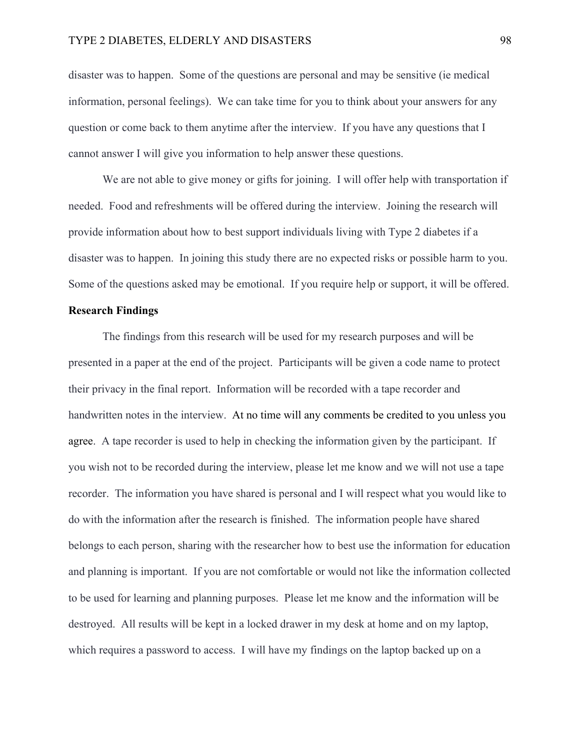disaster was to happen. Some of the questions are personal and may be sensitive (ie medical information, personal feelings). We can take time for you to think about your answers for any question or come back to them anytime after the interview. If you have any questions that I cannot answer I will give you information to help answer these questions.

We are not able to give money or gifts for joining. I will offer help with transportation if needed. Food and refreshments will be offered during the interview. Joining the research will provide information about how to best support individuals living with Type 2 diabetes if a disaster was to happen. In joining this study there are no expected risks or possible harm to you. Some of the questions asked may be emotional. If you require help or support, it will be offered.

**Research Findings**

The findings from this research will be used for my research purposes and will be presented in a paper at the end of the project. Participants will be given a code name to protect their privacy in the final report. Information will be recorded with a tape recorder and handwritten notes in the interview. At no time will any comments be credited to you unless you agree. A tape recorder is used to help in checking the information given by the participant. If you wish not to be recorded during the interview, please let me know and we will not use a tape recorder. The information you have shared is personal and I will respect what you would like to do with the information after the research is finished. The information people have shared belongs to each person, sharing with the researcher how to best use the information for education and planning is important. If you are not comfortable or would not like the information collected to be used for learning and planning purposes. Please let me know and the information will be destroyed. All results will be kept in a locked drawer in my desk at home and on my laptop, which requires a password to access. I will have my findings on the laptop backed up on a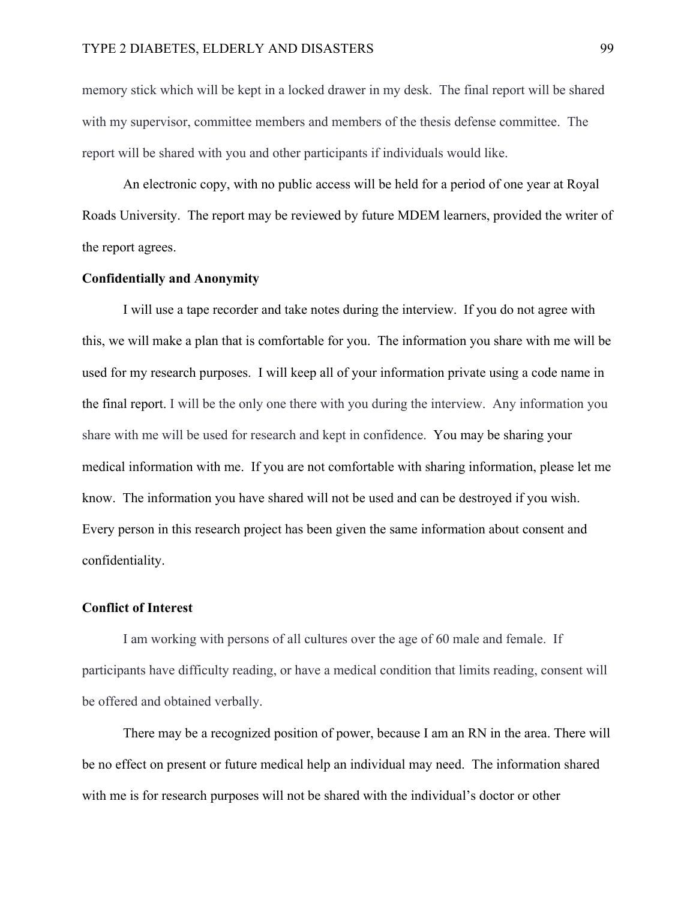memory stick which will be kept in a locked drawer in my desk. The final report will be shared with my supervisor, committee members and members of the thesis defense committee. The report will be shared with you and other participants if individuals would like.

An electronic copy, with no public access will be held for a period of one year at Royal Roads University. The report may be reviewed by future MDEM learners, provided the writer of the report agrees.

**Confidentially and Anonymity**

I will use a tape recorder and take notes during the interview. If you do not agree with this, we will make a plan that is comfortable for you. The information you share with me will be used for my research purposes. I will keep all of your information private using a code name in the final report. I will be the only one there with you during the interview. Any information you share with me will be used for research and kept in confidence. You may be sharing your medical information with me. If you are not comfortable with sharing information, please let me know. The information you have shared will not be used and can be destroyed if you wish. Every person in this research project has been given the same information about consent and confidentiality.

**Conflict of Interest**

I am working with persons of all cultures over the age of 60 male and female. If participants have difficulty reading, or have a medical condition that limits reading, consent will be offered and obtained verbally.

There may be a recognized position of power, because I am an RN in the area. There will be no effect on present or future medical help an individual may need. The information shared with me is for research purposes will not be shared with the individual's doctor or other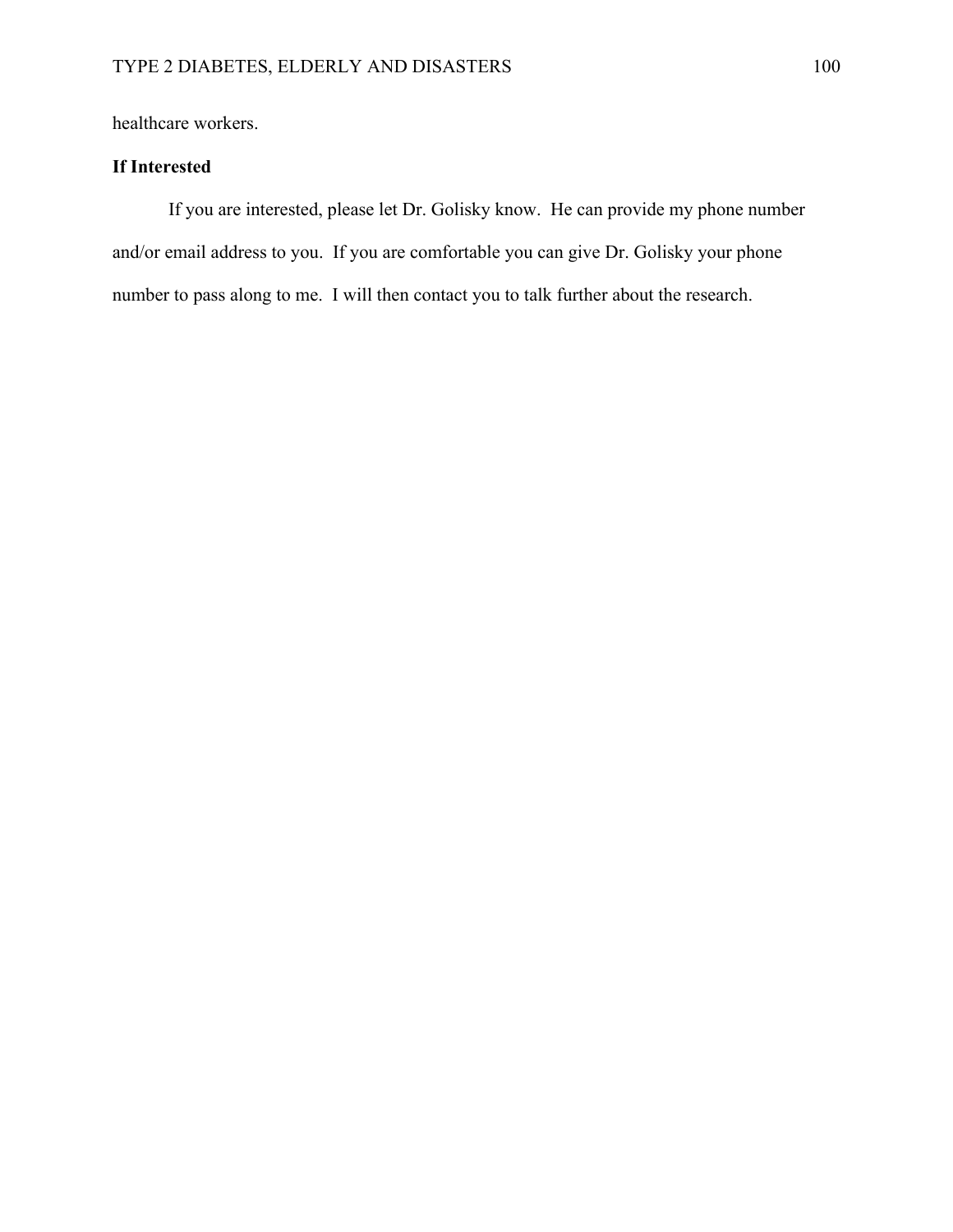healthcare workers.

**If Interested**

If you are interested, please let Dr. Golisky know. He can provide my phone number and/or email address to you. If you are comfortable you can give Dr. Golisky your phone number to pass along to me. I will then contact you to talk further about the research.